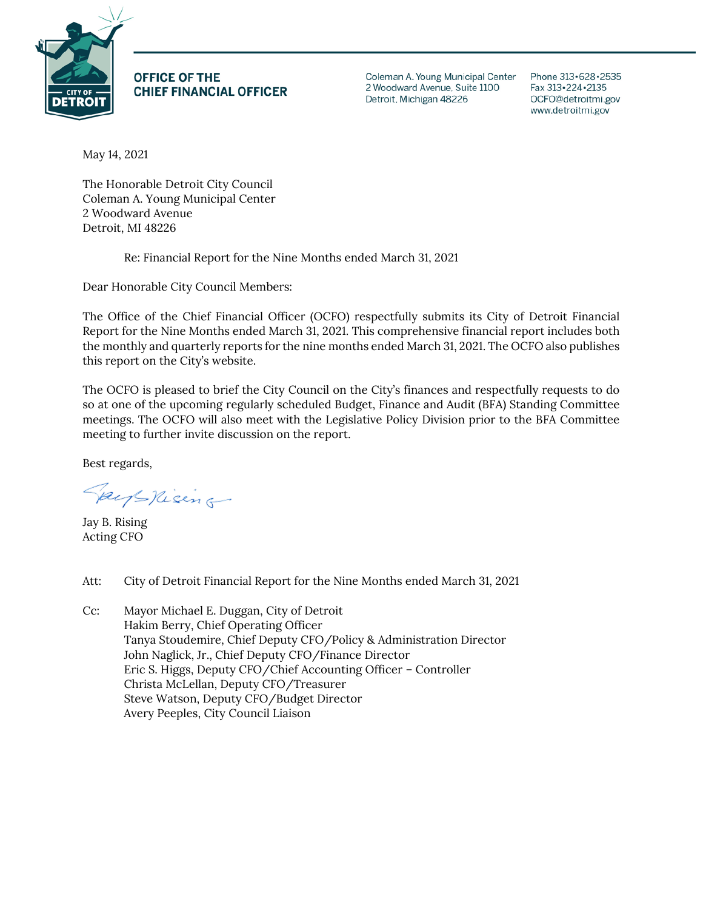**OFFICE OF THE CHIEF FINANCIAL OFFICER**

Coleman A. Young Municipal Center
2 Woodward Avenue, Suite 1100
Detroit, Michigan 48226

Phone 313•628•2535
Fax 313•224•2135
OCFO@detroitmi.gov
www.detroitmi.gov

May 14, 2021

The Honorable Detroit City Council
Coleman A. Young Municipal Center
2 Woodward Avenue
Detroit, MI 48226

Re: Financial Report for the Nine Months ended March 31, 2021

Dear Honorable City Council Members:

The Office of the Chief Financial Officer (OCFO) respectfully submits its City of Detroit Financial Report for the Nine Months ended March 31, 2021. This comprehensive financial report includes both the monthly and quarterly reports for the nine months ended March 31, 2021. The OCFO also publishes this report on the City's website.

The OCFO is pleased to brief the City Council on the City's finances and respectfully requests to do so at one of the upcoming regularly scheduled Budget, Finance and Audit (BFA) Standing Committee meetings. The OCFO will also meet with the Legislative Policy Division prior to the BFA Committee meeting to further invite discussion on the report.

Best regards,

Jay B. Rising
Acting CFO

Att: City of Detroit Financial Report for the Nine Months ended March 31, 2021

Cc: Mayor Michael E. Duggan, City of Detroit
Hakim Berry, Chief Operating Officer
Tanya Stoudemire, Chief Deputy CFO/Policy & Administration Director
John Naglick, Jr., Chief Deputy CFO/Finance Director
Eric S. Higgs, Deputy CFO/Chief Accounting Officer – Controller
Christa McLellan, Deputy CFO/Treasurer
Steve Watson, Deputy CFO/Budget Director
Avery Peeples, City Council Liaison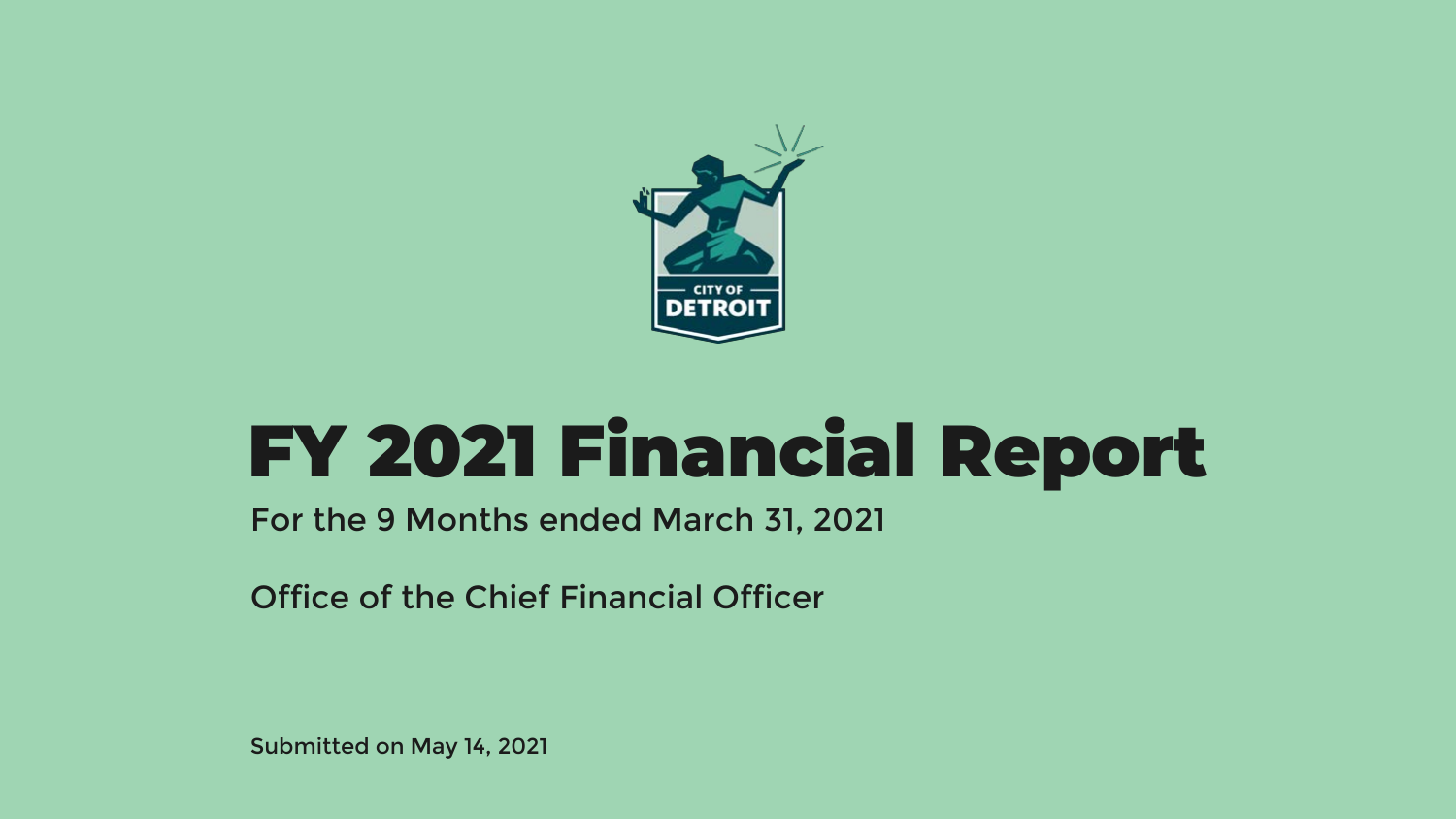# FY 2021 Financial Report

For the 9 Months ended March 31, 2021

Office of the Chief Financial Officer

Submitted on May 14, 2021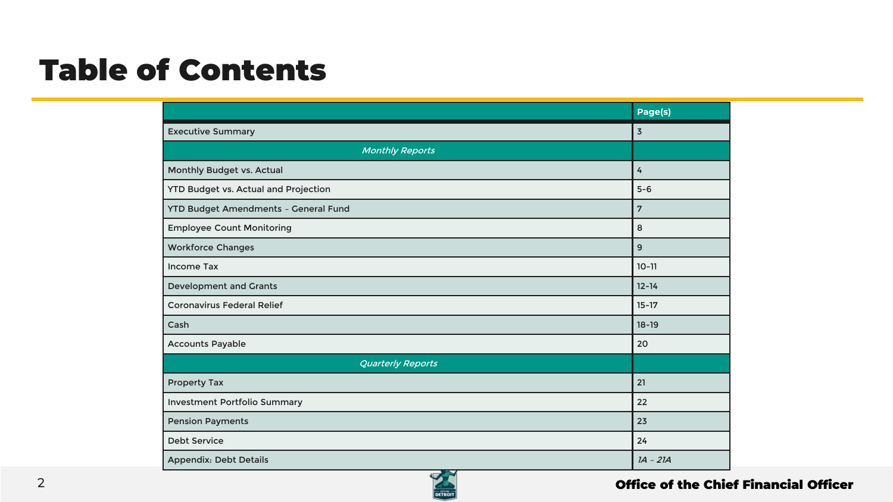# Table of Contents

| | Page(s) |
|---|---|
| Executive Summary | 3 |
| *Monthly Reports* | |
| Monthly Budget vs. Actual | 4 |
| YTD Budget vs. Actual and Projection | 5-6 |
| YTD Budget Amendments – General Fund | 7 |
| Employee Count Monitoring | 8 |
| Workforce Changes | 9 |
| Income Tax | 10-11 |
| Development and Grants | 12-14 |
| Coronavirus Federal Relief | 15-17 |
| Cash | 18-19 |
| Accounts Payable | 20 |
| *Quarterly Reports* | |
| Property Tax | 21 |
| Investment Portfolio Summary | 22 |
| Pension Payments | 23 |
| Debt Service | 24 |
| Appendix: Debt Details | *1A – 21A* |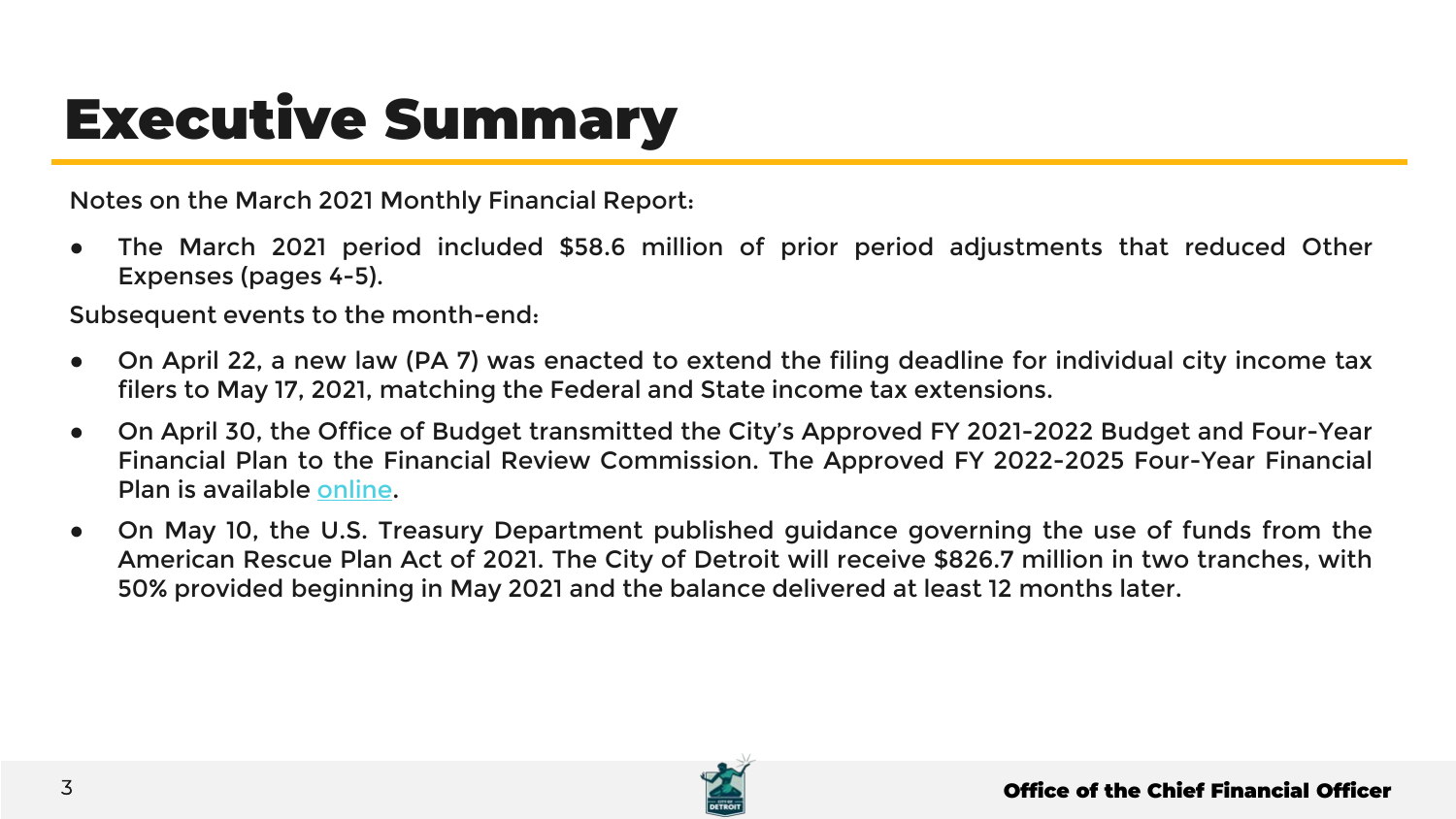# Executive Summary

Notes on the March 2021 Monthly Financial Report:

- The March 2021 period included $58.6 million of prior period adjustments that reduced Other Expenses (pages 4-5).

Subsequent events to the month-end:

- On April 22, a new law (PA 7) was enacted to extend the filing deadline for individual city income tax filers to May 17, 2021, matching the Federal and State income tax extensions.
- On April 30, the Office of Budget transmitted the City's Approved FY 2021-2022 Budget and Four-Year Financial Plan to the Financial Review Commission. The Approved FY 2022-2025 Four-Year Financial Plan is available online.
- On May 10, the U.S. Treasury Department published guidance governing the use of funds from the American Rescue Plan Act of 2021. The City of Detroit will receive $826.7 million in two tranches, with 50% provided beginning in May 2021 and the balance delivered at least 12 months later.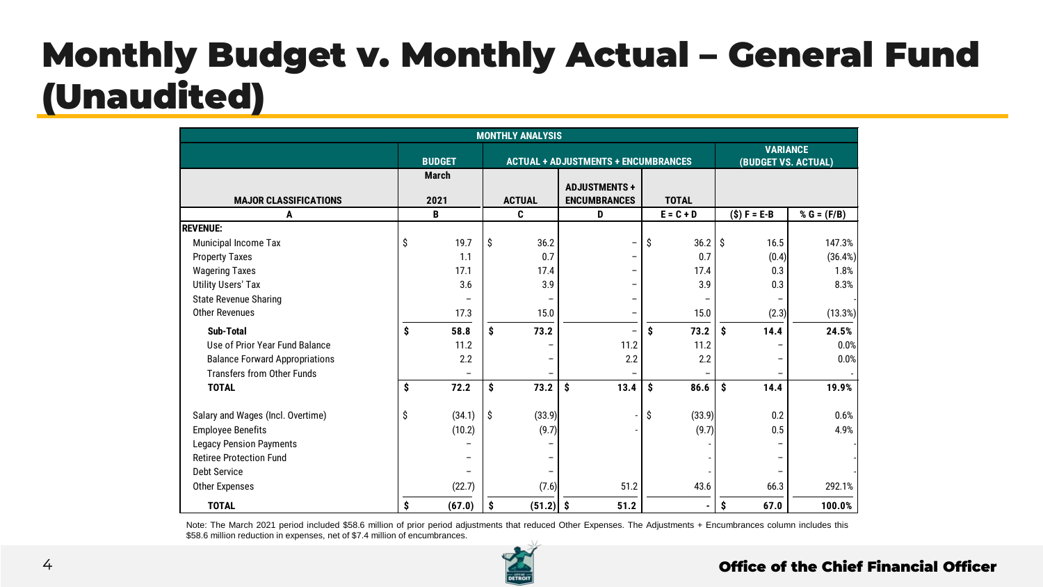# Monthly Budget v. Monthly Actual – General Fund (Unaudited)

| MONTHLY ANALYSIS | | | | | | |
|---|---|---|---|---|---|---|
| | BUDGET | ACTUAL + ADJUSTMENTS + ENCUMBRANCES | | | VARIANCE (BUDGET VS. ACTUAL) | |
| MAJOR CLASSIFICATIONS | March 2021 | ACTUAL | ADJUSTMENTS + ENCUMBRANCES | TOTAL | | |
| A | B | C | D | E = C + D | ($) F = E-B | % G = (F/B) |
| **REVENUE:** | | | | | | |
| Municipal Income Tax | $ 19.7 | $ 36.2 | – | $ 36.2 | $ 16.5 | 147.3% |
| Property Taxes | 1.1 | 0.7 | – | 0.7 | (0.4) | (36.4%) |
| Wagering Taxes | 17.1 | 17.4 | – | 17.4 | 0.3 | 1.8% |
| Utility Users' Tax | 3.6 | 3.9 | – | 3.9 | 0.3 | 8.3% |
| State Revenue Sharing | – | – | – | – | – | - |
| Other Revenues | 17.3 | 15.0 | – | 15.0 | (2.3) | (13.3%) |
| **Sub-Total** | **$ 58.8** | **$ 73.2** | – | **$ 73.2** | **$ 14.4** | **24.5%** |
| Use of Prior Year Fund Balance | 11.2 | – | 11.2 | 11.2 | – | 0.0% |
| Balance Forward Appropriations | 2.2 | – | 2.2 | 2.2 | – | 0.0% |
| Transfers from Other Funds | – | – | – | – | – | - |
| **TOTAL** | **$ 72.2** | **$ 73.2** | **$ 13.4** | **$ 86.6** | **$ 14.4** | **19.9%** |
| Salary and Wages (Incl. Overtime) | $ (34.1) | $ (33.9) | - | $ (33.9) | 0.2 | 0.6% |
| Employee Benefits | (10.2) | (9.7) | - | (9.7) | 0.5 | 4.9% |
| Legacy Pension Payments | – | – | | - | – | - |
| Retiree Protection Fund | – | – | | - | – | - |
| Debt Service | – | – | | - | – | - |
| Other Expenses | (22.7) | (7.6) | 51.2 | 43.6 | 66.3 | 292.1% |
| **TOTAL** | **$ (67.0)** | **$ (51.2)** | **$ 51.2** | **-** | **$ 67.0** | **100.0%** |

Note: The March 2021 period included $58.6 million of prior period adjustments that reduced Other Expenses. The Adjustments + Encumbrances column includes this $58.6 million reduction in expenses, net of $7.4 million of encumbrances.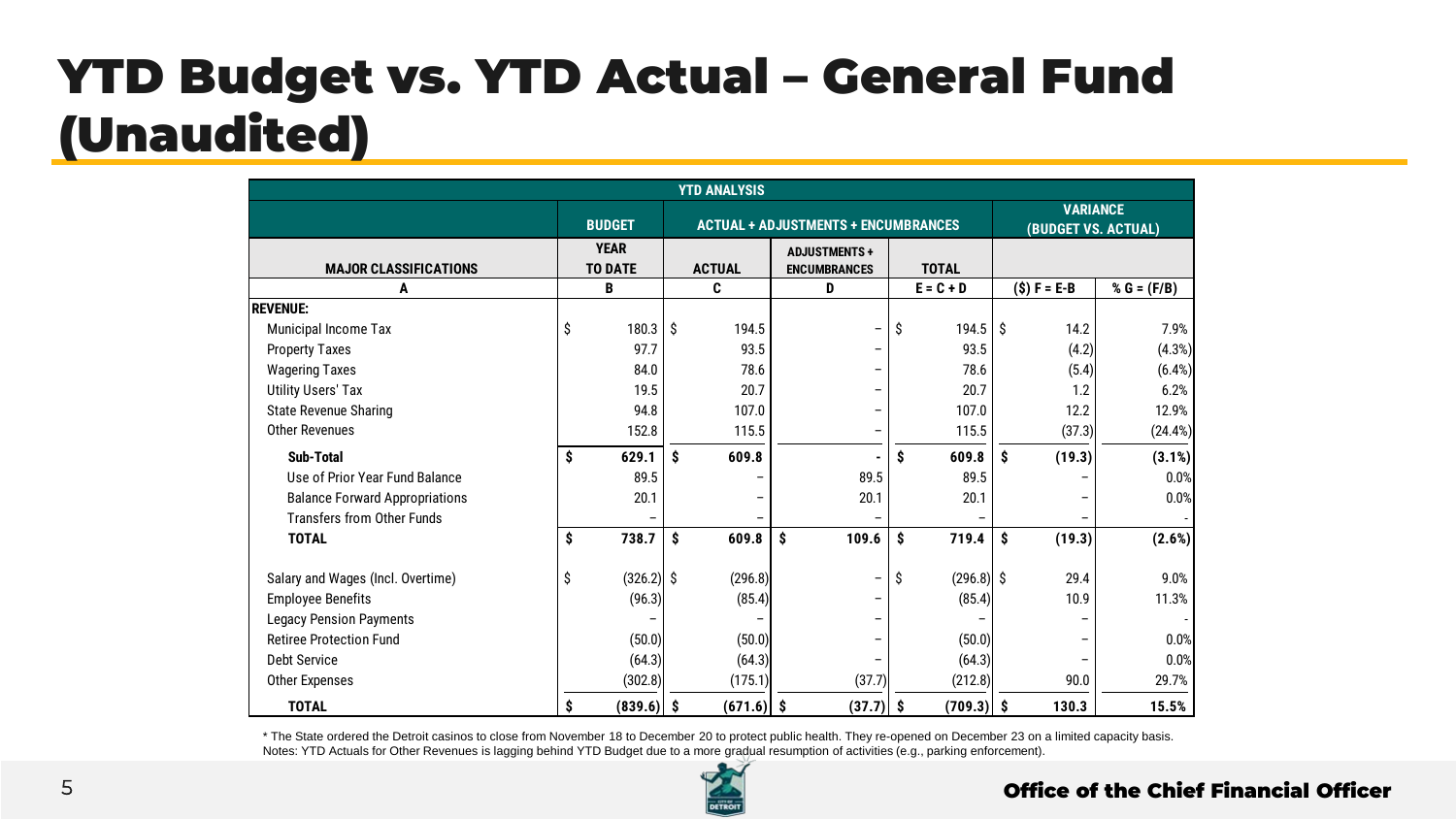# YTD Budget vs. YTD Actual – General Fund (Unaudited)

| YTD ANALYSIS | | | | | | |
|---|---|---|---|---|---|---|
| | BUDGET | ACTUAL + ADJUSTMENTS + ENCUMBRANCES | | | VARIANCE (BUDGET VS. ACTUAL) | |
| MAJOR CLASSIFICATIONS | YEAR TO DATE | ACTUAL | ADJUSTMENTS + ENCUMBRANCES | TOTAL | | |
| A | B | C | D | E = C + D | ($) F = E-B | % G = (F/B) |
| **REVENUE:** | | | | | | |
| Municipal Income Tax | $ 180.3 | $ 194.5 | – | $ 194.5 | $ 14.2 | 7.9% |
| Property Taxes | 97.7 | 93.5 | – | 93.5 | (4.2) | (4.3%) |
| Wagering Taxes | 84.0 | 78.6 | – | 78.6 | (5.4) | (6.4%) |
| Utility Users' Tax | 19.5 | 20.7 | – | 20.7 | 1.2 | 6.2% |
| State Revenue Sharing | 94.8 | 107.0 | – | 107.0 | 12.2 | 12.9% |
| Other Revenues | 152.8 | 115.5 | – | 115.5 | (37.3) | (24.4%) |
| **Sub-Total** | **$ 629.1** | **$ 609.8** | **-** | **$ 609.8** | **$ (19.3)** | **(3.1%)** |
| Use of Prior Year Fund Balance | 89.5 | – | 89.5 | 89.5 | – | 0.0% |
| Balance Forward Appropriations | 20.1 | – | 20.1 | 20.1 | – | 0.0% |
| Transfers from Other Funds | – | – | – | – | – | - |
| **TOTAL** | **$ 738.7** | **$ 609.8** | **$ 109.6** | **$ 719.4** | **$ (19.3)** | **(2.6%)** |
| Salary and Wages (Incl. Overtime) | $ (326.2) | $ (296.8) | – | $ (296.8) | $ 29.4 | 9.0% |
| Employee Benefits | (96.3) | (85.4) | – | (85.4) | 10.9 | 11.3% |
| Legacy Pension Payments | – | – | – | – | – | - |
| Retiree Protection Fund | (50.0) | (50.0) | – | (50.0) | – | 0.0% |
| Debt Service | (64.3) | (64.3) | – | (64.3) | – | 0.0% |
| Other Expenses | (302.8) | (175.1) | (37.7) | (212.8) | 90.0 | 29.7% |
| **TOTAL** | **$ (839.6)** | **$ (671.6)** | **$ (37.7)** | **$ (709.3)** | **$ 130.3** | **15.5%** |

* The State ordered the Detroit casinos to close from November 18 to December 20 to protect public health. They re-opened on December 23 on a limited capacity basis.

Notes: YTD Actuals for Other Revenues is lagging behind YTD Budget due to a more gradual resumption of activities (e.g., parking enforcement).

**Office of the Chief Financial Officer**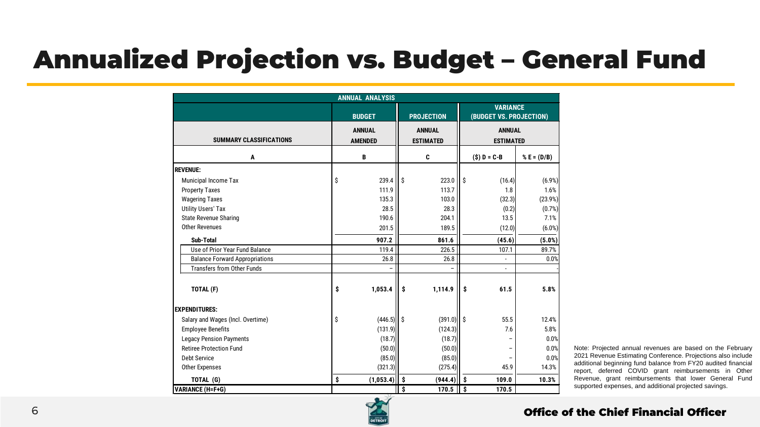# Annualized Projection vs. Budget – General Fund

| ANNUAL ANALYSIS | | | | |
|---|---|---|---|---|
| | BUDGET | PROJECTION | VARIANCE (BUDGET VS. PROJECTION) | |
| SUMMARY CLASSIFICATIONS | ANNUAL AMENDED | ANNUAL ESTIMATED | ANNUAL ESTIMATED | |
| A | B | C | ($) D = C-B | % E = (D/B) |
| **REVENUE:** | | | | |
| Municipal Income Tax | $ 239.4 | $ 223.0 | $ (16.4) | (6.9%) |
| Property Taxes | 111.9 | 113.7 | 1.8 | 1.6% |
| Wagering Taxes | 135.3 | 103.0 | (32.3) | (23.9%) |
| Utility Users' Tax | 28.5 | 28.3 | (0.2) | (0.7%) |
| State Revenue Sharing | 190.6 | 204.1 | 13.5 | 7.1% |
| Other Revenues | 201.5 | 189.5 | (12.0) | (6.0%) |
| **Sub-Total** | **907.2** | **861.6** | **(45.6)** | **(5.0%)** |
| Use of Prior Year Fund Balance | 119.4 | 226.5 | 107.1 | 89.7% |
| Balance Forward Appropriations | 26.8 | 26.8 | - | 0.0% |
| Transfers from Other Funds | – | – | - | - |
| **TOTAL (F)** | **$ 1,053.4** | **$ 1,114.9** | **$ 61.5** | **5.8%** |
| **EXPENDITURES:** | | | | |
| Salary and Wages (Incl. Overtime) | $ (446.5) | $ (391.0) | $ 55.5 | 12.4% |
| Employee Benefits | (131.9) | (124.3) | 7.6 | 5.8% |
| Legacy Pension Payments | (18.7) | (18.7) | – | 0.0% |
| Retiree Protection Fund | (50.0) | (50.0) | – | 0.0% |
| Debt Service | (85.0) | (85.0) | – | 0.0% |
| Other Expenses | (321.3) | (275.4) | 45.9 | 14.3% |
| **TOTAL (G)** | **$ (1,053.4)** | **$ (944.4)** | **$ 109.0** | **10.3%** |
| **VARIANCE (H=F+G)** | | **$ 170.5** | **$ 170.5** | |

Note: Projected annual revenues are based on the February 2021 Revenue Estimating Conference. Projections also include additional beginning fund balance from FY20 audited financial report, deferred COVID grant reimbursements in Other Revenue, grant reimbursements that lower General Fund supported expenses, and additional projected savings.

Office of the Chief Financial Officer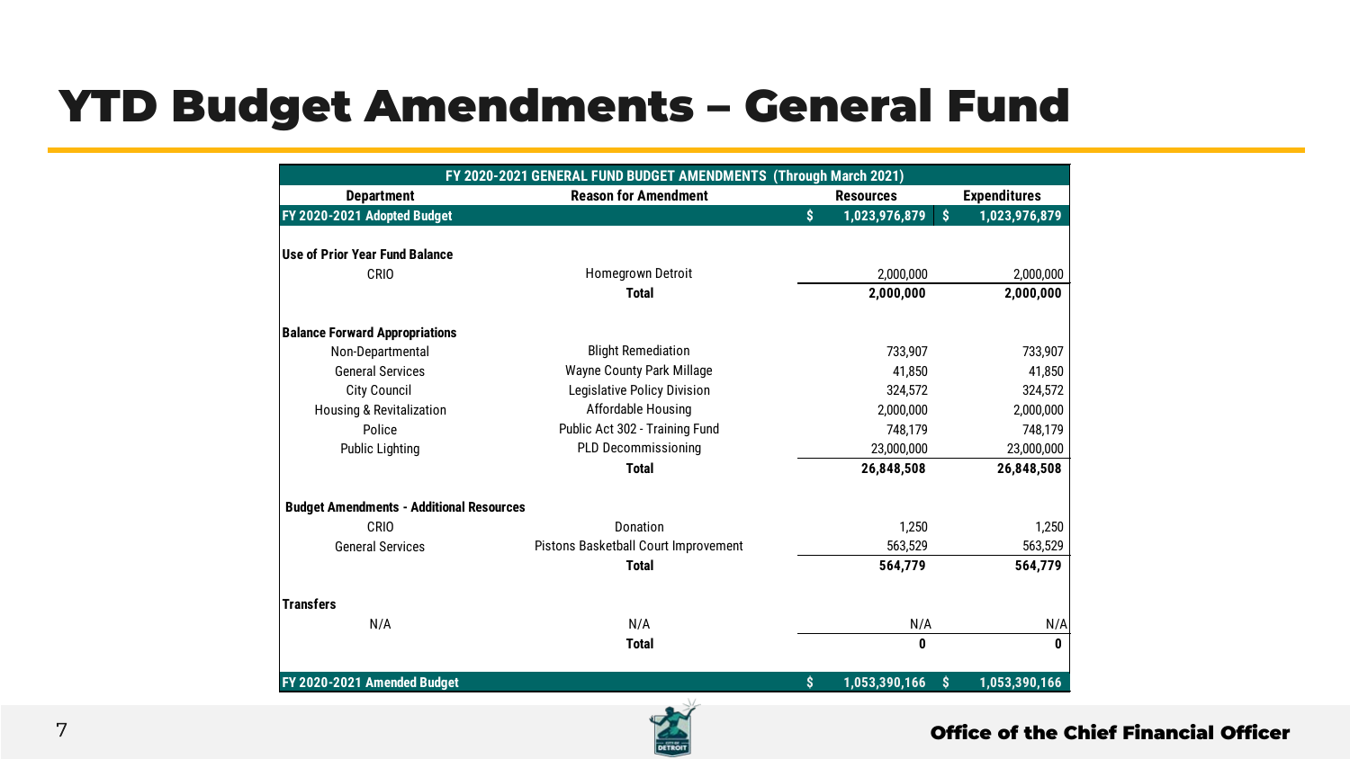# YTD Budget Amendments – General Fund

| FY 2020-2021 GENERAL FUND BUDGET AMENDMENTS (Through March 2021) | | | |
|---|---|---|---|
| **Department** | **Reason for Amendment** | **Resources** | **Expenditures** |
| **FY 2020-2021 Adopted Budget** | | **$ 1,023,976,879** | **$ 1,023,976,879** |
| | | | |
| **Use of Prior Year Fund Balance** | | | |
| CRIO | Homegrown Detroit | 2,000,000 | 2,000,000 |
| | **Total** | **2,000,000** | **2,000,000** |
| | | | |
| **Balance Forward Appropriations** | | | |
| Non-Departmental | Blight Remediation | 733,907 | 733,907 |
| General Services | Wayne County Park Millage | 41,850 | 41,850 |
| City Council | Legislative Policy Division | 324,572 | 324,572 |
| Housing & Revitalization | Affordable Housing | 2,000,000 | 2,000,000 |
| Police | Public Act 302 - Training Fund | 748,179 | 748,179 |
| Public Lighting | PLD Decommissioning | 23,000,000 | 23,000,000 |
| | **Total** | **26,848,508** | **26,848,508** |
| | | | |
| **Budget Amendments - Additional Resources** | | | |
| CRIO | Donation | 1,250 | 1,250 |
| General Services | Pistons Basketball Court Improvement | 563,529 | 563,529 |
| | **Total** | **564,779** | **564,779** |
| | | | |
| **Transfers** | | | |
| N/A | N/A | N/A | N/A |
| | **Total** | **0** | **0** |
| | | | |
| **FY 2020-2021 Amended Budget** | | **$ 1,053,390,166** | **$ 1,053,390,166** |

Office of the Chief Financial Officer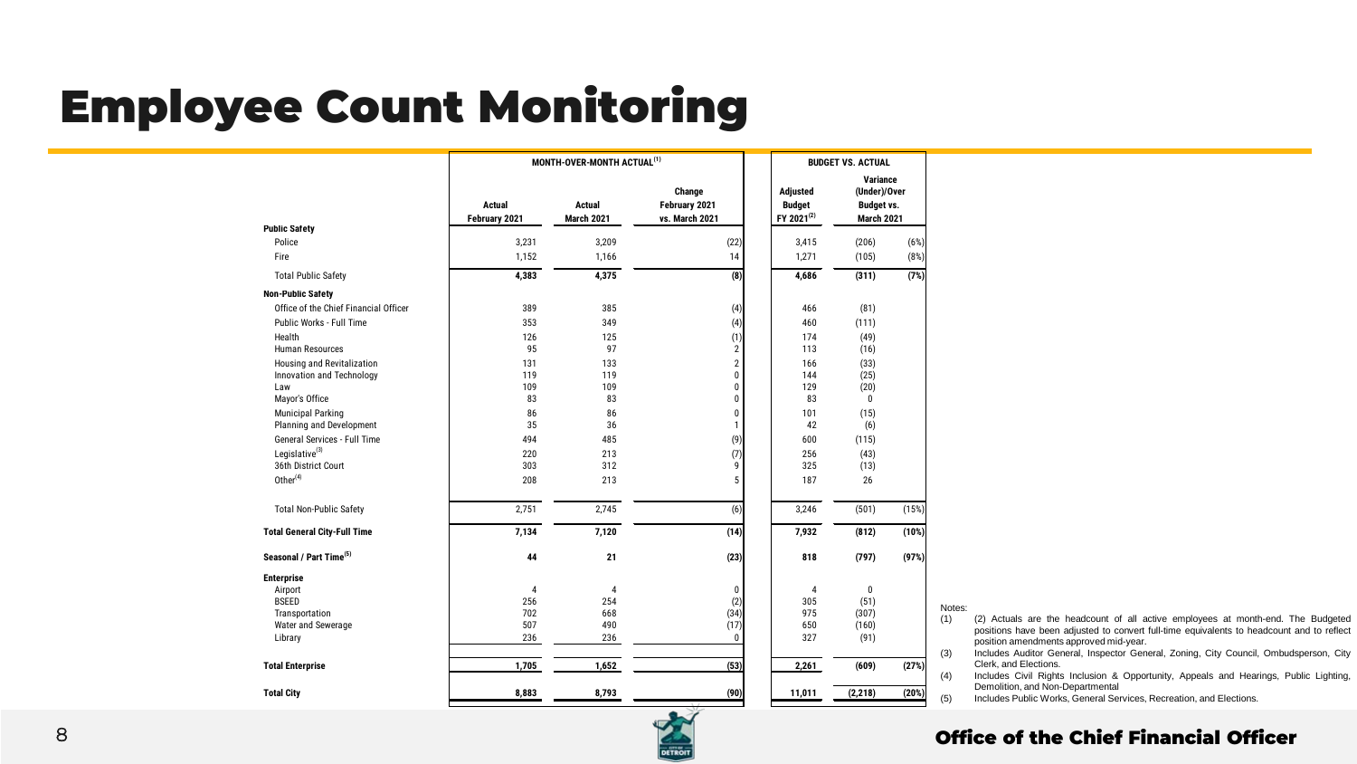# Employee Count Monitoring

| | MONTH-OVER-MONTH ACTUAL[1] | | | BUDGET VS. ACTUAL | | |
|---|---|---|---|---|---|---|
| | Actual February 2021 | Actual March 2021 | Change February 2021 vs. March 2021 | Adjusted Budget FY 2021[2] | Variance (Under)/Over Budget vs. March 2021 | |
| **Public Safety** | | | | | | |
| Police | 3,231 | 3,209 | (22) | 3,415 | (206) | (6%) |
| Fire | 1,152 | 1,166 | 14 | 1,271 | (105) | (8%) |
| Total Public Safety | **4,383** | **4,375** | **(8)** | **4,686** | **(311)** | **(7%)** |
| **Non-Public Safety** | | | | | | |
| Office of the Chief Financial Officer | 389 | 385 | (4) | 466 | (81) | |
| Public Works - Full Time | 353 | 349 | (4) | 460 | (111) | |
| Health | 126 | 125 | (1) | 174 | (49) | |
| Human Resources | 95 | 97 | 2 | 113 | (16) | |
| Housing and Revitalization | 131 | 133 | 2 | 166 | (33) | |
| Innovation and Technology | 119 | 119 | 0 | 144 | (25) | |
| Law | 109 | 109 | 0 | 129 | (20) | |
| Mayor's Office | 83 | 83 | 0 | 83 | 0 | |
| Municipal Parking | 86 | 86 | 0 | 101 | (15) | |
| Planning and Development | 35 | 36 | 1 | 42 | (6) | |
| General Services - Full Time | 494 | 485 | (9) | 600 | (115) | |
| Legislative[3] | 220 | 213 | (7) | 256 | (43) | |
| 36th District Court | 303 | 312 | 9 | 325 | (13) | |
| Other[4] | 208 | 213 | 5 | 187 | 26 | |
| Total Non-Public Safety | 2,751 | 2,745 | (6) | 3,246 | (501) | (15%) |
| **Total General City-Full Time** | **7,134** | **7,120** | **(14)** | **7,932** | **(812)** | **(10%)** |
| **Seasonal / Part Time[5]** | **44** | **21** | **(23)** | **818** | **(797)** | **(97%)** |
| **Enterprise** | | | | | | |
| Airport | 4 | 4 | 0 | 4 | 0 | |
| BSEED | 256 | 254 | (2) | 305 | (51) | |
| Transportation | 702 | 668 | (34) | 975 | (307) | |
| Water and Sewerage | 507 | 490 | (17) | 650 | (160) | |
| Library | 236 | 236 | 0 | 327 | (91) | |
| **Total Enterprise** | **1,705** | **1,652** | **(53)** | **2,261** | **(609)** | **(27%)** |
| **Total City** | **8,883** | **8,793** | **(90)** | **11,011** | **(2,218)** | **(20%)** |

Notes:

(1) (2) Actuals are the headcount of all active employees at month-end. The Budgeted positions have been adjusted to convert full-time equivalents to headcount and to reflect position amendments approved mid-year.

(3) Includes Auditor General, Inspector General, Zoning, City Council, Ombudsperson, City Clerk, and Elections.

(4) Includes Civil Rights Inclusion & Opportunity, Appeals and Hearings, Public Lighting, Demolition, and Non-Departmental

(5) Includes Public Works, General Services, Recreation, and Elections.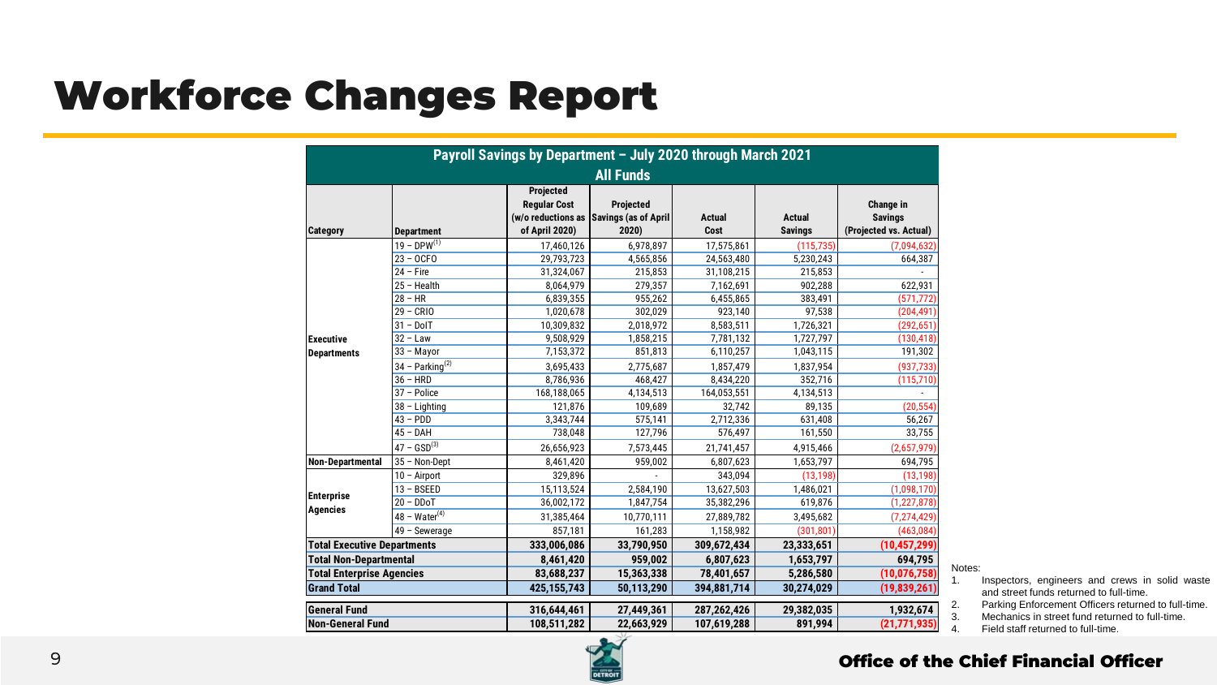# Workforce Changes Report

| Payroll Savings by Department – July 2020 through March 2021 | | | | | | |
|---|---|---|---|---|---|---|
| **All Funds** | | | | | | |
| Category | Department | Projected Regular Cost (w/o reductions as of April 2020) | Projected Savings (as of April 2020) | Actual Cost | Actual Savings | Change in Savings (Projected vs. Actual) |
| Executive Departments | 19 – DPW[1] | 17,460,126 | 6,978,897 | 17,575,861 | (115,735) | (7,094,632) |
| | 23 – OCFO | 29,793,723 | 4,565,856 | 24,563,480 | 5,230,243 | 664,387 |
| | 24 – Fire | 31,324,067 | 215,853 | 31,108,215 | 215,853 | - |
| | 25 – Health | 8,064,979 | 279,357 | 7,162,691 | 902,288 | 622,931 |
| | 28 – HR | 6,839,355 | 955,262 | 6,455,865 | 383,491 | (571,772) |
| | 29 – CRIO | 1,020,678 | 302,029 | 923,140 | 97,538 | (204,491) |
| | 31 – DoIT | 10,309,832 | 2,018,972 | 8,583,511 | 1,726,321 | (292,651) |
| | 32 – Law | 9,508,929 | 1,858,215 | 7,781,132 | 1,727,797 | (130,418) |
| | 33 – Mayor | 7,153,372 | 851,813 | 6,110,257 | 1,043,115 | 191,302 |
| | 34 – Parking[2] | 3,695,433 | 2,775,687 | 1,857,479 | 1,837,954 | (937,733) |
| | 36 – HRD | 8,786,936 | 468,427 | 8,434,220 | 352,716 | (115,710) |
| | 37 – Police | 168,188,065 | 4,134,513 | 164,053,551 | 4,134,513 | - |
| | 38 – Lighting | 121,876 | 109,689 | 32,742 | 89,135 | (20,554) |
| | 43 – PDD | 3,343,744 | 575,141 | 2,712,336 | 631,408 | 56,267 |
| | 45 – DAH | 738,048 | 127,796 | 576,497 | 161,550 | 33,755 |
| | 47 – GSD[3] | 26,656,923 | 7,573,445 | 21,741,457 | 4,915,466 | (2,657,979) |
| Non-Departmental | 35 – Non-Dept | 8,461,420 | 959,002 | 6,807,623 | 1,653,797 | 694,795 |
| Enterprise Agencies | 10 – Airport | 329,896 | - | 343,094 | (13,198) | (13,198) |
| | 13 – BSEED | 15,113,524 | 2,584,190 | 13,627,503 | 1,486,021 | (1,098,170) |
| | 20 – DDoT | 36,002,172 | 1,847,754 | 35,382,296 | 619,876 | (1,227,878) |
| | 48 – Water[4] | 31,385,464 | 10,770,111 | 27,889,782 | 3,495,682 | (7,274,429) |
| | 49 – Sewerage | 857,181 | 161,283 | 1,158,982 | (301,801) | (463,084) |
| **Total Executive Departments** | | **333,006,086** | **33,790,950** | **309,672,434** | **23,333,651** | **(10,457,299)** |
| **Total Non-Departmental** | | **8,461,420** | **959,002** | **6,807,623** | **1,653,797** | **694,795** |
| **Total Enterprise Agencies** | | **83,688,237** | **15,363,338** | **78,401,657** | **5,286,580** | **(10,076,758)** |
| **Grand Total** | | **425,155,743** | **50,113,290** | **394,881,714** | **30,274,029** | **(19,839,261)** |
| **General Fund** | | **316,644,461** | **27,449,361** | **287,262,426** | **29,382,035** | **1,932,674** |
| **Non-General Fund** | | **108,511,282** | **22,663,929** | **107,619,288** | **891,994** | **(21,771,935)** |

Notes:

1. Inspectors, engineers and crews in solid waste and street funds returned to full-time.
2. Parking Enforcement Officers returned to full-time.
3. Mechanics in street fund returned to full-time.
4. Field staff returned to full-time.

Office of the Chief Financial Officer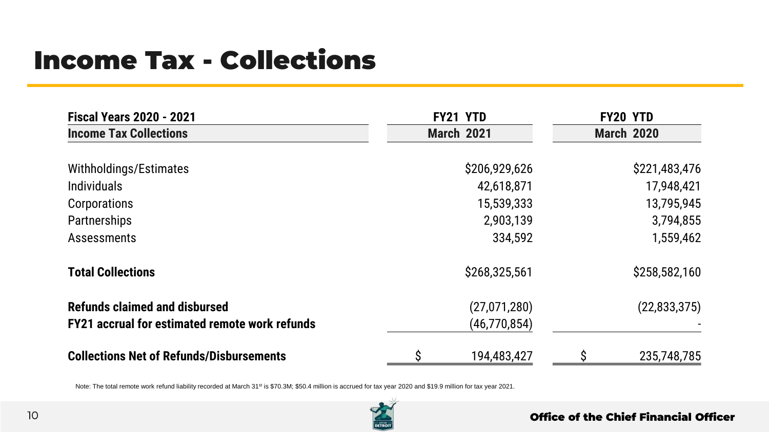# Income Tax - Collections

| Fiscal Years 2020 - 2021<br>Income Tax Collections | FY21 YTD<br>March 2021 | FY20 YTD<br>March 2020 |
|---|---|---|
| Withholdings/Estimates | $206,929,626 | $221,483,476 |
| Individuals | 42,618,871 | 17,948,421 |
| Corporations | 15,539,333 | 13,795,945 |
| Partnerships | 2,903,139 | 3,794,855 |
| Assessments | 334,592 | 1,559,462 |
| **Total Collections** | $268,325,561 | $258,582,160 |
| **Refunds claimed and disbursed** | (27,071,280) | (22,833,375) |
| **FY21 accrual for estimated remote work refunds** | (46,770,854) | - |
| **Collections Net of Refunds/Disbursements** | $ 194,483,427 | $ 235,748,785 |

Note: The total remote work refund liability recorded at March 31st is $70.3M; $50.4 million is accrued for tax year 2020 and $19.9 million for tax year 2021.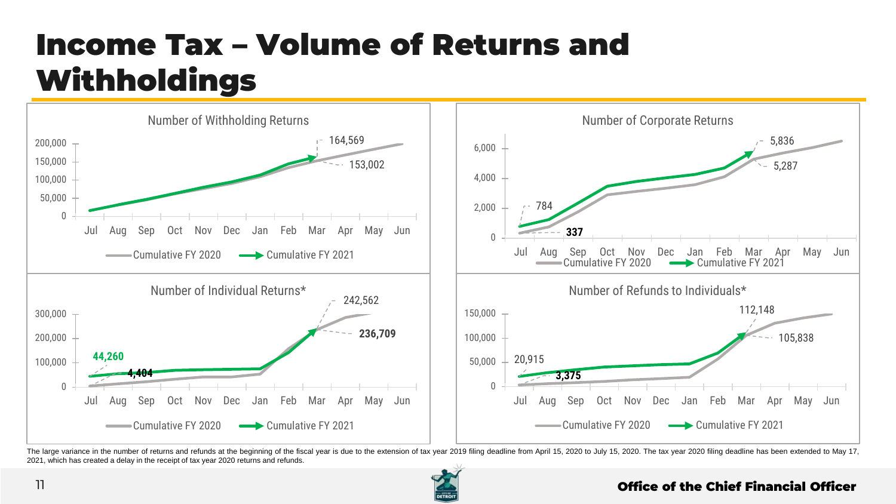# Income Tax – Volume of Returns and Withholdings

### Number of Withholding Returns

Labels: 164,569 ; 153,002

Y-axis: 0 ; 50,000 ; 100,000 ; 150,000 ; 200,000

X-axis: Jul ; Aug ; Sep ; Oct ; Nov ; Dec ; Jan ; Feb ; Mar ; Apr ; May ; Jun

Legend: Cumulative FY 2020 ; Cumulative FY 2021

### Number of Corporate Returns

Labels: 5,836 ; 5,287 ; 784 ; **337**

Y-axis: 0 ; 2,000 ; 4,000 ; 6,000

X-axis: Jul ; Aug ; Sep ; Oct ; Nov ; Dec ; Jan ; Feb ; Mar ; Apr ; May ; Jun

Legend: Cumulative FY 2020 ; Cumulative FY 2021

### Number of Individual Returns*

Labels: 242,562 ; **236,709** ; **44,260** ; **4,404**

Y-axis: 0 ; 100,000 ; 200,000 ; 300,000

X-axis: Jul ; Aug ; Sep ; Oct ; Nov ; Dec ; Jan ; Feb ; Mar ; Apr ; May ; Jun

Legend: Cumulative FY 2020 ; Cumulative FY 2021

### Number of Refunds to Individuals*

Labels: 112,148 ; 105,838 ; 20,915 ; **3,375**

Y-axis: 0 ; 50,000 ; 100,000 ; 150,000

X-axis: Jul ; Aug ; Sep ; Oct ; Nov ; Dec ; Jan ; Feb ; Mar ; Apr ; May ; Jun

Legend: Cumulative FY 2020 ; Cumulative FY 2021

The large variance in the number of returns and refunds at the beginning of the fiscal year is due to the extension of tax year 2019 filing deadline from April 15, 2020 to July 15, 2020. The tax year 2020 filing deadline has been extended to May 17, 2021, which has created a delay in the receipt of tax year 2020 returns and refunds.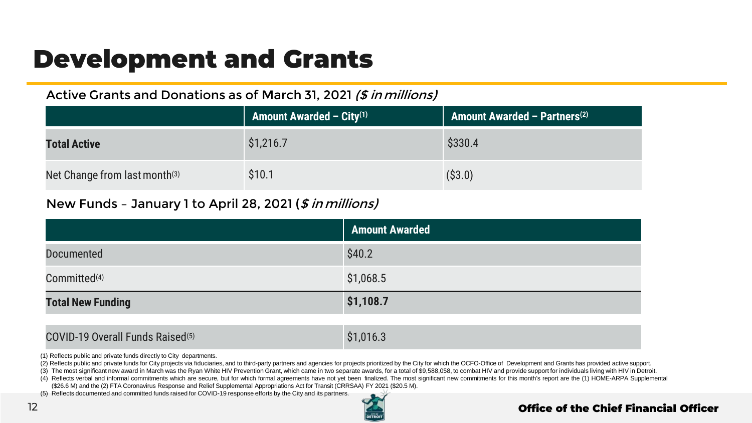# Development and Grants

Active Grants and Donations as of March 31, 2021 *($ in millions)*

| | Amount Awarded – City[1] | Amount Awarded – Partners[2] |
|---|---|---|
| **Total Active** | $1,216.7 | $330.4 |
| Net Change from last month[3] | $10.1 | ($3.0) |

New Funds – January 1 to April 28, 2021 (*$ in millions)*

| | Amount Awarded |
|---|---|
| Documented | $40.2 |
| Committed[4] | $1,068.5 |
| **Total New Funding** | **$1,108.7** |
| COVID-19 Overall Funds Raised[5] | $1,016.3 |

(1) Reflects public and private funds directly to City departments.

(2) Reflects public and private funds for City projects via fiduciaries, and to third-party partners and agencies for projects prioritized by the City for which the OCFO-Office of Development and Grants has provided active support.

(3) The most significant new award in March was the Ryan White HIV Prevention Grant, which came in two separate awards, for a total of $9,588,058, to combat HIV and provide support for individuals living with HIV in Detroit.

(4) Reflects verbal and informal commitments which are secure, but for which formal agreements have not yet been finalized. The most significant new commitments for this month's report are the (1) HOME-ARPA Supplemental ($26.6 M) and the (2) FTA Coronavirus Response and Relief Supplemental Appropriations Act for Transit (CRRSAA) FY 2021 ($20.5 M).

(5) Reflects documented and committed funds raised for COVID-19 response efforts by the City and its partners.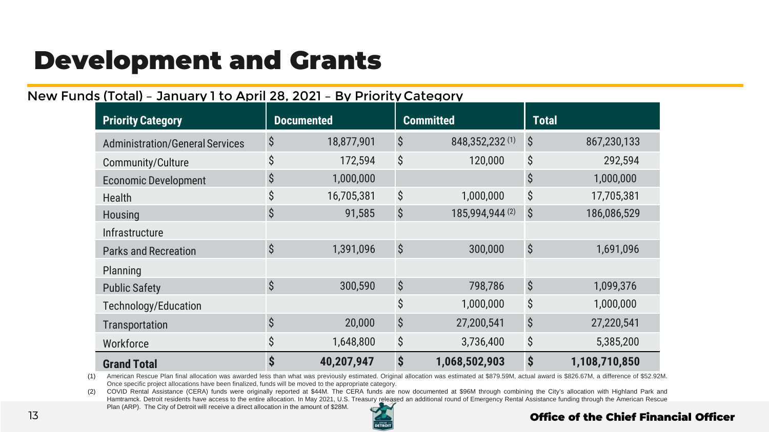# Development and Grants

## New Funds (Total) – January 1 to April 28, 2021 – By Priority Category

| Priority Category | Documented | Committed | Total |
|---|---|---|---|
| Administration/General Services | $ 18,877,901 | $ 848,352,232 (1) | $ 867,230,133 |
| Community/Culture | $ 172,594 | $ 120,000 | $ 292,594 |
| Economic Development | $ 1,000,000 | | $ 1,000,000 |
| Health | $ 16,705,381 | $ 1,000,000 | $ 17,705,381 |
| Housing | $ 91,585 | $ 185,994,944 (2) | $ 186,086,529 |
| Infrastructure | | | |
| Parks and Recreation | $ 1,391,096 | $ 300,000 | $ 1,691,096 |
| Planning | | | |
| Public Safety | $ 300,590 | $ 798,786 | $ 1,099,376 |
| Technology/Education | | $ 1,000,000 | $ 1,000,000 |
| Transportation | $ 20,000 | $ 27,200,541 | $ 27,220,541 |
| Workforce | $ 1,648,800 | $ 3,736,400 | $ 5,385,200 |
| **Grand Total** | **$ 40,207,947** | **$ 1,068,502,903** | **$ 1,108,710,850** |

(1) American Rescue Plan final allocation was awarded less than what was previously estimated. Original allocation was estimated at $879.59M, actual award is $826.67M, a difference of $52.92M. Once specific project allocations have been finalized, funds will be moved to the appropriate category.

(2) COVID Rental Assistance (CERA) funds were originally reported at $44M. The CERA funds are now documented at $96M through combining the City's allocation with Highland Park and Hamtramck. Detroit residents have access to the entire allocation. In May 2021, U.S. Treasury released an additional round of Emergency Rental Assistance funding through the American Rescue Plan (ARP). The City of Detroit will receive a direct allocation in the amount of $28M.

**Office of the Chief Financial Officer**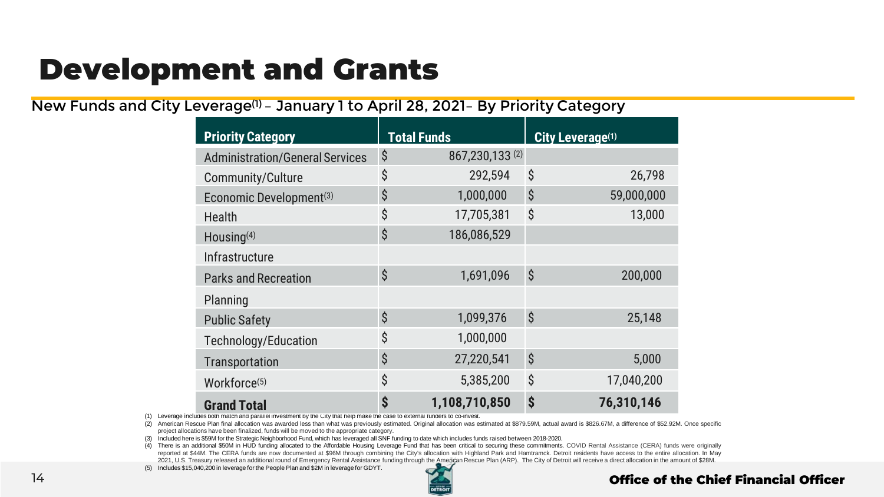# Development and Grants

New Funds and City Leverage[1] – January 1 to April 28, 2021– By Priority Category

| Priority Category | Total Funds | City Leverage[1] |
|---|---|---|
| Administration/General Services | $ 867,230,133 [2] | |
| Community/Culture | $ 292,594 | $ 26,798 |
| Economic Development[3] | $ 1,000,000 | $ 59,000,000 |
| Health | $ 17,705,381 | $ 13,000 |
| Housing[4] | $ 186,086,529 | |
| Infrastructure | | |
| Parks and Recreation | $ 1,691,096 | $ 200,000 |
| Planning | | |
| Public Safety | $ 1,099,376 | $ 25,148 |
| Technology/Education | $ 1,000,000 | |
| Transportation | $ 27,220,541 | $ 5,000 |
| Workforce[5] | $ 5,385,200 | $ 17,040,200 |
| **Grand Total** | **$ 1,108,710,850** | **$ 76,310,146** |

(1) Leverage includes both match and parallel investment by the City that help make the case to external funders to co-invest.

(2) American Rescue Plan final allocation was awarded less than what was previously estimated. Original allocation was estimated at $879.59M, actual award is $826.67M, a difference of $52.92M. Once specific project allocations have been finalized, funds will be moved to the appropriate category.

(3) Included here is $59M for the Strategic Neighborhood Fund, which has leveraged all SNF funding to date which includes funds raised between 2018-2020.

(4) There is an additional $50M in HUD funding allocated to the Affordable Housing Leverage Fund that has been critical to securing these commitments. COVID Rental Assistance (CERA) funds were originally reported at $44M. The CERA funds are now documented at $96M through combining the City's allocation with Highland Park and Hamtramck. Detroit residents have access to the entire allocation. In May 2021, U.S. Treasury released an additional round of Emergency Rental Assistance funding through the American Rescue Plan (ARP). The City of Detroit will receive a direct allocation in the amount of $28M.

(5) Includes $15,040,200 in leverage for the People Plan and $2M in leverage for GDYT.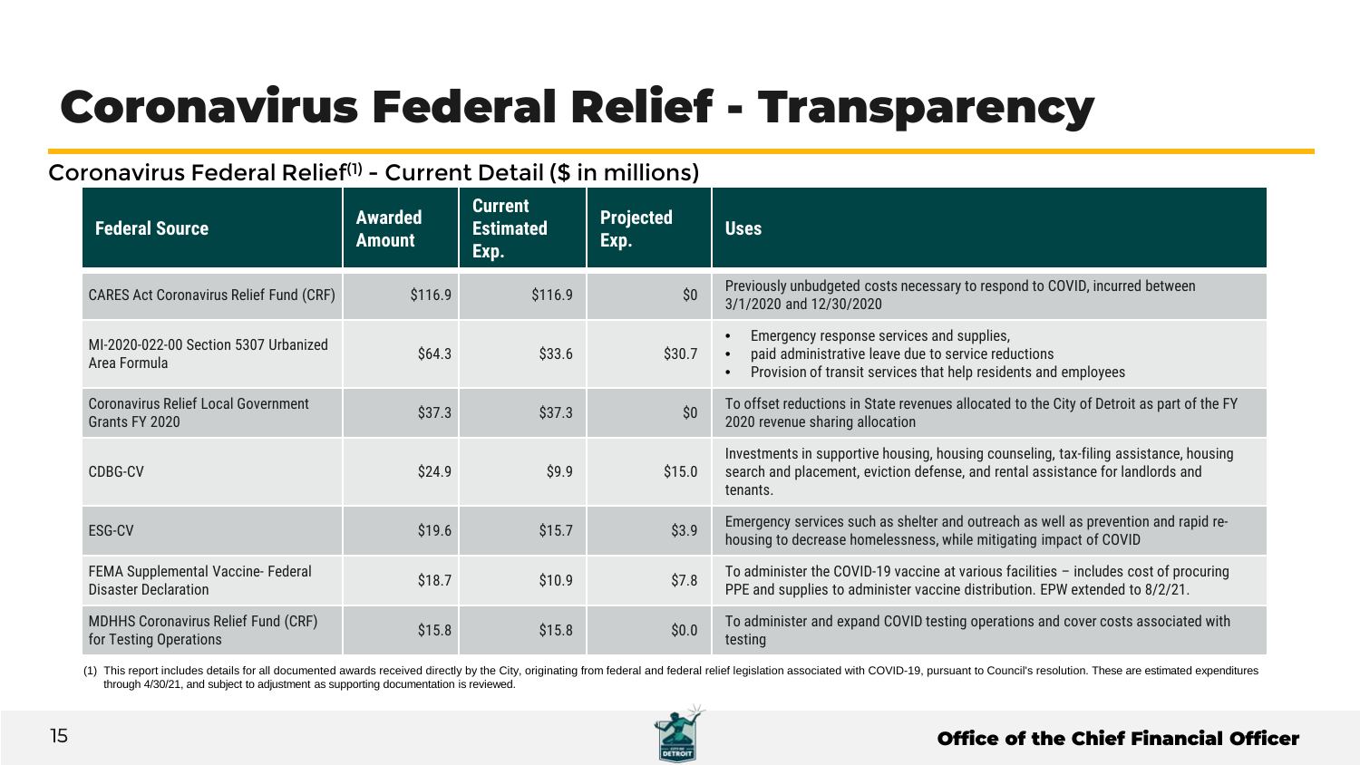# Coronavirus Federal Relief - Transparency

## Coronavirus Federal Relief[1] - Current Detail ($ in millions)

| Federal Source | Awarded Amount | Current Estimated Exp. | Projected Exp. | Uses |
|---|---|---|---|---|
| CARES Act Coronavirus Relief Fund (CRF) | $116.9 | $116.9 | $0 | Previously unbudgeted costs necessary to respond to COVID, incurred between 3/1/2020 and 12/30/2020 |
| MI-2020-022-00 Section 5307 Urbanized Area Formula | $64.3 | $33.6 | $30.7 | • Emergency response services and supplies, • paid administrative leave due to service reductions • Provision of transit services that help residents and employees |
| Coronavirus Relief Local Government Grants FY 2020 | $37.3 | $37.3 | $0 | To offset reductions in State revenues allocated to the City of Detroit as part of the FY 2020 revenue sharing allocation |
| CDBG-CV | $24.9 | $9.9 | $15.0 | Investments in supportive housing, housing counseling, tax-filing assistance, housing search and placement, eviction defense, and rental assistance for landlords and tenants. |
| ESG-CV | $19.6 | $15.7 | $3.9 | Emergency services such as shelter and outreach as well as prevention and rapid re-housing to decrease homelessness, while mitigating impact of COVID |
| FEMA Supplemental Vaccine- Federal Disaster Declaration | $18.7 | $10.9 | $7.8 | To administer the COVID-19 vaccine at various facilities – includes cost of procuring PPE and supplies to administer vaccine distribution. EPW extended to 8/2/21. |
| MDHHS Coronavirus Relief Fund (CRF) for Testing Operations | $15.8 | $15.8 | $0.0 | To administer and expand COVID testing operations and cover costs associated with testing |

(1) This report includes details for all documented awards received directly by the City, originating from federal and federal relief legislation associated with COVID-19, pursuant to Council's resolution. These are estimated expenditures through 4/30/21, and subject to adjustment as supporting documentation is reviewed.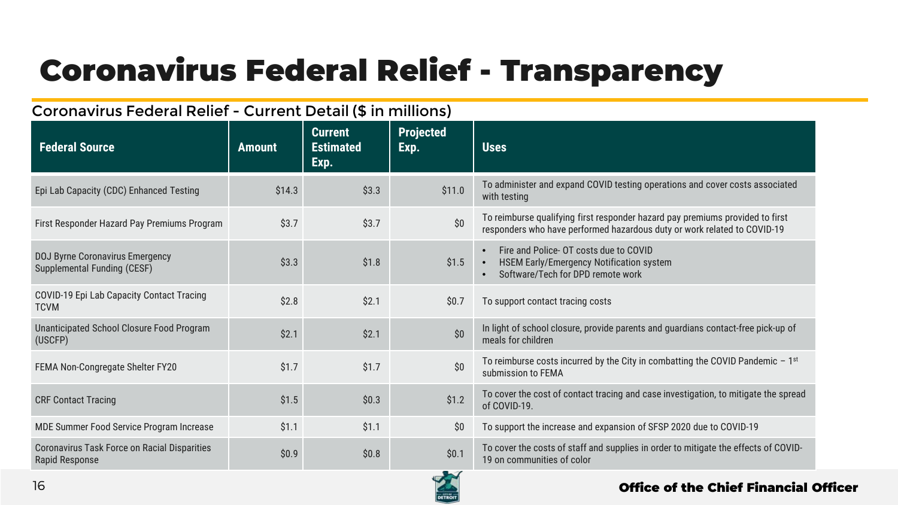# Coronavirus Federal Relief - Transparency

Coronavirus Federal Relief - Current Detail ($ in millions)

| Federal Source | Amount | Current Estimated Exp. | Projected Exp. | Uses |
|---|---|---|---|---|
| Epi Lab Capacity (CDC) Enhanced Testing | $14.3 | $3.3 | $11.0 | To administer and expand COVID testing operations and cover costs associated with testing |
| First Responder Hazard Pay Premiums Program | $3.7 | $3.7 | $0 | To reimburse qualifying first responder hazard pay premiums provided to first responders who have performed hazardous duty or work related to COVID-19 |
| DOJ Byrne Coronavirus Emergency Supplemental Funding (CESF) | $3.3 | $1.8 | $1.5 | • Fire and Police- OT costs due to COVID<br>• HSEM Early/Emergency Notification system<br>• Software/Tech for DPD remote work |
| COVID-19 Epi Lab Capacity Contact Tracing TCVM | $2.8 | $2.1 | $0.7 | To support contact tracing costs |
| Unanticipated School Closure Food Program (USCFP) | $2.1 | $2.1 | $0 | In light of school closure, provide parents and guardians contact-free pick-up of meals for children |
| FEMA Non-Congregate Shelter FY20 | $1.7 | $1.7 | $0 | To reimburse costs incurred by the City in combatting the COVID Pandemic – 1st submission to FEMA |
| CRF Contact Tracing | $1.5 | $0.3 | $1.2 | To cover the cost of contact tracing and case investigation, to mitigate the spread of COVID-19. |
| MDE Summer Food Service Program Increase | $1.1 | $1.1 | $0 | To support the increase and expansion of SFSP 2020 due to COVID-19 |
| Coronavirus Task Force on Racial Disparities Rapid Response | $0.9 | $0.8 | $0.1 | To cover the costs of staff and supplies in order to mitigate the effects of COVID-19 on communities of color |

**Office of the Chief Financial Officer**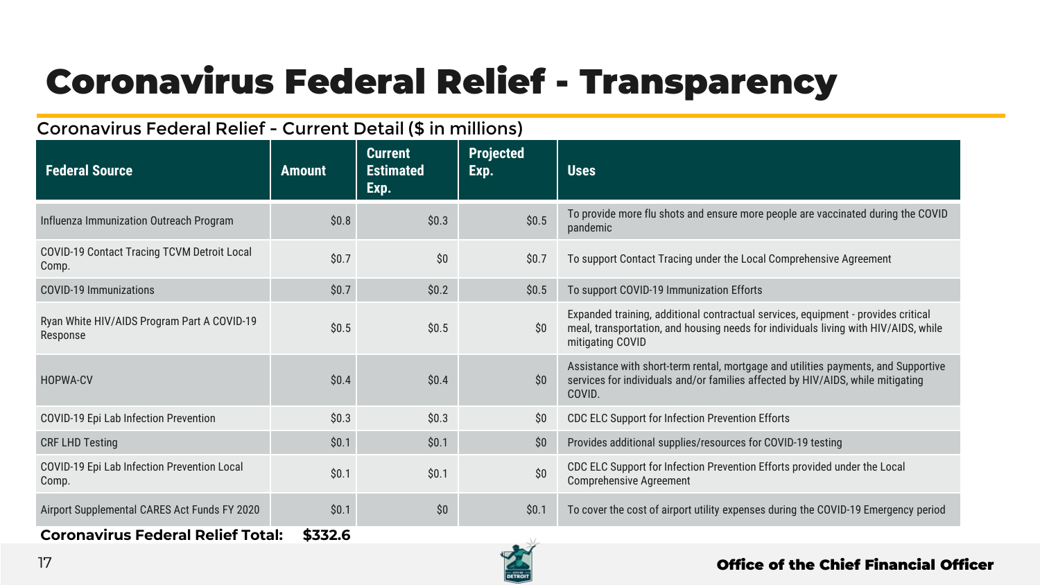# Coronavirus Federal Relief - Transparency

Coronavirus Federal Relief - Current Detail ($ in millions)

| Federal Source | Amount | Current Estimated Exp. | Projected Exp. | Uses |
|---|---|---|---|---|
| Influenza Immunization Outreach Program | $0.8 | $0.3 | $0.5 | To provide more flu shots and ensure more people are vaccinated during the COVID pandemic |
| COVID-19 Contact Tracing TCVM Detroit Local Comp. | $0.7 | $0 | $0.7 | To support Contact Tracing under the Local Comprehensive Agreement |
| COVID-19 Immunizations | $0.7 | $0.2 | $0.5 | To support COVID-19 Immunization Efforts |
| Ryan White HIV/AIDS Program Part A COVID-19 Response | $0.5 | $0.5 | $0 | Expanded training, additional contractual services, equipment - provides critical meal, transportation, and housing needs for individuals living with HIV/AIDS, while mitigating COVID |
| HOPWA-CV | $0.4 | $0.4 | $0 | Assistance with short-term rental, mortgage and utilities payments, and Supportive services for individuals and/or families affected by HIV/AIDS, while mitigating COVID. |
| COVID-19 Epi Lab Infection Prevention | $0.3 | $0.3 | $0 | CDC ELC Support for Infection Prevention Efforts |
| CRF LHD Testing | $0.1 | $0.1 | $0 | Provides additional supplies/resources for COVID-19 testing |
| COVID-19 Epi Lab Infection Prevention Local Comp. | $0.1 | $0.1 | $0 | CDC ELC Support for Infection Prevention Efforts provided under the Local Comprehensive Agreement |
| Airport Supplemental CARES Act Funds FY 2020 | $0.1 | $0 | $0.1 | To cover the cost of airport utility expenses during the COVID-19 Emergency period |
| **Coronavirus Federal Relief Total:** | **$332.6** | | | |

**Office of the Chief Financial Officer**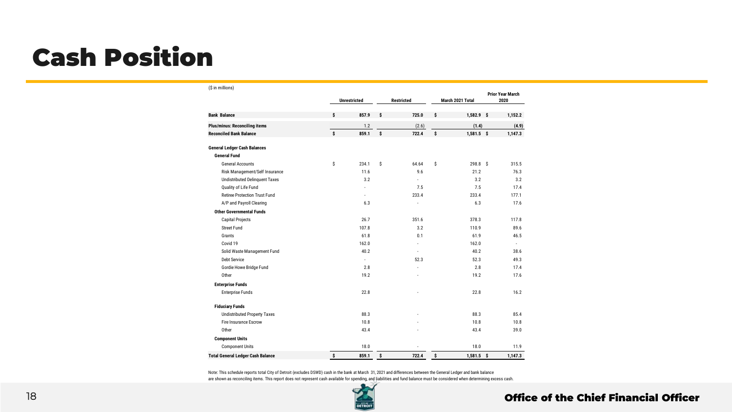# Cash Position

($ in millions)

| | Unrestricted | Restricted | March 2021 Total | Prior Year March 2020 |
|---|---|---|---|---|
| **Bank Balance** | **$ 857.9** | **$ 725.0** | **$ 1,582.9** | **$ 1,152.2** |
| **Plus/minus: Reconciling items** | 1.2 | (2.6) | (1.4) | (4.9) |
| **Reconciled Bank Balance** | **$ 859.1** | **$ 722.4** | **$ 1,581.5** | **$ 1,147.3** |
| **General Ledger Cash Balances** | | | | |
| **General Fund** | | | | |
| General Accounts | $ 234.1 | $ 64.64 | $ 298.8 | $ 315.5 |
| Risk Management/Self Insurance | 11.6 | 9.6 | 21.2 | 76.3 |
| Undistributed Delinquent Taxes | 3.2 | - | 3.2 | 3.2 |
| Quality of Life Fund | - | 7.5 | 7.5 | 17.4 |
| Retiree Protection Trust Fund | - | 233.4 | 233.4 | 177.1 |
| A/P and Payroll Clearing | 6.3 | - | 6.3 | 17.6 |
| **Other Governmental Funds** | | | | |
| Capital Projects | 26.7 | 351.6 | 378.3 | 117.8 |
| Street Fund | 107.8 | 3.2 | 110.9 | 89.6 |
| Grants | 61.8 | 0.1 | 61.9 | 46.5 |
| Covid 19 | 162.0 | - | 162.0 | - |
| Solid Waste Management Fund | 40.2 | - | 40.2 | 38.6 |
| Debt Service | - | 52.3 | 52.3 | 49.3 |
| Gordie Howe Bridge Fund | 2.8 | - | 2.8 | 17.4 |
| Other | 19.2 | - | 19.2 | 17.6 |
| **Enterprise Funds** | | | | |
| Enterprise Funds | 22.8 | - | 22.8 | 16.2 |
| **Fiduciary Funds** | | | | |
| Undistributed Property Taxes | 88.3 | - | 88.3 | 85.4 |
| Fire Insurance Escrow | 10.8 | - | 10.8 | 10.8 |
| Other | 43.4 | - | 43.4 | 39.0 |
| **Component Units** | | | | |
| Component Units | 18.0 | - | 18.0 | 11.9 |
| **Total General Ledger Cash Balance** | **$ 859.1** | **$ 722.4** | **$ 1,581.5** | **$ 1,147.3** |

Note: This schedule reports total City of Detroit (excludes DSWD) cash in the bank at March 31, 2021 and differences between the General Ledger and bank balance are shown as reconciling items. This report does not represent cash available for spending, and liabilities and fund balance must be considered when determining excess cash.

Office of the Chief Financial Officer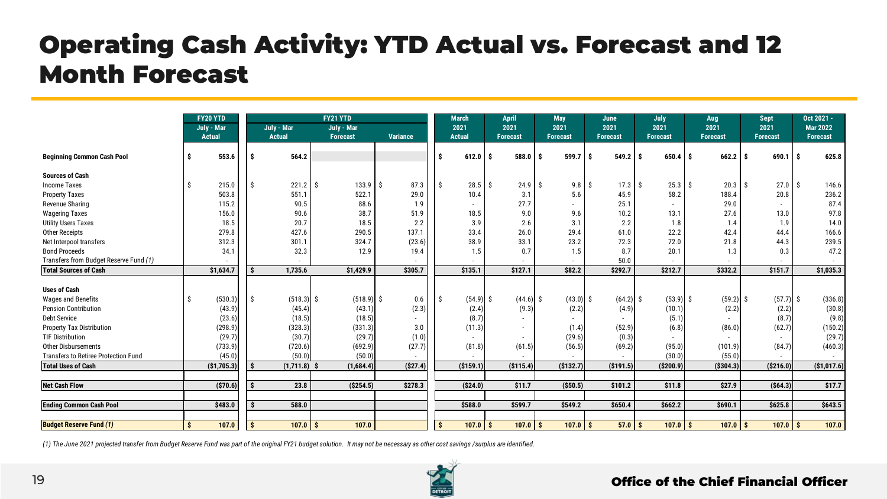# Operating Cash Activity: YTD Actual vs. Forecast and 12 Month Forecast

| | FY20 YTD | FY21 YTD | | | March | April | May | June | July | Aug | Sept | Oct 2021 - |
|---|---|---|---|---|---|---|---|---|---|---|---|---|
| | July - Mar Actual | July - Mar Actual | July - Mar Forecast | Variance | 2021 Actual | 2021 Forecast | 2021 Forecast | 2021 Forecast | 2021 Forecast | 2021 Forecast | 2021 Forecast | Mar 2022 Forecast |
| **Beginning Common Cash Pool** | $ 553.6 | $ 564.2 | | | $ 612.0 | $ 588.0 | $ 599.7 | $ 549.2 | $ 650.4 | $ 662.2 | $ 690.1 | $ 625.8 |
| **Sources of Cash** | | | | | | | | | | | | |
| Income Taxes | $ 215.0 | $ 221.2 | $ 133.9 | $ 87.3 | $ 28.5 | $ 24.9 | $ 9.8 | $ 17.3 | $ 25.3 | $ 20.3 | $ 27.0 | $ 146.6 |
| Property Taxes | 503.8 | 551.1 | 522.1 | 29.0 | 10.4 | 3.1 | 5.6 | 45.9 | 58.2 | 188.4 | 20.8 | 236.2 |
| Revenue Sharing | 115.2 | 90.5 | 88.6 | 1.9 | - | 27.7 | - | 25.1 | - | 29.0 | - | 87.4 |
| Wagering Taxes | 156.0 | 90.6 | 38.7 | 51.9 | 18.5 | 9.0 | 9.6 | 10.2 | 13.1 | 27.6 | 13.0 | 97.8 |
| Utility Users Taxes | 18.5 | 20.7 | 18.5 | 2.2 | 3.9 | 2.6 | 3.1 | 2.2 | 1.8 | 1.4 | 1.9 | 14.0 |
| Other Receipts | 279.8 | 427.6 | 290.5 | 137.1 | 33.4 | 26.0 | 29.4 | 61.0 | 22.2 | 42.4 | 44.4 | 166.6 |
| Net Interpool transfers | 312.3 | 301.1 | 324.7 | (23.6) | 38.9 | 33.1 | 23.2 | 72.3 | 72.0 | 21.8 | 44.3 | 239.5 |
| Bond Proceeds | 34.1 | 32.3 | 12.9 | 19.4 | 1.5 | 0.7 | 1.5 | 8.7 | 20.1 | 1.3 | 0.3 | 47.2 |
| Transfers from Budget Reserve Fund *(1)* | - | - | - | - | - | - | - | 50.0 | - | - | - | - |
| **Total Sources of Cash** | $1,634.7 | $ 1,735.6 | $1,429.9 | $305.7 | $135.1 | $127.1 | $82.2 | $292.7 | $212.7 | $332.2 | $151.7 | $1,035.3 |
| **Uses of Cash** | | | | | | | | | | | | |
| Wages and Benefits | $ (530.3) | $ (518.3) | $ (518.9) | $ 0.6 | $ (54.9) | $ (44.6) | $ (43.0) | $ (64.2) | $ (53.9) | $ (59.2) | $ (57.7) | $ (336.8) |
| Pension Contribution | (43.9) | (45.4) | (43.1) | (2.3) | (2.4) | (9.3) | (2.2) | (4.9) | (10.1) | (2.2) | (2.2) | (30.8) |
| Debt Service | (23.6) | (18.5) | (18.5) | - | (8.7) | - | - | - | (5.1) | - | (8.7) | (9.8) |
| Property Tax Distribution | (298.9) | (328.3) | (331.3) | 3.0 | (11.3) | - | (1.4) | (52.9) | (6.8) | (86.0) | (62.7) | (150.2) |
| TIF Distribution | (29.7) | (30.7) | (29.7) | (1.0) | - | - | (29.6) | (0.3) | - | - | - | (29.7) |
| Other Disbursements | (733.9) | (720.6) | (692.9) | (27.7) | (81.8) | (61.5) | (56.5) | (69.2) | (95.0) | (101.9) | (84.7) | (460.3) |
| Transfers to Retiree Protection Fund | (45.0) | (50.0) | (50.0) | - | - | - | - | - | (30.0) | (55.0) | - | - |
| **Total Uses of Cash** | ($1,705.3) | $ (1,711.8) | $ (1,684.4) | ($27.4) | ($159.1) | ($115.4) | ($132.7) | ($191.5) | ($200.9) | ($304.3) | ($216.0) | ($1,017.6) |
| **Net Cash Flow** | ($70.6) | $ 23.8 | ($254.5) | $278.3 | ($24.0) | $11.7 | ($50.5) | $101.2 | $11.8 | $27.9 | ($64.3) | $17.7 |
| **Ending Common Cash Pool** | $483.0 | $ 588.0 | | | $588.0 | $599.7 | $549.2 | $650.4 | $662.2 | $690.1 | $625.8 | $643.5 |
| ***Budget Reserve Fund (1)*** | $ 107.0 | $ 107.0 | $ 107.0 | | $ 107.0 | $ 107.0 | $ 107.0 | $ 57.0 | $ 107.0 | $ 107.0 | $ 107.0 | $ 107.0 |

*(1) The June 2021 projected transfer from Budget Reserve Fund was part of the original FY21 budget solution. It may not be necessary as other cost savings /surplus are identified.*

**Office of the Chief Financial Officer**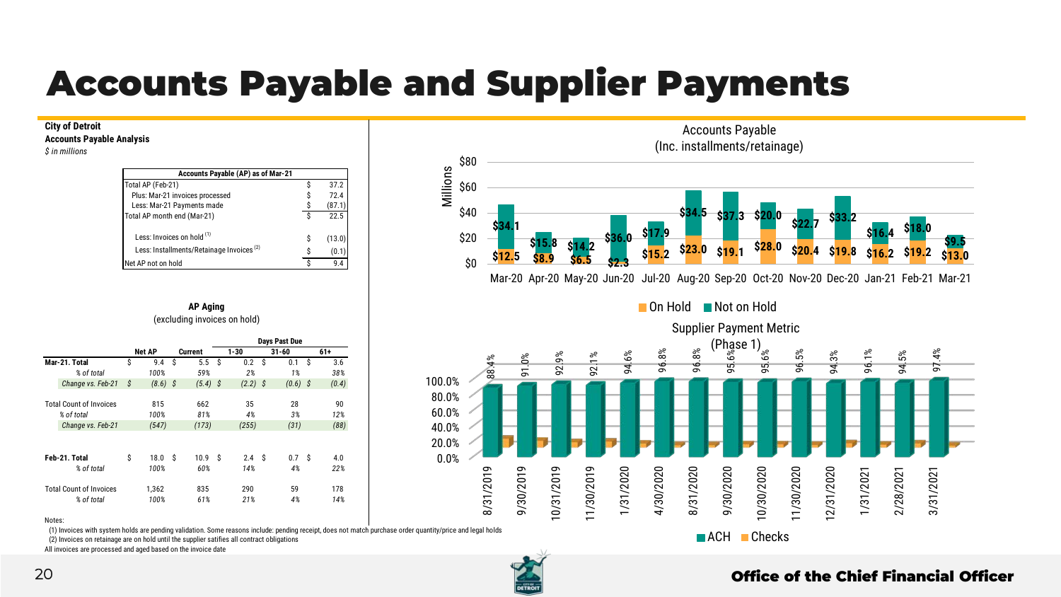# Accounts Payable and Supplier Payments

**City of Detroit**
**Accounts Payable Analysis**
*$ in millions*

| Accounts Payable (AP) as of Mar-21 | | |
|---|---|---|
| Total AP (Feb-21) | $ | 37.2 |
| Plus: Mar-21 invoices processed | $ | 72.4 |
| Less: Mar-21 Payments made | $ | (87.1) |
| Total AP month end (Mar-21) | $ | 22.5 |
| Less: Invoices on hold [1] | $ | (13.0) |
| Less: Installments/Retainage Invoices [2] | $ | (0.1) |
| Net AP not on hold | $ | 9.4 |

**AP Aging**
(excluding invoices on hold)

| | Net AP | Current | 1-30 | 31-60 | 61+ |
|---|---|---|---|---|---|
| | | | Days Past Due | | |
| **Mar-21. Total** | $ 9.4 | $ 5.5 | $ 0.2 | $ 0.1 | $ 3.6 |
| *% of total* | *100%* | *59%* | *2%* | *1%* | *38%* |
| *Change vs. Feb-21* | *$ (8.6)* | *$ (5.4)* | *$ (2.2)* | *$ (0.6)* | *$ (0.4)* |
| Total Count of Invoices | 815 | 662 | 35 | 28 | 90 |
| *% of total* | *100%* | *81%* | *4%* | *3%* | *12%* |
| *Change vs. Feb-21* | *(547)* | *(173)* | *(255)* | *(31)* | *(88)* |
| **Feb-21. Total** | $ 18.0 | $ 10.9 | $ 2.4 | $ 0.7 | $ 4.0 |
| *% of total* | *100%* | *60%* | *14%* | *4%* | *22%* |
| Total Count of Invoices | 1,362 | 835 | 290 | 59 | 178 |
| *% of total* | *100%* | *61%* | *21%* | *4%* | *14%* |

Notes:
(1) Invoices with system holds are pending validation. Some reasons include: pending receipt, does not match purchase order quantity/price and legal holds
(2) Invoices on retainage are on hold until the supplier satifies all contract obligations
All invoices are processed and aged based on the invoice date

**Accounts Payable (Inc. installments/retainage)** (Millions)

| Month | On Hold | Not on Hold |
|---|---|---|
| Mar-20 | $12.5 | $34.1 |
| Apr-20 | $8.9 | $15.8 |
| May-20 | $6.5 | $14.2 |
| Jun-20 | $2.3 | $36.0 |
| Jul-20 | $15.2 | $17.9 |
| Aug-20 | $23.0 | $34.5 |
| Sep-20 | $19.1 | $37.3 |
| Oct-20 | $28.0 | $20.0 |
| Nov-20 | $20.4 | $22.7 |
| Dec-20 | $19.8 | $33.2 |
| Jan-21 | $16.2 | $16.4 |
| Feb-21 | $19.2 | $18.0 |
| Mar-21 | $13.0 | $9.5 |

**Supplier Payment Metric (Phase 1)**

| Date | ACH |
|---|---|
| 8/31/2019 | 88.4% |
| 9/30/2019 | 91.0% |
| 10/31/2019 | 92.9% |
| 11/30/2019 | 92.1% |
| 1/31/2020 | 94.6% |
| 4/30/2020 | 96.8% |
| 8/31/2020 | 96.8% |
| 9/30/2020 | 95.6% |
| 10/30/2020 | 95.6% |
| 11/30/2020 | 96.5% |
| 12/31/2020 | 94.3% |
| 1/31/2021 | 96.1% |
| 2/28/2021 | 94.5% |
| 3/31/2021 | 97.4% |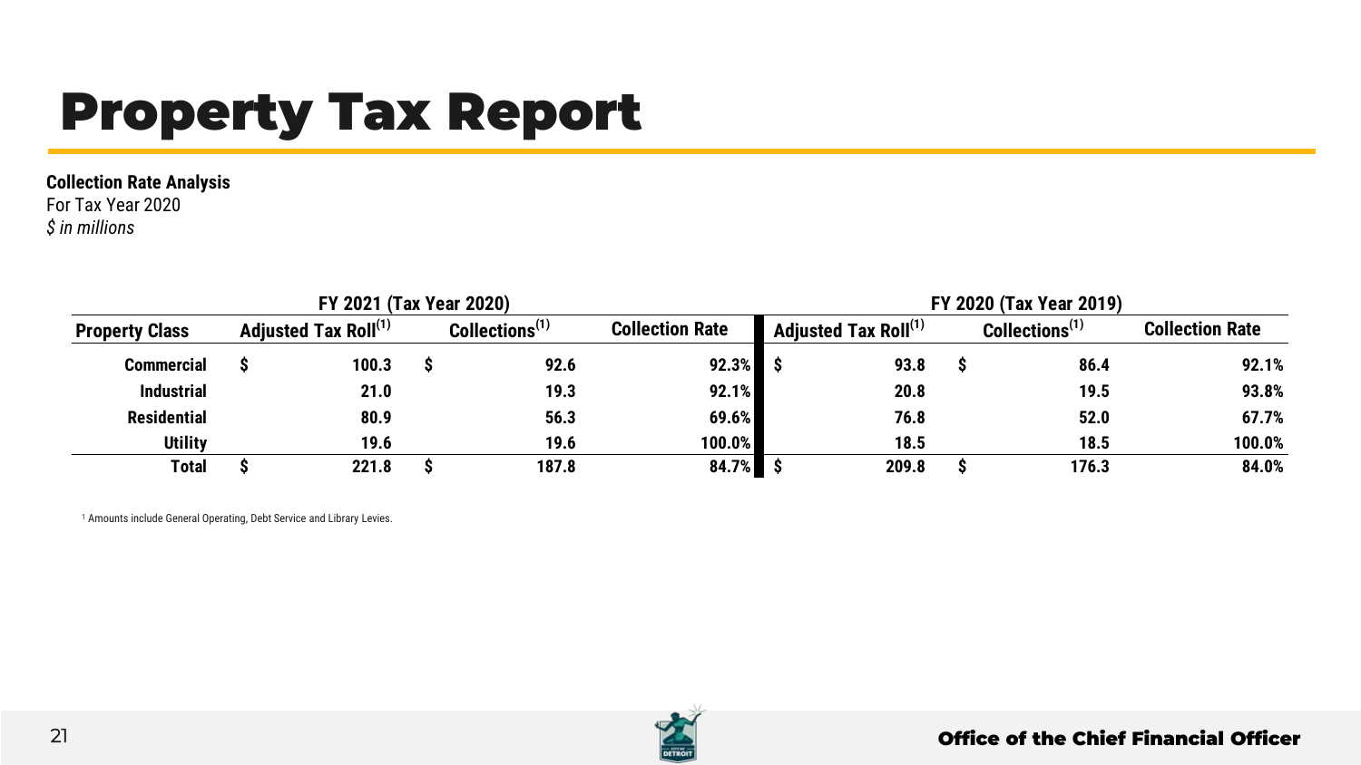# Property Tax Report

**Collection Rate Analysis**
For Tax Year 2020
*$ in millions*

| | FY 2021 (Tax Year 2020) | | | FY 2020 (Tax Year 2019) | | |
|---|---|---|---|---|---|---|
| **Property Class** | **Adjusted Tax Roll[1]** | **Collections[1]** | **Collection Rate** | **Adjusted Tax Roll[1]** | **Collections[1]** | **Collection Rate** |
| **Commercial** | $ 100.3 | $ 92.6 | 92.3% | $ 93.8 | $ 86.4 | 92.1% |
| **Industrial** | 21.0 | 19.3 | 92.1% | 20.8 | 19.5 | 93.8% |
| **Residential** | 80.9 | 56.3 | 69.6% | 76.8 | 52.0 | 67.7% |
| **Utility** | 19.6 | 19.6 | 100.0% | 18.5 | 18.5 | 100.0% |
| **Total** | $ 221.8 | $ 187.8 | 84.7% | $ 209.8 | $ 176.3 | 84.0% |

[1] Amounts include General Operating, Debt Service and Library Levies.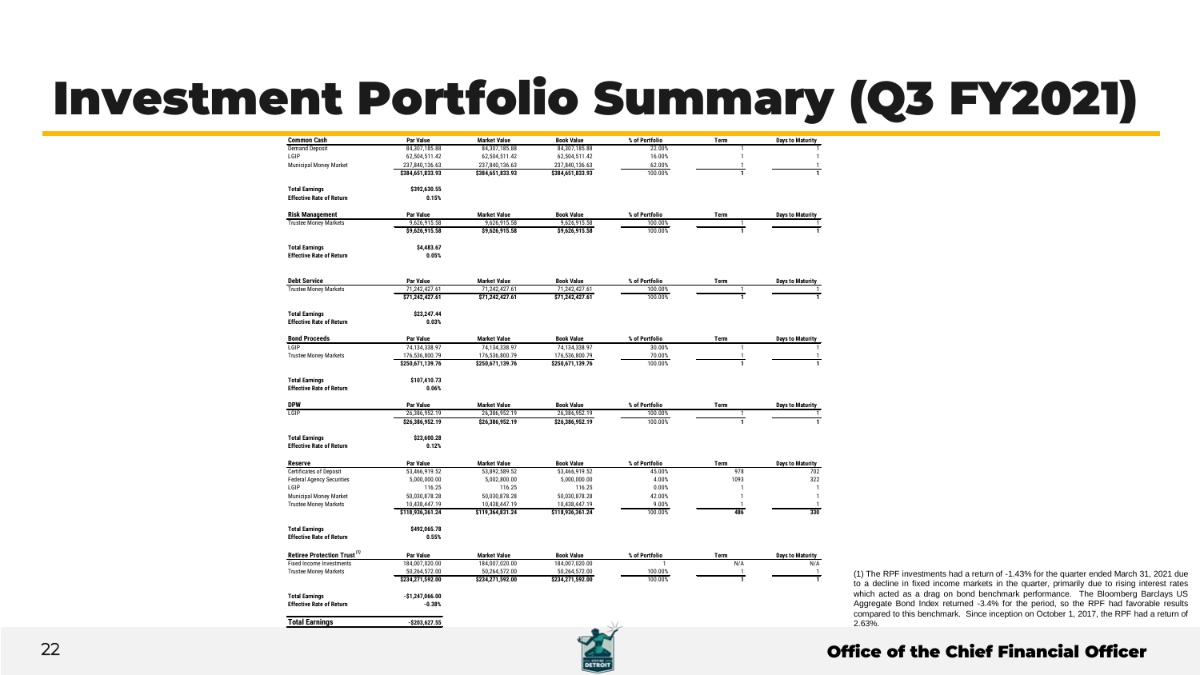# Investment Portfolio Summary (Q3 FY2021)

| Common Cash | Par Value | Market Value | Book Value | % of Portfolio | Term | Days to Maturity |
|---|---|---|---|---|---|---|
| Demand Deposit | 84,307,185.88 | 84,307,185.88 | 84,307,185.88 | 22.00% | 1 | 1 |
| LGIP | 62,504,511.42 | 62,504,511.42 | 62,504,511.42 | 16.00% | 1 | 1 |
| Municipal Money Market | 237,840,136.63 | 237,840,136.63 | 237,840,136.63 | 62.00% | 1 | 1 |
| | $384,651,833.93 | $384,651,833.93 | $384,651,833.93 | 100.00% | 1 | 1 |

**Total Earnings** $392,630.55
**Effective Rate of Return** 0.15%

| Risk Management | Par Value | Market Value | Book Value | % of Portfolio | Term | Days to Maturity |
|---|---|---|---|---|---|---|
| Trustee Money Markets | 9,626,915.58 | 9,626,915.58 | 9,626,915.58 | 100.00% | 1 | 1 |
| | $9,626,915.58 | $9,626,915.58 | $9,626,915.58 | 100.00% | 1 | 1 |

**Total Earnings** $4,483.67
**Effective Rate of Return** 0.05%

| Debt Service | Par Value | Market Value | Book Value | % of Portfolio | Term | Days to Maturity |
|---|---|---|---|---|---|---|
| Trustee Money Markets | 71,242,427.61 | 71,242,427.61 | 71,242,427.61 | 100.00% | 1 | 1 |
| | $71,242,427.61 | $71,242,427.61 | $71,242,427.61 | 100.00% | 1 | 1 |

**Total Earnings** $23,247.44
**Effective Rate of Return** 0.03%

| Bond Proceeds | Par Value | Market Value | Book Value | % of Portfolio | Term | Days to Maturity |
|---|---|---|---|---|---|---|
| LGIP | 74,134,338.97 | 74,134,338.97 | 74,134,338.97 | 30.00% | 1 | 1 |
| Trustee Money Markets | 176,536,800.79 | 176,536,800.79 | 176,536,800.79 | 70.00% | 1 | 1 |
| | $250,671,139.76 | $250,671,139.76 | $250,671,139.76 | 100.00% | 1 | 1 |

**Total Earnings** $107,410.73
**Effective Rate of Return** 0.06%

| DPW | Par Value | Market Value | Book Value | % of Portfolio | Term | Days to Maturity |
|---|---|---|---|---|---|---|
| LGIP | 26,386,952.19 | 26,386,952.19 | 26,386,952.19 | 100.00% | 1 | 1 |
| | $26,386,952.19 | $26,386,952.19 | $26,386,952.19 | 100.00% | 1 | 1 |

**Total Earnings** $23,600.28
**Effective Rate of Return** 0.12%

| Reserve | Par Value | Market Value | Book Value | % of Portfolio | Term | Days to Maturity |
|---|---|---|---|---|---|---|
| Certificates of Deposit | 53,466,919.52 | 53,892,589.52 | 53,466,919.52 | 45.00% | 978 | 702 |
| Federal Agency Securities | 5,000,000.00 | 5,002,800.00 | 5,000,000.00 | 4.00% | 1093 | 322 |
| LGIP | 116.25 | 116.25 | 116.25 | 0.00% | 1 | 1 |
| Municipal Money Market | 50,030,878.28 | 50,030,878.28 | 50,030,878.28 | 42.00% | 1 | 1 |
| Trustee Money Markets | 10,438,447.19 | 10,438,447.19 | 10,438,447.19 | 9.00% | 1 | 1 |
| | $118,936,361.24 | $119,364,831.24 | $118,936,361.24 | 100.00% | 486 | 330 |

**Total Earnings** $492,065.78
**Effective Rate of Return** 0.55%

| Retiree Protection Trust [1] | Par Value | Market Value | Book Value | % of Portfolio | Term | Days to Maturity |
|---|---|---|---|---|---|---|
| Fixed Income Investments | 184,007,020.00 | 184,007,020.00 | 184,007,020.00 | 1 | N/A | N/A |
| Trustee Money Markets | 50,264,572.00 | 50,264,572.00 | 50,264,572.00 | 100.00% | 1 | 1 |
| | $234,271,592.00 | $234,271,592.00 | $234,271,592.00 | 100.00% | 1 | 1 |

**Total Earnings** -$1,247,066.00
**Effective Rate of Return** -0.38%

**Total Earnings** -$203,627.55

(1) The RPF investments had a return of -1.43% for the quarter ended March 31, 2021 due to a decline in fixed income markets in the quarter, primarily due to rising interest rates which acted as a drag on bond benchmark performance. The Bloomberg Barclays US Aggregate Bond Index returned -3.4% for the period, so the RPF had favorable results compared to this benchmark. Since inception on October 1, 2017, the RPF had a return of 2.63%.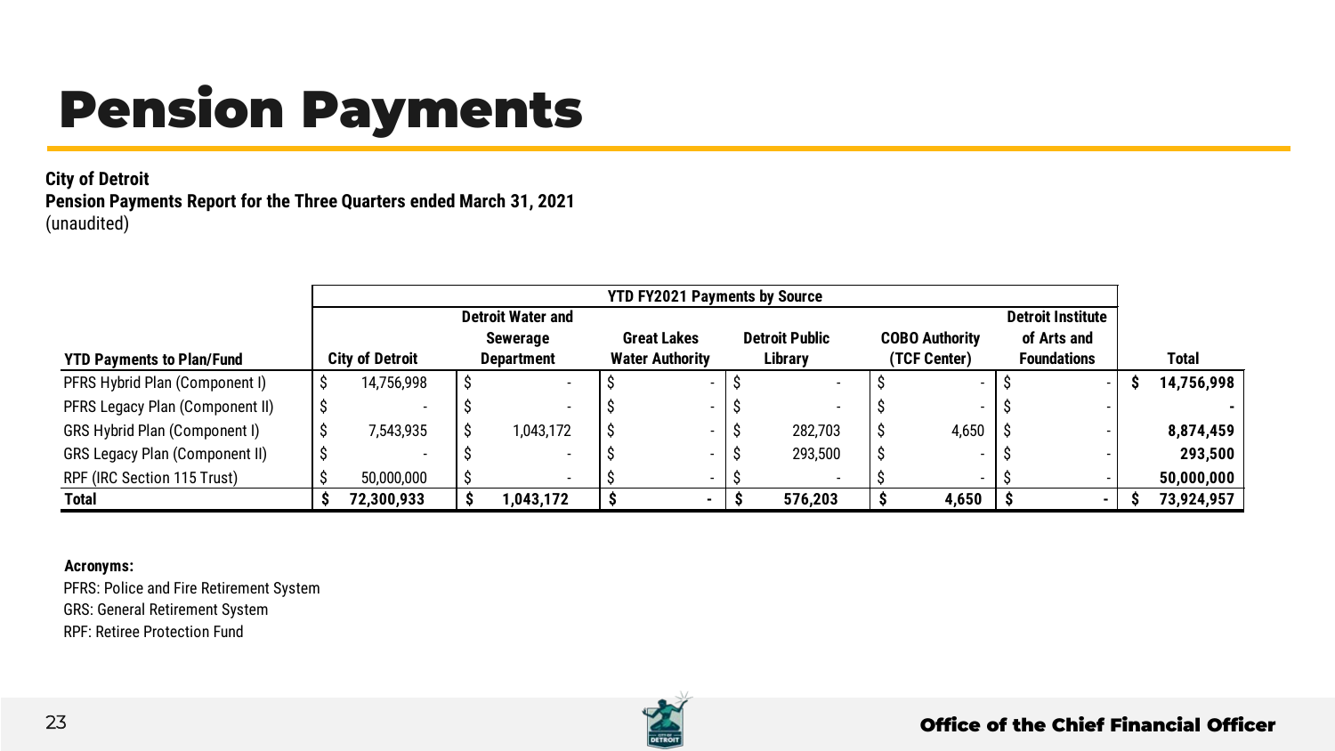# Pension Payments

**City of Detroit**
**Pension Payments Report for the Three Quarters ended March 31, 2021**
(unaudited)

| | YTD FY2021 Payments by Source | | | | | | |
|---|---|---|---|---|---|---|---|
| **YTD Payments to Plan/Fund** | **City of Detroit** | **Detroit Water and Sewerage Department** | **Great Lakes Water Authority** | **Detroit Public Library** | **COBO Authority (TCF Center)** | **Detroit Institute of Arts and Foundations** | **Total** |
| PFRS Hybrid Plan (Component I) | $ 14,756,998 | $ - | $ - | $ - | $ - | $ - | **$ 14,756,998** |
| PFRS Legacy Plan (Component II) | $ - | $ - | $ - | $ - | $ - | $ - | **-** |
| GRS Hybrid Plan (Component I) | $ 7,543,935 | $ 1,043,172 | $ - | $ 282,703 | $ 4,650 | $ - | **8,874,459** |
| GRS Legacy Plan (Component II) | $ - | $ - | $ - | $ 293,500 | $ - | $ - | **293,500** |
| RPF (IRC Section 115 Trust) | $ 50,000,000 | $ - | $ - | $ - | $ - | $ - | **50,000,000** |
| **Total** | **$ 72,300,933** | **$ 1,043,172** | **$ -** | **$ 576,203** | **$ 4,650** | **$ -** | **$ 73,924,957** |

**Acronyms:**

PFRS: Police and Fire Retirement System
GRS: General Retirement System
RPF: Retiree Protection Fund

Office of the Chief Financial Officer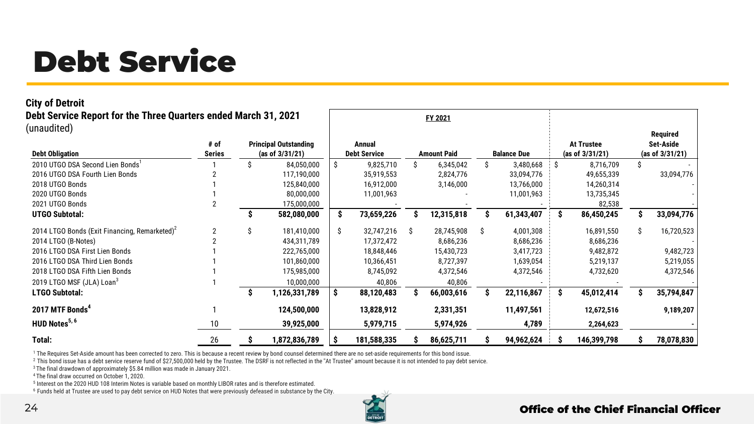# Debt Service

**City of Detroit**

**Debt Service Report for the Three Quarters ended March 31, 2021**

(unaudited)

| Debt Obligation | # of Series | Principal Outstanding (as of 3/31/21) | FY 2021 Annual Debt Service | FY 2021 Amount Paid | FY 2021 Balance Due | At Trustee (as of 3/31/21) | Required Set-Aside (as of 3/31/21) |
|---|---|---|---|---|---|---|---|
| 2010 UTGO DSA Second Lien Bonds[1] | 1 | $ 84,050,000 | $ 9,825,710 | $ 6,345,042 | $ 3,480,668 | $ 8,716,709 | $ - |
| 2016 UTGO DSA Fourth Lien Bonds | 2 | 117,190,000 | 35,919,553 | 2,824,776 | 33,094,776 | 49,655,339 | 33,094,776 |
| 2018 UTGO Bonds | 1 | 125,840,000 | 16,912,000 | 3,146,000 | 13,766,000 | 14,260,314 | - |
| 2020 UTGO Bonds | 1 | 80,000,000 | 11,001,963 | - | 11,001,963 | 13,735,345 | - |
| 2021 UTGO Bonds | 2 | 175,000,000 | - | - | - | 82,538 | - |
| **UTGO Subtotal:** | | **$ 582,080,000** | **$ 73,659,226** | **$ 12,315,818** | **$ 61,343,407** | **$ 86,450,245** | **$ 33,094,776** |
| 2014 LTGO Bonds (Exit Financing, Remarketed)[2] | 2 | $ 181,410,000 | $ 32,747,216 | $ 28,745,908 | $ 4,001,308 | 16,891,550 | $ 16,720,523 |
| 2014 LTGO (B-Notes) | 2 | 434,311,789 | 17,372,472 | 8,686,236 | 8,686,236 | 8,686,236 | - |
| 2016 LTGO DSA First Lien Bonds | 1 | 222,765,000 | 18,848,446 | 15,430,723 | 3,417,723 | 9,482,872 | 9,482,723 |
| 2016 LTGO DSA Third Lien Bonds | 1 | 101,860,000 | 10,366,451 | 8,727,397 | 1,639,054 | 5,219,137 | 5,219,055 |
| 2018 LTGO DSA Fifth Lien Bonds | 1 | 175,985,000 | 8,745,092 | 4,372,546 | 4,372,546 | 4,732,620 | 4,372,546 |
| 2019 LTGO MSF (JLA) Loan[3] | 1 | 10,000,000 | 40,806 | 40,806 | - | - | - |
| **LTGO Subtotal:** | | **$ 1,126,331,789** | **$ 88,120,483** | **$ 66,003,616** | **$ 22,116,867** | **$ 45,012,414** | **$ 35,794,847** |
| **2017 MTF Bonds[4]** | 1 | **124,500,000** | **13,828,912** | **2,331,351** | **11,497,561** | **12,672,516** | **9,189,207** |
| **HUD Notes[5, 6]** | 10 | **39,925,000** | **5,979,715** | **5,974,926** | **4,789** | **2,264,623** | **-** |
| **Total:** | 26 | **$ 1,872,836,789** | **$ 181,588,335** | **$ 86,625,711** | **$ 94,962,624** | **$ 146,399,798** | **$ 78,078,830** |

[1] The Requires Set-Aside amount has been corrected to zero. This is because a recent review by bond counsel determined there are no set-aside requirements for this bond issue.

[2] This bond issue has a debt service reserve fund of $27,500,000 held by the Trustee. The DSRF is not reflected in the "At Trustee" amount because it is not intended to pay debt service.

[3] The final drawdown of approximately $5.84 million was made in January 2021.

[4] The final draw occurred on October 1, 2020.

[5] Interest on the 2020 HUD 108 Interim Notes is variable based on monthly LIBOR rates and is therefore estimated.

[6] Funds held at Trustee are used to pay debt service on HUD Notes that were previously defeased in substance by the City.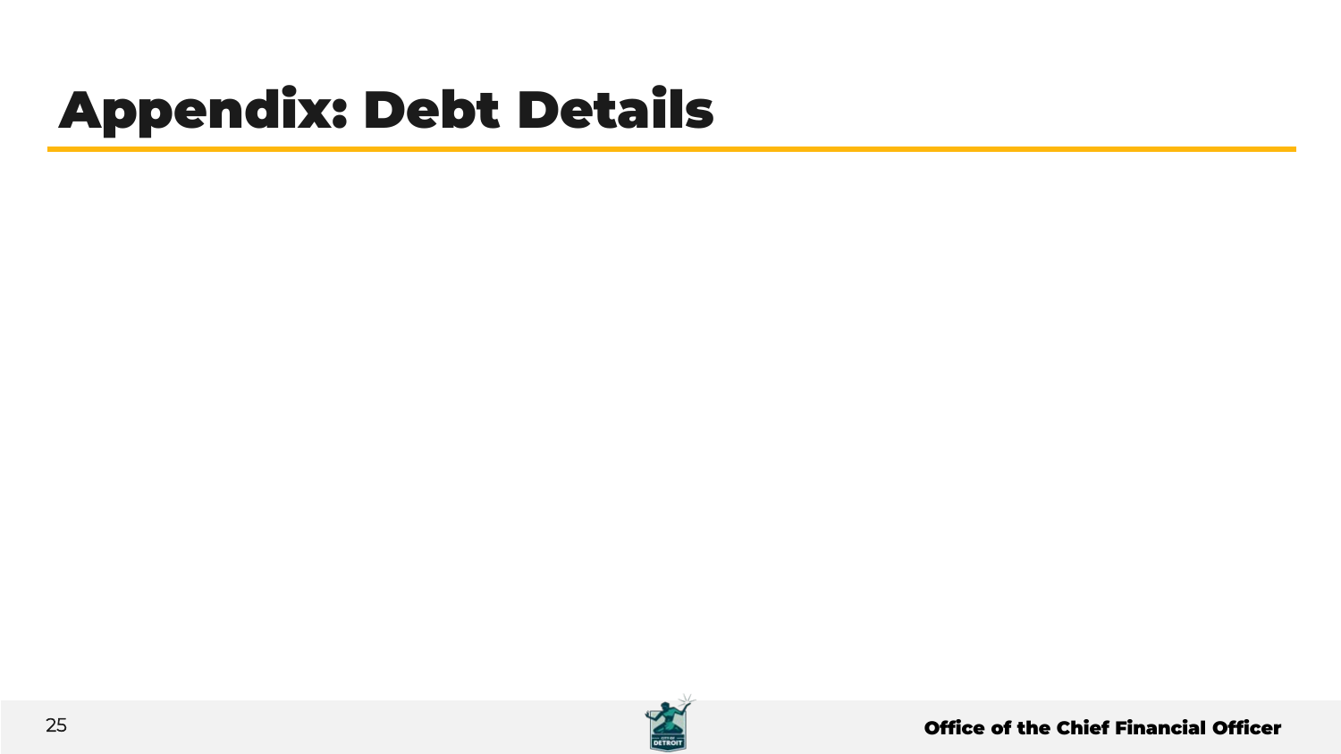# Appendix: Debt Details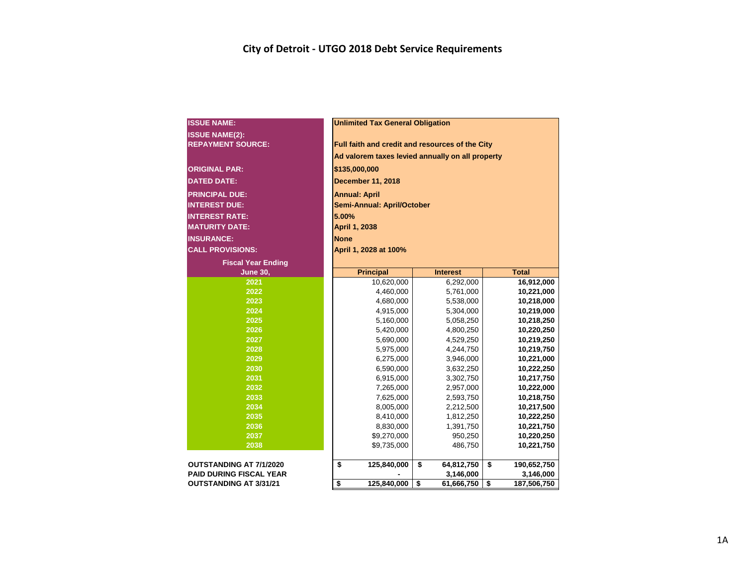# City of Detroit - UTGO 2018 Debt Service Requirements

| | |
|---|---|
| **ISSUE NAME:** | **Unlimited Tax General Obligation** |
| **ISSUE NAME(2):** | |
| **REPAYMENT SOURCE:** | **Full faith and credit and resources of the City** |
| | **Ad valorem taxes levied annually on all property** |
| **ORIGINAL PAR:** | **$135,000,000** |
| **DATED DATE:** | **December 11, 2018** |
| **PRINCIPAL DUE:** | **Annual: April** |
| **INTEREST DUE:** | **Semi-Annual: April/October** |
| **INTEREST RATE:** | **5.00%** |
| **MATURITY DATE:** | **April 1, 2038** |
| **INSURANCE:** | **None** |
| **CALL PROVISIONS:** | **April 1, 2028 at 100%** |

| Fiscal Year Ending June 30, | Principal | Interest | Total |
|---|---|---|---|
| 2021 | 10,620,000 | 6,292,000 | **16,912,000** |
| 2022 | 4,460,000 | 5,761,000 | **10,221,000** |
| 2023 | 4,680,000 | 5,538,000 | **10,218,000** |
| 2024 | 4,915,000 | 5,304,000 | **10,219,000** |
| 2025 | 5,160,000 | 5,058,250 | **10,218,250** |
| 2026 | 5,420,000 | 4,800,250 | **10,220,250** |
| 2027 | 5,690,000 | 4,529,250 | **10,219,250** |
| 2028 | 5,975,000 | 4,244,750 | **10,219,750** |
| 2029 | 6,275,000 | 3,946,000 | **10,221,000** |
| 2030 | 6,590,000 | 3,632,250 | **10,222,250** |
| 2031 | 6,915,000 | 3,302,750 | **10,217,750** |
| 2032 | 7,265,000 | 2,957,000 | **10,222,000** |
| 2033 | 7,625,000 | 2,593,750 | **10,218,750** |
| 2034 | 8,005,000 | 2,212,500 | **10,217,500** |
| 2035 | 8,410,000 | 1,812,250 | **10,222,250** |
| 2036 | 8,830,000 | 1,391,750 | **10,221,750** |
| 2037 | $9,270,000 | 950,250 | **10,220,250** |
| 2038 | $9,735,000 | 486,750 | **10,221,750** |
| **OUTSTANDING AT 7/1/2020** | **$ 125,840,000** | **$ 64,812,750** | **$ 190,652,750** |
| **PAID DURING FISCAL YEAR** | **-** | **3,146,000** | **3,146,000** |
| **OUTSTANDING AT 3/31/21** | **$ 125,840,000** | **$ 61,666,750** | **$ 187,506,750** |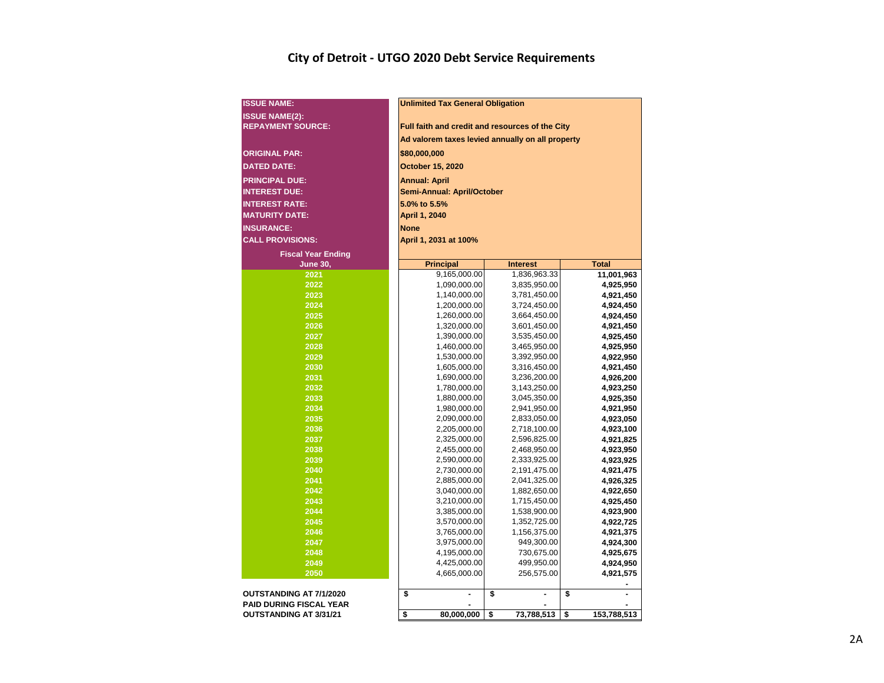# City of Detroit - UTGO 2020 Debt Service Requirements

| | |
|---|---|
| **ISSUE NAME:** | **Unlimited Tax General Obligation** |
| **ISSUE NAME(2):** | |
| **REPAYMENT SOURCE:** | **Full faith and credit and resources of the City** |
| | **Ad valorem taxes levied annually on all property** |
| **ORIGINAL PAR:** | **$80,000,000** |
| **DATED DATE:** | **October 15, 2020** |
| **PRINCIPAL DUE:** | **Annual: April** |
| **INTEREST DUE:** | **Semi-Annual: April/October** |
| **INTEREST RATE:** | **5.0% to 5.5%** |
| **MATURITY DATE:** | **April 1, 2040** |
| **INSURANCE:** | **None** |
| **CALL PROVISIONS:** | **April 1, 2031 at 100%** |

| Fiscal Year Ending June 30, | Principal | Interest | Total |
|---|---|---|---|
| 2021 | 9,165,000.00 | 1,836,963.33 | **11,001,963** |
| 2022 | 1,090,000.00 | 3,835,950.00 | **4,925,950** |
| 2023 | 1,140,000.00 | 3,781,450.00 | **4,921,450** |
| 2024 | 1,200,000.00 | 3,724,450.00 | **4,924,450** |
| 2025 | 1,260,000.00 | 3,664,450.00 | **4,924,450** |
| 2026 | 1,320,000.00 | 3,601,450.00 | **4,921,450** |
| 2027 | 1,390,000.00 | 3,535,450.00 | **4,925,450** |
| 2028 | 1,460,000.00 | 3,465,950.00 | **4,925,950** |
| 2029 | 1,530,000.00 | 3,392,950.00 | **4,922,950** |
| 2030 | 1,605,000.00 | 3,316,450.00 | **4,921,450** |
| 2031 | 1,690,000.00 | 3,236,200.00 | **4,926,200** |
| 2032 | 1,780,000.00 | 3,143,250.00 | **4,923,250** |
| 2033 | 1,880,000.00 | 3,045,350.00 | **4,925,350** |
| 2034 | 1,980,000.00 | 2,941,950.00 | **4,921,950** |
| 2035 | 2,090,000.00 | 2,833,050.00 | **4,923,050** |
| 2036 | 2,205,000.00 | 2,718,100.00 | **4,923,100** |
| 2037 | 2,325,000.00 | 2,596,825.00 | **4,921,825** |
| 2038 | 2,455,000.00 | 2,468,950.00 | **4,923,950** |
| 2039 | 2,590,000.00 | 2,333,925.00 | **4,923,925** |
| 2040 | 2,730,000.00 | 2,191,475.00 | **4,921,475** |
| 2041 | 2,885,000.00 | 2,041,325.00 | **4,926,325** |
| 2042 | 3,040,000.00 | 1,882,650.00 | **4,922,650** |
| 2043 | 3,210,000.00 | 1,715,450.00 | **4,925,450** |
| 2044 | 3,385,000.00 | 1,538,900.00 | **4,923,900** |
| 2045 | 3,570,000.00 | 1,352,725.00 | **4,922,725** |
| 2046 | 3,765,000.00 | 1,156,375.00 | **4,921,375** |
| 2047 | 3,975,000.00 | 949,300.00 | **4,924,300** |
| 2048 | 4,195,000.00 | 730,675.00 | **4,925,675** |
| 2049 | 4,425,000.00 | 499,950.00 | **4,924,950** |
| 2050 | 4,665,000.00 | 256,575.00 | **4,921,575** |
| | | | **-** |
| **OUTSTANDING AT 7/1/2020** | **$ -** | **$ -** | **$ -** |
| **PAID DURING FISCAL YEAR** | **-** | **-** | **-** |
| **OUTSTANDING AT 3/31/21** | **$ 80,000,000** | **$ 73,788,513** | **$ 153,788,513** |

2A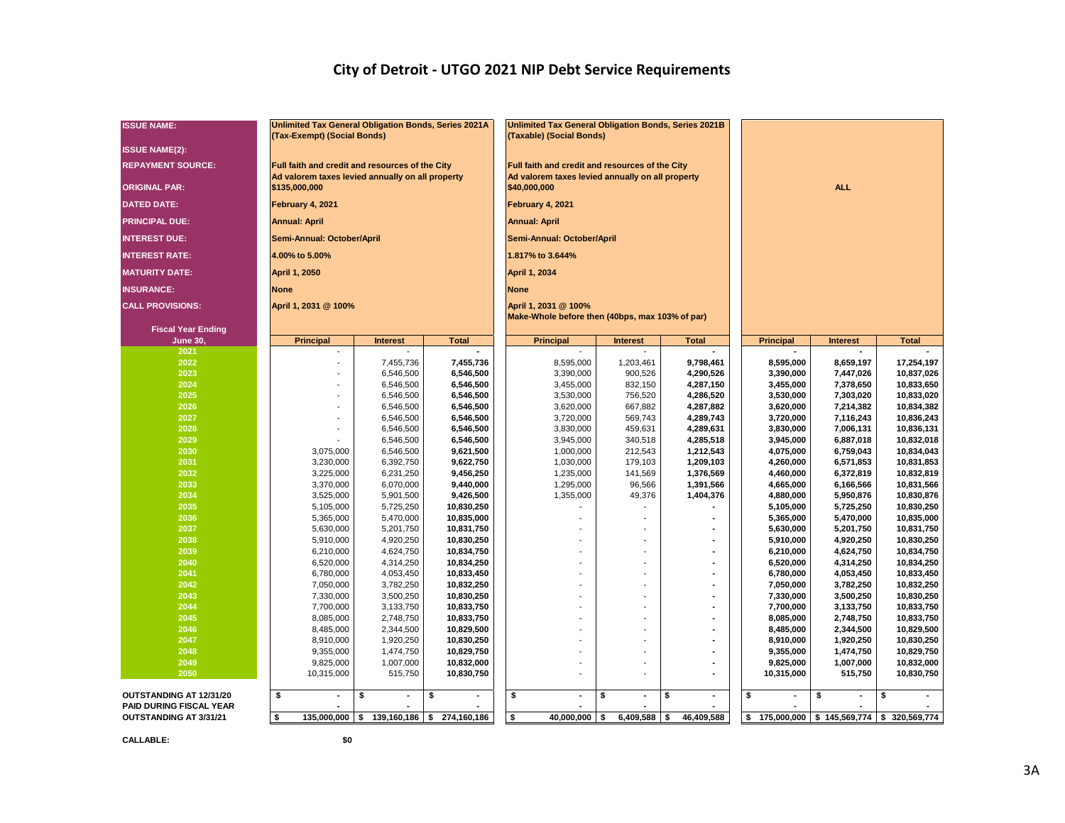# City of Detroit - UTGO 2021 NIP Debt Service Requirements

| ISSUE NAME: | Unlimited Tax General Obligation Bonds, Series 2021A (Tax-Exempt) (Social Bonds) | | | Unlimited Tax General Obligation Bonds, Series 2021B (Taxable) (Social Bonds) | | | ALL | | |
|---|---|---|---|---|---|---|---|---|---|
| ISSUE NAME(2): | | | | | | | | | |
| REPAYMENT SOURCE: | Full faith and credit and resources of the City Ad valorem taxes levied annually on all property | | | Full faith and credit and resources of the City Ad valorem taxes levied annually on all property | | | | | |
| ORIGINAL PAR: | $135,000,000 | | | $40,000,000 | | | | | |
| DATED DATE: | February 4, 2021 | | | February 4, 2021 | | | | | |
| PRINCIPAL DUE: | Annual: April | | | Annual: April | | | | | |
| INTEREST DUE: | Semi-Annual: October/April | | | Semi-Annual: October/April | | | | | |
| INTEREST RATE: | 4.00% to 5.00% | | | 1.817% to 3.644% | | | | | |
| MATURITY DATE: | April 1, 2050 | | | April 1, 2034 | | | | | |
| INSURANCE: | None | | | None | | | | | |
| CALL PROVISIONS: | April 1, 2031 @ 100% | | | April 1, 2031 @ 100% Make-Whole before then (40bps, max 103% of par) | | | | | |
| **Fiscal Year Ending June 30,** | **Principal** | **Interest** | **Total** | **Principal** | **Interest** | **Total** | **Principal** | **Interest** | **Total** |
| 2021 | - | - | - | - | - | - | - | - | - |
| 2022 | - | 7,455,736 | 7,455,736 | 8,595,000 | 1,203,461 | 9,798,461 | 8,595,000 | 8,659,197 | 17,254,197 |
| 2023 | - | 6,546,500 | 6,546,500 | 3,390,000 | 900,526 | 4,290,526 | 3,390,000 | 7,447,026 | 10,837,026 |
| 2024 | - | 6,546,500 | 6,546,500 | 3,455,000 | 832,150 | 4,287,150 | 3,455,000 | 7,378,650 | 10,833,650 |
| 2025 | - | 6,546,500 | 6,546,500 | 3,530,000 | 756,520 | 4,286,520 | 3,530,000 | 7,303,020 | 10,833,020 |
| 2026 | - | 6,546,500 | 6,546,500 | 3,620,000 | 667,882 | 4,287,882 | 3,620,000 | 7,214,382 | 10,834,382 |
| 2027 | - | 6,546,500 | 6,546,500 | 3,720,000 | 569,743 | 4,289,743 | 3,720,000 | 7,116,243 | 10,836,243 |
| 2028 | - | 6,546,500 | 6,546,500 | 3,830,000 | 459,631 | 4,289,631 | 3,830,000 | 7,006,131 | 10,836,131 |
| 2029 | - | 6,546,500 | 6,546,500 | 3,945,000 | 340,518 | 4,285,518 | 3,945,000 | 6,887,018 | 10,832,018 |
| 2030 | 3,075,000 | 6,546,500 | 9,621,500 | 1,000,000 | 212,543 | 1,212,543 | 4,075,000 | 6,759,043 | 10,834,043 |
| 2031 | 3,230,000 | 6,392,750 | 9,622,750 | 1,030,000 | 179,103 | 1,209,103 | 4,260,000 | 6,571,853 | 10,831,853 |
| 2032 | 3,225,000 | 6,231,250 | 9,456,250 | 1,235,000 | 141,569 | 1,376,569 | 4,460,000 | 6,372,819 | 10,832,819 |
| 2033 | 3,370,000 | 6,070,000 | 9,440,000 | 1,295,000 | 96,566 | 1,391,566 | 4,665,000 | 6,166,566 | 10,831,566 |
| 2034 | 3,525,000 | 5,901,500 | 9,426,500 | 1,355,000 | 49,376 | 1,404,376 | 4,880,000 | 5,950,876 | 10,830,876 |
| 2035 | 5,105,000 | 5,725,250 | 10,830,250 | - | - | - | 5,105,000 | 5,725,250 | 10,830,250 |
| 2036 | 5,365,000 | 5,470,000 | 10,835,000 | - | - | - | 5,365,000 | 5,470,000 | 10,835,000 |
| 2037 | 5,630,000 | 5,201,750 | 10,831,750 | - | - | - | 5,630,000 | 5,201,750 | 10,831,750 |
| 2038 | 5,910,000 | 4,920,250 | 10,830,250 | - | - | - | 5,910,000 | 4,920,250 | 10,830,250 |
| 2039 | 6,210,000 | 4,624,750 | 10,834,750 | - | - | - | 6,210,000 | 4,624,750 | 10,834,750 |
| 2040 | 6,520,000 | 4,314,250 | 10,834,250 | - | - | - | 6,520,000 | 4,314,250 | 10,834,250 |
| 2041 | 6,780,000 | 4,053,450 | 10,833,450 | - | - | - | 6,780,000 | 4,053,450 | 10,833,450 |
| 2042 | 7,050,000 | 3,782,250 | 10,832,250 | - | - | - | 7,050,000 | 3,782,250 | 10,832,250 |
| 2043 | 7,330,000 | 3,500,250 | 10,830,250 | - | - | - | 7,330,000 | 3,500,250 | 10,830,250 |
| 2044 | 7,700,000 | 3,133,750 | 10,833,750 | - | - | - | 7,700,000 | 3,133,750 | 10,833,750 |
| 2045 | 8,085,000 | 2,748,750 | 10,833,750 | - | - | - | 8,085,000 | 2,748,750 | 10,833,750 |
| 2046 | 8,485,000 | 2,344,500 | 10,829,500 | - | - | - | 8,485,000 | 2,344,500 | 10,829,500 |
| 2047 | 8,910,000 | 1,920,250 | 10,830,250 | - | - | - | 8,910,000 | 1,920,250 | 10,830,250 |
| 2048 | 9,355,000 | 1,474,750 | 10,829,750 | - | - | - | 9,355,000 | 1,474,750 | 10,829,750 |
| 2049 | 9,825,000 | 1,007,000 | 10,832,000 | - | - | - | 9,825,000 | 1,007,000 | 10,832,000 |
| 2050 | 10,315,000 | 515,750 | 10,830,750 | - | - | - | 10,315,000 | 515,750 | 10,830,750 |
| **OUTSTANDING AT 12/31/20** | $ - | $ - | $ - | $ - | $ - | $ - | $ - | $ - | $ - |
| **PAID DURING FISCAL YEAR** | - | - | - | - | - | - | - | - | - |
| **OUTSTANDING AT 3/31/21** | $ 135,000,000 | $ 139,160,186 | $ 274,160,186 | $ 40,000,000 | $ 6,409,588 | $ 46,409,588 | $ 175,000,000 | $ 145,569,774 | $ 320,569,774 |

**CALLABLE:** $0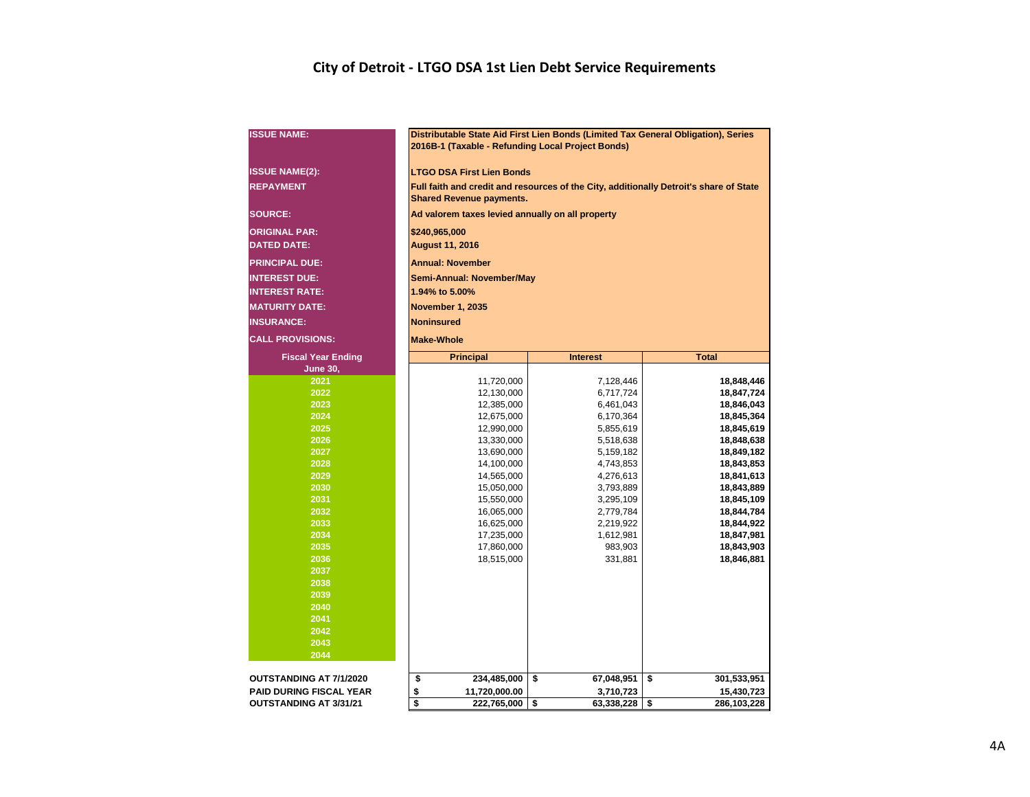# City of Detroit - LTGO DSA 1st Lien Debt Service Requirements

| | |
|---|---|
| **ISSUE NAME:** | **Distributable State Aid First Lien Bonds (Limited Tax General Obligation), Series 2016B-1 (Taxable - Refunding Local Project Bonds)** |
| **ISSUE NAME(2):** | **LTGO DSA First Lien Bonds** |
| **REPAYMENT** | **Full faith and credit and resources of the City, additionally Detroit's share of State Shared Revenue payments.** |
| **SOURCE:** | **Ad valorem taxes levied annually on all property** |
| **ORIGINAL PAR:** | **$240,965,000** |
| **DATED DATE:** | **August 11, 2016** |
| **PRINCIPAL DUE:** | **Annual: November** |
| **INTEREST DUE:** | **Semi-Annual: November/May** |
| **INTEREST RATE:** | **1.94% to 5.00%** |
| **MATURITY DATE:** | **November 1, 2035** |
| **INSURANCE:** | **Noninsured** |
| **CALL PROVISIONS:** | **Make-Whole** |

| Fiscal Year Ending June 30, | Principal | Interest | Total |
|---|---|---|---|
| 2021 | 11,720,000 | 7,128,446 | **18,848,446** |
| 2022 | 12,130,000 | 6,717,724 | **18,847,724** |
| 2023 | 12,385,000 | 6,461,043 | **18,846,043** |
| 2024 | 12,675,000 | 6,170,364 | **18,845,364** |
| 2025 | 12,990,000 | 5,855,619 | **18,845,619** |
| 2026 | 13,330,000 | 5,518,638 | **18,848,638** |
| 2027 | 13,690,000 | 5,159,182 | **18,849,182** |
| 2028 | 14,100,000 | 4,743,853 | **18,843,853** |
| 2029 | 14,565,000 | 4,276,613 | **18,841,613** |
| 2030 | 15,050,000 | 3,793,889 | **18,843,889** |
| 2031 | 15,550,000 | 3,295,109 | **18,845,109** |
| 2032 | 16,065,000 | 2,779,784 | **18,844,784** |
| 2033 | 16,625,000 | 2,219,922 | **18,844,922** |
| 2034 | 17,235,000 | 1,612,981 | **18,847,981** |
| 2035 | 17,860,000 | 983,903 | **18,843,903** |
| 2036 | 18,515,000 | 331,881 | **18,846,881** |
| 2037 | | | |
| 2038 | | | |
| 2039 | | | |
| 2040 | | | |
| 2041 | | | |
| 2042 | | | |
| 2043 | | | |
| 2044 | | | |
| **OUTSTANDING AT 7/1/2020** | **$ 234,485,000** | **$ 67,048,951** | **$ 301,533,951** |
| **PAID DURING FISCAL YEAR** | **$ 11,720,000.00** | **3,710,723** | **15,430,723** |
| **OUTSTANDING AT 3/31/21** | **$ 222,765,000** | **$ 63,338,228** | **$ 286,103,228** |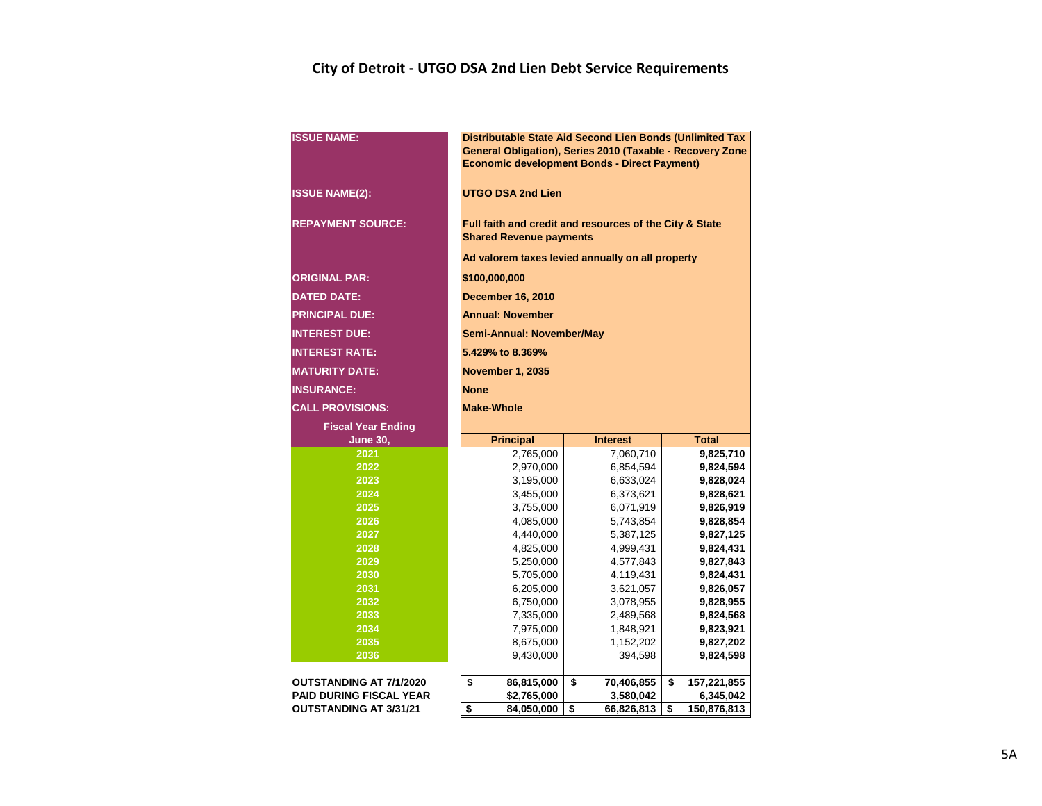## City of Detroit - UTGO DSA 2nd Lien Debt Service Requirements

| | |
|---|---|
| **ISSUE NAME:** | **Distributable State Aid Second Lien Bonds (Unlimited Tax General Obligation), Series 2010 (Taxable - Recovery Zone Economic development Bonds - Direct Payment)** |
| **ISSUE NAME(2):** | **UTGO DSA 2nd Lien** |
| **REPAYMENT SOURCE:** | **Full faith and credit and resources of the City & State Shared Revenue payments** |
| | **Ad valorem taxes levied annually on all property** |
| **ORIGINAL PAR:** | **$100,000,000** |
| **DATED DATE:** | **December 16, 2010** |
| **PRINCIPAL DUE:** | **Annual: November** |
| **INTEREST DUE:** | **Semi-Annual: November/May** |
| **INTEREST RATE:** | **5.429% to 8.369%** |
| **MATURITY DATE:** | **November 1, 2035** |
| **INSURANCE:** | **None** |
| **CALL PROVISIONS:** | **Make-Whole** |

| Fiscal Year Ending June 30, | Principal | Interest | Total |
|---|---|---|---|
| 2021 | 2,765,000 | 7,060,710 | **9,825,710** |
| 2022 | 2,970,000 | 6,854,594 | **9,824,594** |
| 2023 | 3,195,000 | 6,633,024 | **9,828,024** |
| 2024 | 3,455,000 | 6,373,621 | **9,828,621** |
| 2025 | 3,755,000 | 6,071,919 | **9,826,919** |
| 2026 | 4,085,000 | 5,743,854 | **9,828,854** |
| 2027 | 4,440,000 | 5,387,125 | **9,827,125** |
| 2028 | 4,825,000 | 4,999,431 | **9,824,431** |
| 2029 | 5,250,000 | 4,577,843 | **9,827,843** |
| 2030 | 5,705,000 | 4,119,431 | **9,824,431** |
| 2031 | 6,205,000 | 3,621,057 | **9,826,057** |
| 2032 | 6,750,000 | 3,078,955 | **9,828,955** |
| 2033 | 7,335,000 | 2,489,568 | **9,824,568** |
| 2034 | 7,975,000 | 1,848,921 | **9,823,921** |
| 2035 | 8,675,000 | 1,152,202 | **9,827,202** |
| 2036 | 9,430,000 | 394,598 | **9,824,598** |
| **OUTSTANDING AT 7/1/2020** | **$ 86,815,000** | **$ 70,406,855** | **$ 157,221,855** |
| **PAID DURING FISCAL YEAR** | **$2,765,000** | **3,580,042** | **6,345,042** |
| **OUTSTANDING AT 3/31/21** | **$ 84,050,000** | **$ 66,826,813** | **$ 150,876,813** |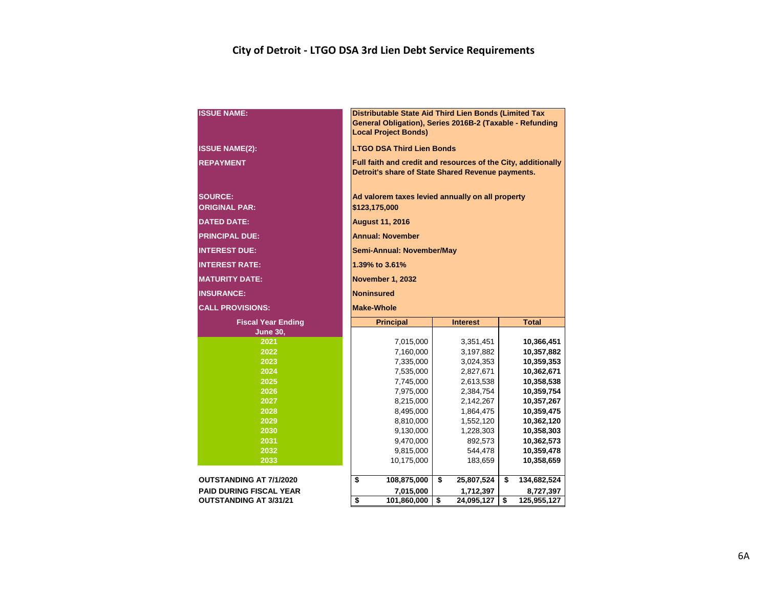## City of Detroit - LTGO DSA 3rd Lien Debt Service Requirements

| | |
|---|---|
| **ISSUE NAME:** | **Distributable State Aid Third Lien Bonds (Limited Tax General Obligation), Series 2016B-2 (Taxable - Refunding Local Project Bonds)** |
| **ISSUE NAME(2):** | **LTGO DSA Third Lien Bonds** |
| **REPAYMENT** | **Full faith and credit and resources of the City, additionally Detroit's share of State Shared Revenue payments.** |
| **SOURCE:** | **Ad valorem taxes levied annually on all property** |
| **ORIGINAL PAR:** | **$123,175,000** |
| **DATED DATE:** | **August 11, 2016** |
| **PRINCIPAL DUE:** | **Annual: November** |
| **INTEREST DUE:** | **Semi-Annual: November/May** |
| **INTEREST RATE:** | **1.39% to 3.61%** |
| **MATURITY DATE:** | **November 1, 2032** |
| **INSURANCE:** | **Noninsured** |
| **CALL PROVISIONS:** | **Make-Whole** |

| Fiscal Year Ending June 30, | Principal | Interest | Total |
|---|---|---|---|
| 2021 | 7,015,000 | 3,351,451 | **10,366,451** |
| 2022 | 7,160,000 | 3,197,882 | **10,357,882** |
| 2023 | 7,335,000 | 3,024,353 | **10,359,353** |
| 2024 | 7,535,000 | 2,827,671 | **10,362,671** |
| 2025 | 7,745,000 | 2,613,538 | **10,358,538** |
| 2026 | 7,975,000 | 2,384,754 | **10,359,754** |
| 2027 | 8,215,000 | 2,142,267 | **10,357,267** |
| 2028 | 8,495,000 | 1,864,475 | **10,359,475** |
| 2029 | 8,810,000 | 1,552,120 | **10,362,120** |
| 2030 | 9,130,000 | 1,228,303 | **10,358,303** |
| 2031 | 9,470,000 | 892,573 | **10,362,573** |
| 2032 | 9,815,000 | 544,478 | **10,359,478** |
| 2033 | 10,175,000 | 183,659 | **10,358,659** |
| **OUTSTANDING AT 7/1/2020** | **$ 108,875,000** | **$ 25,807,524** | **$ 134,682,524** |
| **PAID DURING FISCAL YEAR** | **7,015,000** | **1,712,397** | **8,727,397** |
| **OUTSTANDING AT 3/31/21** | **$ 101,860,000** | **$ 24,095,127** | **$ 125,955,127** |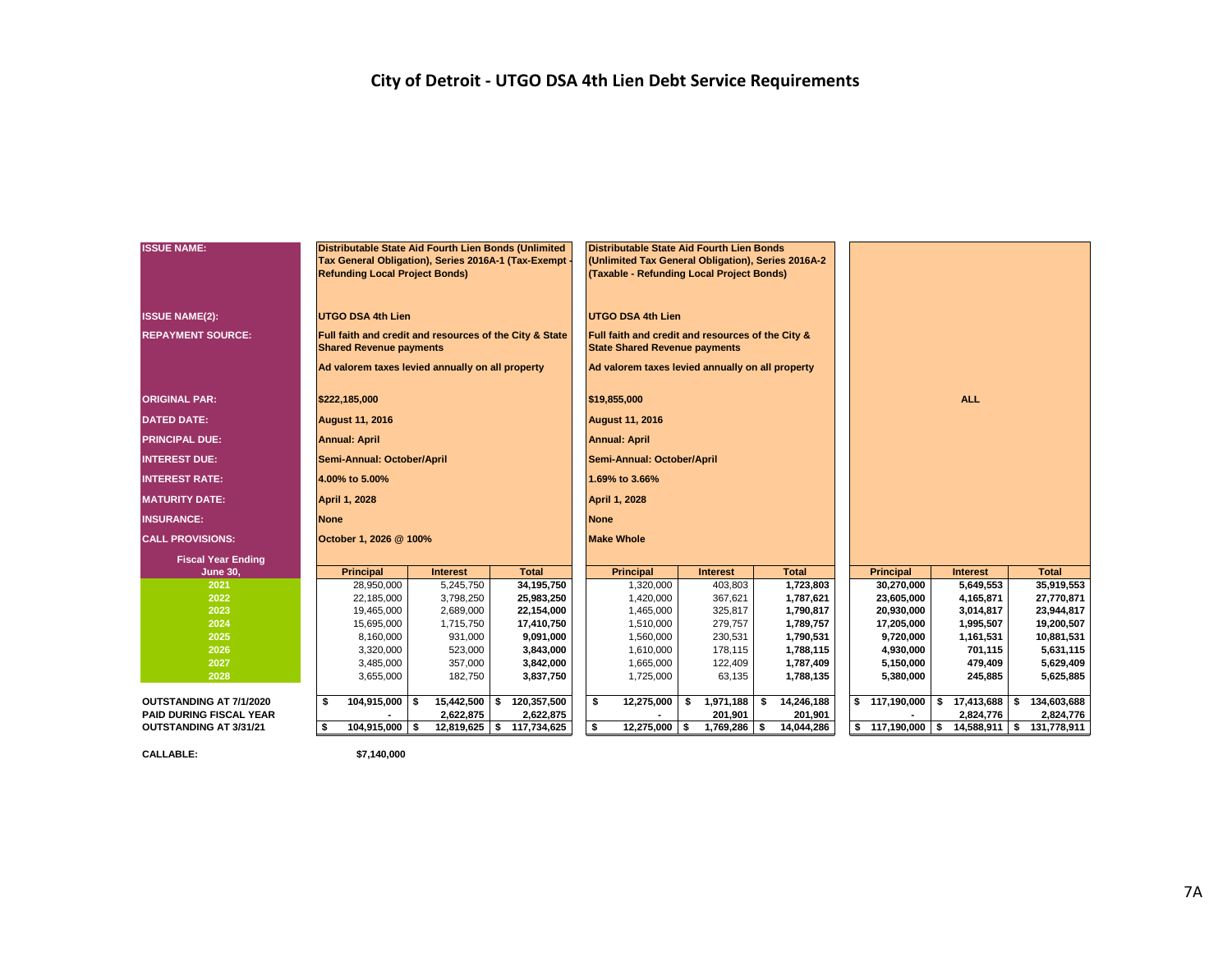# City of Detroit - UTGO DSA 4th Lien Debt Service Requirements

| ISSUE NAME: | Distributable State Aid Fourth Lien Bonds (Unlimited Tax General Obligation), Series 2016A-1 (Tax-Exempt - Refunding Local Project Bonds) | | | Distributable State Aid Fourth Lien Bonds (Unlimited Tax General Obligation), Series 2016A-2 (Taxable - Refunding Local Project Bonds) | | | | | |
|---|---|---|---|---|---|---|---|---|---|
| ISSUE NAME(2): | UTGO DSA 4th Lien | | | UTGO DSA 4th Lien | | | | | |
| REPAYMENT SOURCE: | Full faith and credit and resources of the City & State Shared Revenue payments | | | Full faith and credit and resources of the City & State Shared Revenue payments | | | | | |
| | Ad valorem taxes levied annually on all property | | | Ad valorem taxes levied annually on all property | | | | | |
| ORIGINAL PAR: | $222,185,000 | | | $19,855,000 | | | | ALL | |
| DATED DATE: | August 11, 2016 | | | August 11, 2016 | | | | | |
| PRINCIPAL DUE: | Annual: April | | | Annual: April | | | | | |
| INTEREST DUE: | Semi-Annual: October/April | | | Semi-Annual: October/April | | | | | |
| INTEREST RATE: | 4.00% to 5.00% | | | 1.69% to 3.66% | | | | | |
| MATURITY DATE: | April 1, 2028 | | | April 1, 2028 | | | | | |
| INSURANCE: | None | | | None | | | | | |
| CALL PROVISIONS: | October 1, 2026 @ 100% | | | Make Whole | | | | | |
| **Fiscal Year Ending June 30,** | **Principal** | **Interest** | **Total** | **Principal** | **Interest** | **Total** | **Principal** | **Interest** | **Total** |
| 2021 | 28,950,000 | 5,245,750 | 34,195,750 | 1,320,000 | 403,803 | 1,723,803 | 30,270,000 | 5,649,553 | 35,919,553 |
| 2022 | 22,185,000 | 3,798,250 | 25,983,250 | 1,420,000 | 367,621 | 1,787,621 | 23,605,000 | 4,165,871 | 27,770,871 |
| 2023 | 19,465,000 | 2,689,000 | 22,154,000 | 1,465,000 | 325,817 | 1,790,817 | 20,930,000 | 3,014,817 | 23,944,817 |
| 2024 | 15,695,000 | 1,715,750 | 17,410,750 | 1,510,000 | 279,757 | 1,789,757 | 17,205,000 | 1,995,507 | 19,200,507 |
| 2025 | 8,160,000 | 931,000 | 9,091,000 | 1,560,000 | 230,531 | 1,790,531 | 9,720,000 | 1,161,531 | 10,881,531 |
| 2026 | 3,320,000 | 523,000 | 3,843,000 | 1,610,000 | 178,115 | 1,788,115 | 4,930,000 | 701,115 | 5,631,115 |
| 2027 | 3,485,000 | 357,000 | 3,842,000 | 1,665,000 | 122,409 | 1,787,409 | 5,150,000 | 479,409 | 5,629,409 |
| 2028 | 3,655,000 | 182,750 | 3,837,750 | 1,725,000 | 63,135 | 1,788,135 | 5,380,000 | 245,885 | 5,625,885 |
| OUTSTANDING AT 7/1/2020 | $ 104,915,000 | $ 15,442,500 | $ 120,357,500 | $ 12,275,000 | $ 1,971,188 | $ 14,246,188 | $ 117,190,000 | $ 17,413,688 | $ 134,603,688 |
| PAID DURING FISCAL YEAR | - | 2,622,875 | 2,622,875 | - | 201,901 | 201,901 | - | 2,824,776 | 2,824,776 |
| OUTSTANDING AT 3/31/21 | $ 104,915,000 | $ 12,819,625 | $ 117,734,625 | $ 12,275,000 | $ 1,769,286 | $ 14,044,286 | $ 117,190,000 | $ 14,588,911 | $ 131,778,911 |

CALLABLE: $7,140,000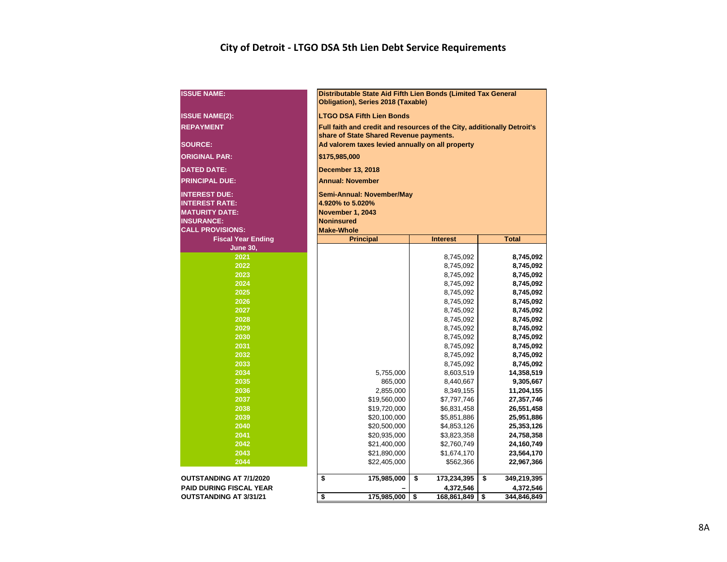# City of Detroit - LTGO DSA 5th Lien Debt Service Requirements

| | |
|---|---|
| **ISSUE NAME:** | **Distributable State Aid Fifth Lien Bonds (Limited Tax General Obligation), Series 2018 (Taxable)** |
| **ISSUE NAME(2):** | **LTGO DSA Fifth Lien Bonds** |
| **REPAYMENT** | **Full faith and credit and resources of the City, additionally Detroit's share of State Shared Revenue payments.** |
| **SOURCE:** | **Ad valorem taxes levied annually on all property** |
| **ORIGINAL PAR:** | **$175,985,000** |
| **DATED DATE:** | **December 13, 2018** |
| **PRINCIPAL DUE:** | **Annual: November** |
| **INTEREST DUE:** | **Semi-Annual: November/May** |
| **INTEREST RATE:** | **4.920% to 5.020%** |
| **MATURITY DATE:** | **November 1, 2043** |
| **INSURANCE:** | **Noninsured** |
| **CALL PROVISIONS:** | **Make-Whole** |

| Fiscal Year Ending June 30, | Principal | Interest | Total |
|---|---|---|---|
| 2021 | | 8,745,092 | **8,745,092** |
| 2022 | | 8,745,092 | **8,745,092** |
| 2023 | | 8,745,092 | **8,745,092** |
| 2024 | | 8,745,092 | **8,745,092** |
| 2025 | | 8,745,092 | **8,745,092** |
| 2026 | | 8,745,092 | **8,745,092** |
| 2027 | | 8,745,092 | **8,745,092** |
| 2028 | | 8,745,092 | **8,745,092** |
| 2029 | | 8,745,092 | **8,745,092** |
| 2030 | | 8,745,092 | **8,745,092** |
| 2031 | | 8,745,092 | **8,745,092** |
| 2032 | | 8,745,092 | **8,745,092** |
| 2033 | | 8,745,092 | **8,745,092** |
| 2034 | 5,755,000 | 8,603,519 | **14,358,519** |
| 2035 | 865,000 | 8,440,667 | **9,305,667** |
| 2036 | 2,855,000 | 8,349,155 | **11,204,155** |
| 2037 | $19,560,000 | $7,797,746 | **27,357,746** |
| 2038 | $19,720,000 | $6,831,458 | **26,551,458** |
| 2039 | $20,100,000 | $5,851,886 | **25,951,886** |
| 2040 | $20,500,000 | $4,853,126 | **25,353,126** |
| 2041 | $20,935,000 | $3,823,358 | **24,758,358** |
| 2042 | $21,400,000 | $2,760,749 | **24,160,749** |
| 2043 | $21,890,000 | $1,674,170 | **23,564,170** |
| 2044 | $22,405,000 | $562,366 | **22,967,366** |
| **OUTSTANDING AT 7/1/2020** | **$ 175,985,000** | **$ 173,234,395** | **$ 349,219,395** |
| **PAID DURING FISCAL YEAR** | **–** | **4,372,546** | **4,372,546** |
| **OUTSTANDING AT 3/31/21** | **$ 175,985,000** | **$ 168,861,849** | **$ 344,846,849** |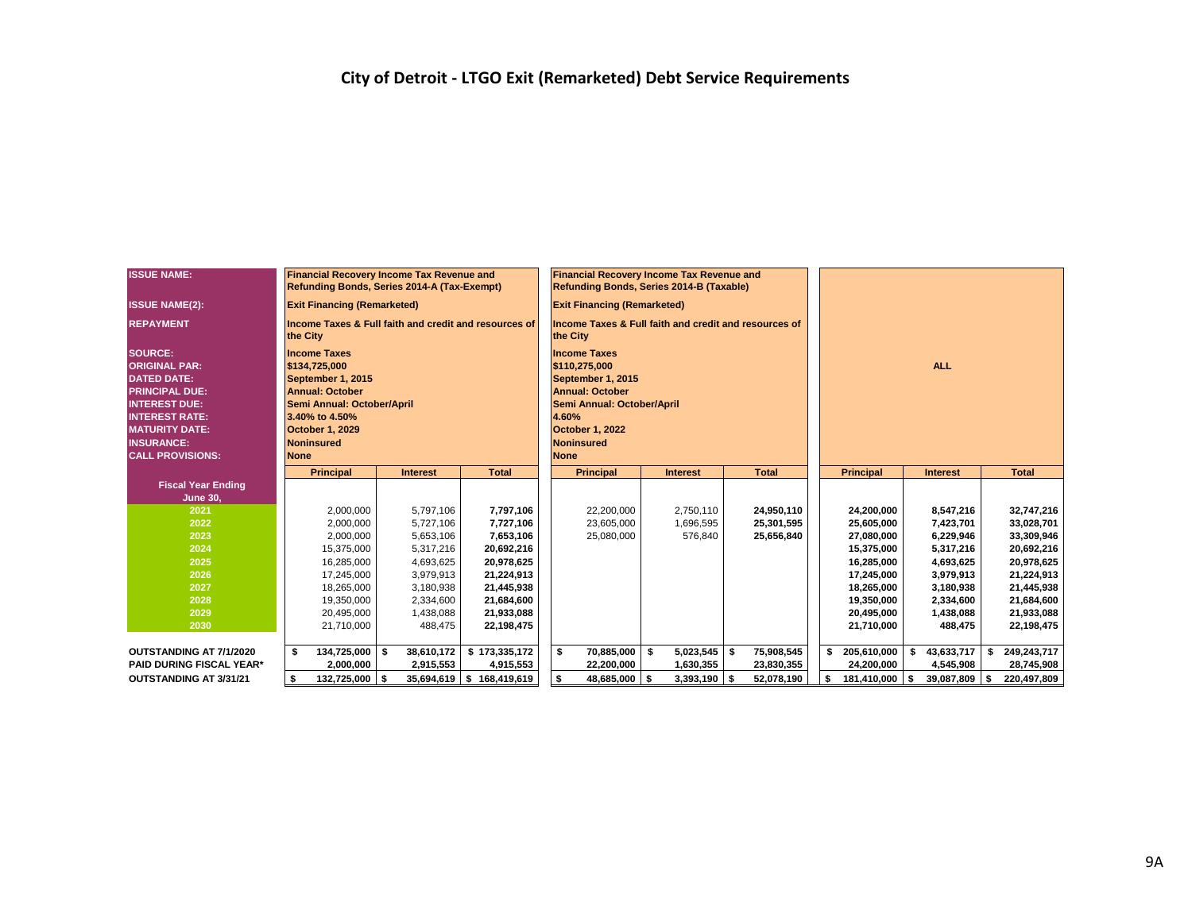# City of Detroit - LTGO Exit (Remarketed) Debt Service Requirements

| ISSUE NAME: | Financial Recovery Income Tax Revenue and Refunding Bonds, Series 2014-A (Tax-Exempt) | | | Financial Recovery Income Tax Revenue and Refunding Bonds, Series 2014-B (Taxable) | | | ALL | | |
|---|---|---|---|---|---|---|---|---|---|
| ISSUE NAME(2): | Exit Financing (Remarketed) | | | Exit Financing (Remarketed) | | | | | |
| REPAYMENT | Income Taxes & Full faith and credit and resources of the City | | | Income Taxes & Full faith and credit and resources of the City | | | | | |
| SOURCE: | Income Taxes | | | Income Taxes | | | | | |
| ORIGINAL PAR: | $134,725,000 | | | $110,275,000 | | | | | |
| DATED DATE: | September 1, 2015 | | | September 1, 2015 | | | | | |
| PRINCIPAL DUE: | Annual: October | | | Annual: October | | | | | |
| INTEREST DUE: | Semi Annual: October/April | | | Semi Annual: October/April | | | | | |
| INTEREST RATE: | 3.40% to 4.50% | | | 4.60% | | | | | |
| MATURITY DATE: | October 1, 2029 | | | October 1, 2022 | | | | | |
| INSURANCE: | Noninsured | | | Noninsured | | | | | |
| CALL PROVISIONS: | None | | | None | | | | | |
| **Fiscal Year Ending June 30,** | **Principal** | **Interest** | **Total** | **Principal** | **Interest** | **Total** | **Principal** | **Interest** | **Total** |
| 2021 | 2,000,000 | 5,797,106 | **7,797,106** | 22,200,000 | 2,750,110 | **24,950,110** | **24,200,000** | **8,547,216** | **32,747,216** |
| 2022 | 2,000,000 | 5,727,106 | **7,727,106** | 23,605,000 | 1,696,595 | **25,301,595** | **25,605,000** | **7,423,701** | **33,028,701** |
| 2023 | 2,000,000 | 5,653,106 | **7,653,106** | 25,080,000 | 576,840 | **25,656,840** | **27,080,000** | **6,229,946** | **33,309,946** |
| 2024 | 15,375,000 | 5,317,216 | **20,692,216** | | | | **15,375,000** | **5,317,216** | **20,692,216** |
| 2025 | 16,285,000 | 4,693,625 | **20,978,625** | | | | **16,285,000** | **4,693,625** | **20,978,625** |
| 2026 | 17,245,000 | 3,979,913 | **21,224,913** | | | | **17,245,000** | **3,979,913** | **21,224,913** |
| 2027 | 18,265,000 | 3,180,938 | **21,445,938** | | | | **18,265,000** | **3,180,938** | **21,445,938** |
| 2028 | 19,350,000 | 2,334,600 | **21,684,600** | | | | **19,350,000** | **2,334,600** | **21,684,600** |
| 2029 | 20,495,000 | 1,438,088 | **21,933,088** | | | | **20,495,000** | **1,438,088** | **21,933,088** |
| 2030 | 21,710,000 | 488,475 | **22,198,475** | | | | **21,710,000** | **488,475** | **22,198,475** |
| **OUTSTANDING AT 7/1/2020** | **$ 134,725,000** | **$ 38,610,172** | **$ 173,335,172** | **$ 70,885,000** | **$ 5,023,545** | **$ 75,908,545** | **$ 205,610,000** | **$ 43,633,717** | **$ 249,243,717** |
| **PAID DURING FISCAL YEAR*** | **2,000,000** | **2,915,553** | **4,915,553** | **22,200,000** | **1,630,355** | **23,830,355** | **24,200,000** | **4,545,908** | **28,745,908** |
| **OUTSTANDING AT 3/31/21** | **$ 132,725,000** | **$ 35,694,619** | **$ 168,419,619** | **$ 48,685,000** | **$ 3,393,190** | **$ 52,078,190** | **$ 181,410,000** | **$ 39,087,809** | **$ 220,497,809** |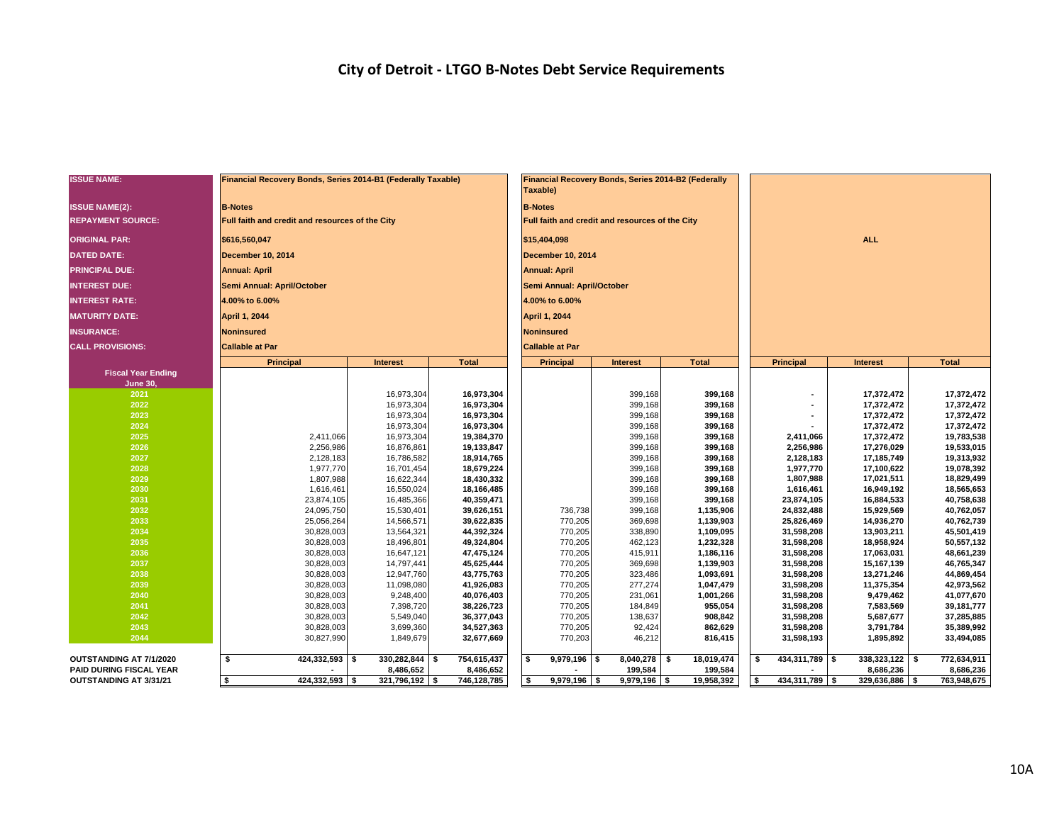# City of Detroit - LTGO B-Notes Debt Service Requirements

| ISSUE NAME: | Financial Recovery Bonds, Series 2014-B1 (Federally Taxable) | | | Financial Recovery Bonds, Series 2014-B2 (Federally Taxable) | | | | | |
|---|---|---|---|---|---|---|---|---|---|
| ISSUE NAME(2): | B-Notes | | | B-Notes | | | | | |
| REPAYMENT SOURCE: | Full faith and credit and resources of the City | | | Full faith and credit and resources of the City | | | | | |
| ORIGINAL PAR: | $616,560,047 | | | $15,404,098 | | | | ALL | |
| DATED DATE: | December 10, 2014 | | | December 10, 2014 | | | | | |
| PRINCIPAL DUE: | Annual: April | | | Annual: April | | | | | |
| INTEREST DUE: | Semi Annual: April/October | | | Semi Annual: April/October | | | | | |
| INTEREST RATE: | 4.00% to 6.00% | | | 4.00% to 6.00% | | | | | |
| MATURITY DATE: | April 1, 2044 | | | April 1, 2044 | | | | | |
| INSURANCE: | Noninsured | | | Noninsured | | | | | |
| CALL PROVISIONS: | Callable at Par | | | Callable at Par | | | | | |
| **Fiscal Year Ending June 30,** | **Principal** | **Interest** | **Total** | **Principal** | **Interest** | **Total** | **Principal** | **Interest** | **Total** |
| 2021 | | 16,973,304 | 16,973,304 | | 399,168 | 399,168 | - | 17,372,472 | 17,372,472 |
| 2022 | | 16,973,304 | 16,973,304 | | 399,168 | 399,168 | - | 17,372,472 | 17,372,472 |
| 2023 | | 16,973,304 | 16,973,304 | | 399,168 | 399,168 | - | 17,372,472 | 17,372,472 |
| 2024 | | 16,973,304 | 16,973,304 | | 399,168 | 399,168 | - | 17,372,472 | 17,372,472 |
| 2025 | 2,411,066 | 16,973,304 | 19,384,370 | | 399,168 | 399,168 | 2,411,066 | 17,372,472 | 19,783,538 |
| 2026 | 2,256,986 | 16,876,861 | 19,133,847 | | 399,168 | 399,168 | 2,256,986 | 17,276,029 | 19,533,015 |
| 2027 | 2,128,183 | 16,786,582 | 18,914,765 | | 399,168 | 399,168 | 2,128,183 | 17,185,749 | 19,313,932 |
| 2028 | 1,977,770 | 16,701,454 | 18,679,224 | | 399,168 | 399,168 | 1,977,770 | 17,100,622 | 19,078,392 |
| 2029 | 1,807,988 | 16,622,344 | 18,430,332 | | 399,168 | 399,168 | 1,807,988 | 17,021,511 | 18,829,499 |
| 2030 | 1,616,461 | 16,550,024 | 18,166,485 | | 399,168 | 399,168 | 1,616,461 | 16,949,192 | 18,565,653 |
| 2031 | 23,874,105 | 16,485,366 | 40,359,471 | | 399,168 | 399,168 | 23,874,105 | 16,884,533 | 40,758,638 |
| 2032 | 24,095,750 | 15,530,401 | 39,626,151 | 736,738 | 399,168 | 1,135,906 | 24,832,488 | 15,929,569 | 40,762,057 |
| 2033 | 25,056,264 | 14,566,571 | 39,622,835 | 770,205 | 369,698 | 1,139,903 | 25,826,469 | 14,936,270 | 40,762,739 |
| 2034 | 30,828,003 | 13,564,321 | 44,392,324 | 770,205 | 338,890 | 1,109,095 | 31,598,208 | 13,903,211 | 45,501,419 |
| 2035 | 30,828,003 | 18,496,801 | 49,324,804 | 770,205 | 462,123 | 1,232,328 | 31,598,208 | 18,958,924 | 50,557,132 |
| 2036 | 30,828,003 | 16,647,121 | 47,475,124 | 770,205 | 415,911 | 1,186,116 | 31,598,208 | 17,063,031 | 48,661,239 |
| 2037 | 30,828,003 | 14,797,441 | 45,625,444 | 770,205 | 369,698 | 1,139,903 | 31,598,208 | 15,167,139 | 46,765,347 |
| 2038 | 30,828,003 | 12,947,760 | 43,775,763 | 770,205 | 323,486 | 1,093,691 | 31,598,208 | 13,271,246 | 44,869,454 |
| 2039 | 30,828,003 | 11,098,080 | 41,926,083 | 770,205 | 277,274 | 1,047,479 | 31,598,208 | 11,375,354 | 42,973,562 |
| 2040 | 30,828,003 | 9,248,400 | 40,076,403 | 770,205 | 231,061 | 1,001,266 | 31,598,208 | 9,479,462 | 41,077,670 |
| 2041 | 30,828,003 | 7,398,720 | 38,226,723 | 770,205 | 184,849 | 955,054 | 31,598,208 | 7,583,569 | 39,181,777 |
| 2042 | 30,828,003 | 5,549,040 | 36,377,043 | 770,205 | 138,637 | 908,842 | 31,598,208 | 5,687,677 | 37,285,885 |
| 2043 | 30,828,003 | 3,699,360 | 34,527,363 | 770,205 | 92,424 | 862,629 | 31,598,208 | 3,791,784 | 35,389,992 |
| 2044 | 30,827,990 | 1,849,679 | 32,677,669 | 770,203 | 46,212 | 816,415 | 31,598,193 | 1,895,892 | 33,494,085 |
| **OUTSTANDING AT 7/1/2020** | $ 424,332,593 | $ 330,282,844 | $ 754,615,437 | $ 9,979,196 | $ 8,040,278 | $ 18,019,474 | $ 434,311,789 | $ 338,323,122 | $ 772,634,911 |
| **PAID DURING FISCAL YEAR** | - | 8,486,652 | 8,486,652 | - | 199,584 | 199,584 | - | 8,686,236 | 8,686,236 |
| **OUTSTANDING AT 3/31/21** | $ 424,332,593 | $ 321,796,192 | $ 746,128,785 | $ 9,979,196 | $ 9,979,196 | $ 19,958,392 | $ 434,311,789 | $ 329,636,886 | $ 763,948,675 |

10A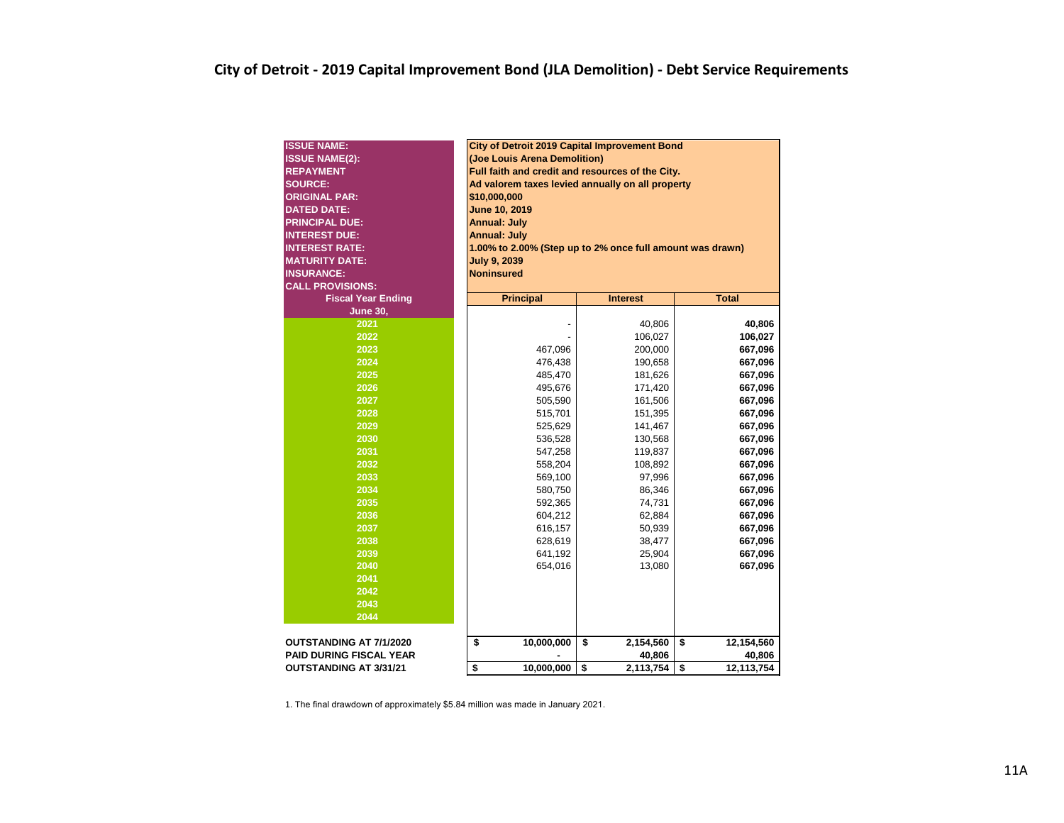# City of Detroit - 2019 Capital Improvement Bond (JLA Demolition) - Debt Service Requirements

| | |
|---|---|
| **ISSUE NAME:** | **City of Detroit 2019 Capital Improvement Bond** |
| **ISSUE NAME(2):** | **(Joe Louis Arena Demolition)** |
| **REPAYMENT** | **Full faith and credit and resources of the City.** |
| **SOURCE:** | **Ad valorem taxes levied annually on all property** |
| **ORIGINAL PAR:** | **$10,000,000** |
| **DATED DATE:** | **June 10, 2019** |
| **PRINCIPAL DUE:** | **Annual: July** |
| **INTEREST DUE:** | **Annual: July** |
| **INTEREST RATE:** | **1.00% to 2.00% (Step up to 2% once full amount was drawn)** |
| **MATURITY DATE:** | **July 9, 2039** |
| **INSURANCE:** | **Noninsured** |
| **CALL PROVISIONS:** | |

| Fiscal Year Ending June 30, | Principal | Interest | Total |
|---|---|---|---|
| 2021 | - | 40,806 | **40,806** |
| 2022 | - | 106,027 | **106,027** |
| 2023 | 467,096 | 200,000 | **667,096** |
| 2024 | 476,438 | 190,658 | **667,096** |
| 2025 | 485,470 | 181,626 | **667,096** |
| 2026 | 495,676 | 171,420 | **667,096** |
| 2027 | 505,590 | 161,506 | **667,096** |
| 2028 | 515,701 | 151,395 | **667,096** |
| 2029 | 525,629 | 141,467 | **667,096** |
| 2030 | 536,528 | 130,568 | **667,096** |
| 2031 | 547,258 | 119,837 | **667,096** |
| 2032 | 558,204 | 108,892 | **667,096** |
| 2033 | 569,100 | 97,996 | **667,096** |
| 2034 | 580,750 | 86,346 | **667,096** |
| 2035 | 592,365 | 74,731 | **667,096** |
| 2036 | 604,212 | 62,884 | **667,096** |
| 2037 | 616,157 | 50,939 | **667,096** |
| 2038 | 628,619 | 38,477 | **667,096** |
| 2039 | 641,192 | 25,904 | **667,096** |
| 2040 | 654,016 | 13,080 | **667,096** |
| 2041 | | | |
| 2042 | | | |
| 2043 | | | |
| 2044 | | | |
| **OUTSTANDING AT 7/1/2020** | **$ 10,000,000** | **$ 2,154,560** | **$ 12,154,560** |
| **PAID DURING FISCAL YEAR** | **-** | **40,806** | **40,806** |
| **OUTSTANDING AT 3/31/21** | **$ 10,000,000** | **$ 2,113,754** | **$ 12,113,754** |

1. The final drawdown of approximately $5.84 million was made in January 2021.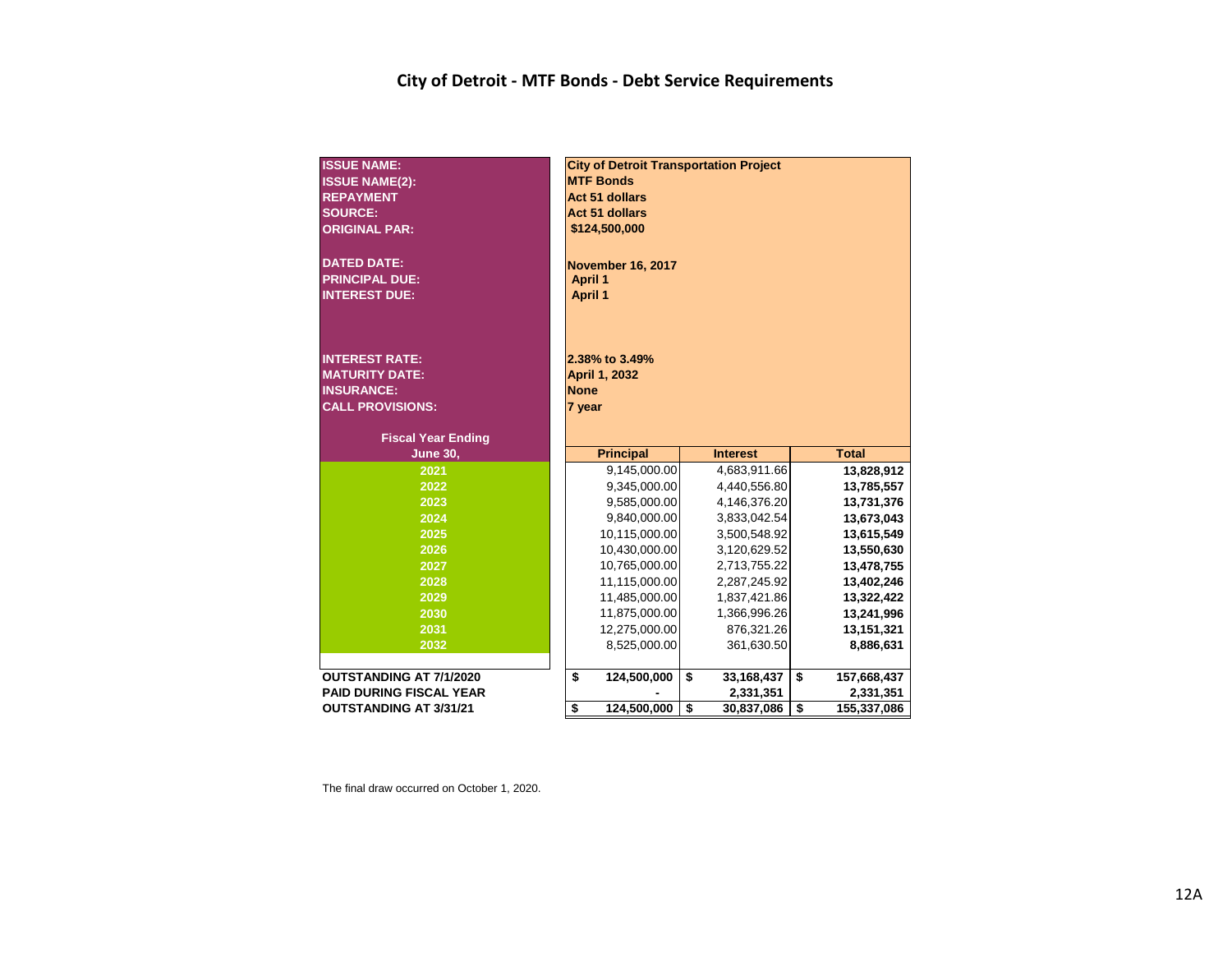# City of Detroit - MTF Bonds - Debt Service Requirements

| | |
|---|---|
| **ISSUE NAME:** | **City of Detroit Transportation Project** |
| **ISSUE NAME(2):** | **MTF Bonds** |
| **REPAYMENT** | **Act 51 dollars** |
| **SOURCE:** | **Act 51 dollars** |
| **ORIGINAL PAR:** | **$124,500,000** |
| **DATED DATE:** | **November 16, 2017** |
| **PRINCIPAL DUE:** | **April 1** |
| **INTEREST DUE:** | **April 1** |
| **INTEREST RATE:** | **2.38% to 3.49%** |
| **MATURITY DATE:** | **April 1, 2032** |
| **INSURANCE:** | **None** |
| **CALL PROVISIONS:** | **7 year** |

| Fiscal Year Ending June 30, | Principal | Interest | Total |
|---|---|---|---|
| 2021 | 9,145,000.00 | 4,683,911.66 | **13,828,912** |
| 2022 | 9,345,000.00 | 4,440,556.80 | **13,785,557** |
| 2023 | 9,585,000.00 | 4,146,376.20 | **13,731,376** |
| 2024 | 9,840,000.00 | 3,833,042.54 | **13,673,043** |
| 2025 | 10,115,000.00 | 3,500,548.92 | **13,615,549** |
| 2026 | 10,430,000.00 | 3,120,629.52 | **13,550,630** |
| 2027 | 10,765,000.00 | 2,713,755.22 | **13,478,755** |
| 2028 | 11,115,000.00 | 2,287,245.92 | **13,402,246** |
| 2029 | 11,485,000.00 | 1,837,421.86 | **13,322,422** |
| 2030 | 11,875,000.00 | 1,366,996.26 | **13,241,996** |
| 2031 | 12,275,000.00 | 876,321.26 | **13,151,321** |
| 2032 | 8,525,000.00 | 361,630.50 | **8,886,631** |
| **OUTSTANDING AT 7/1/2020** | **$ 124,500,000** | **$ 33,168,437** | **$ 157,668,437** |
| **PAID DURING FISCAL YEAR** | **-** | **2,331,351** | **2,331,351** |
| **OUTSTANDING AT 3/31/21** | **$ 124,500,000** | **$ 30,837,086** | **$ 155,337,086** |

The final draw occurred on October 1, 2020.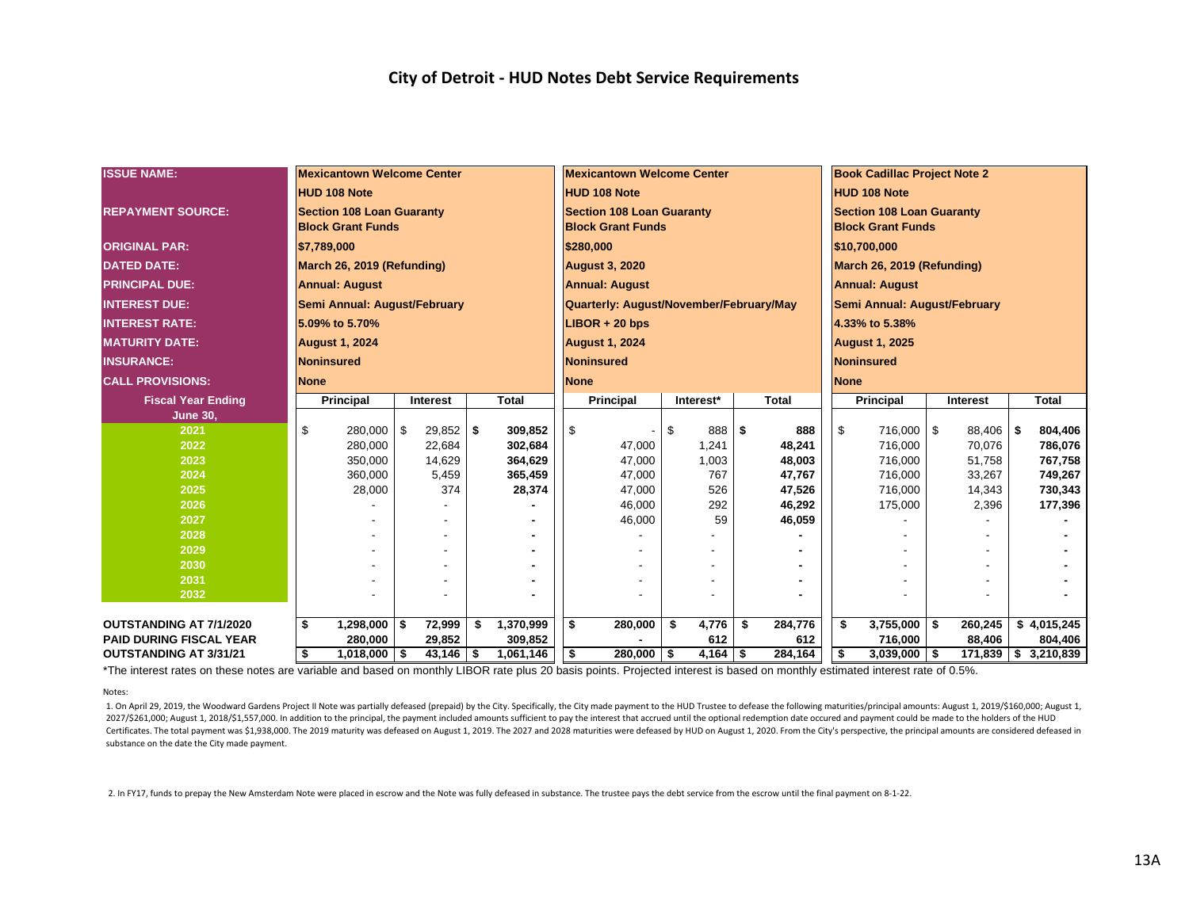# City of Detroit - HUD Notes Debt Service Requirements

| ISSUE NAME: | Mexicantown Welcome Center HUD 108 Note | | | Mexicantown Welcome Center HUD 108 Note | | | Book Cadillac Project Note 2 HUD 108 Note | | |
|---|---|---|---|---|---|---|---|---|---|
| REPAYMENT SOURCE: | Section 108 Loan Guaranty Block Grant Funds | | | Section 108 Loan Guaranty Block Grant Funds | | | Section 108 Loan Guaranty Block Grant Funds | | |
| ORIGINAL PAR: | $7,789,000 | | | $280,000 | | | $10,700,000 | | |
| DATED DATE: | March 26, 2019 (Refunding) | | | August 3, 2020 | | | March 26, 2019 (Refunding) | | |
| PRINCIPAL DUE: | Annual: August | | | Annual: August | | | Annual: August | | |
| INTEREST DUE: | Semi Annual: August/February | | | Quarterly: August/November/February/May | | | Semi Annual: August/February | | |
| INTEREST RATE: | 5.09% to 5.70% | | | LIBOR + 20 bps | | | 4.33% to 5.38% | | |
| MATURITY DATE: | August 1, 2024 | | | August 1, 2024 | | | August 1, 2025 | | |
| INSURANCE: | Noninsured | | | Noninsured | | | Noninsured | | |
| CALL PROVISIONS: | None | | | None | | | None | | |
| **Fiscal Year Ending June 30,** | **Principal** | **Interest** | **Total** | **Principal** | **Interest*** | **Total** | **Principal** | **Interest** | **Total** |
| 2021 | $ 280,000 | $ 29,852 | $ 309,852 | $ - | $ 888 | $ 888 | $ 716,000 | $ 88,406 | $ 804,406 |
| 2022 | 280,000 | 22,684 | 302,684 | 47,000 | 1,241 | 48,241 | 716,000 | 70,076 | 786,076 |
| 2023 | 350,000 | 14,629 | 364,629 | 47,000 | 1,003 | 48,003 | 716,000 | 51,758 | 767,758 |
| 2024 | 360,000 | 5,459 | 365,459 | 47,000 | 767 | 47,767 | 716,000 | 33,267 | 749,267 |
| 2025 | 28,000 | 374 | 28,374 | 47,000 | 526 | 47,526 | 716,000 | 14,343 | 730,343 |
| 2026 | - | - | - | 46,000 | 292 | 46,292 | 175,000 | 2,396 | 177,396 |
| 2027 | - | - | - | 46,000 | 59 | 46,059 | - | - | - |
| 2028 | - | - | - | - | - | - | - | - | - |
| 2029 | - | - | - | - | - | - | - | - | - |
| 2030 | - | - | - | - | - | - | - | - | - |
| 2031 | - | - | - | - | - | - | - | - | - |
| 2032 | - | - | - | - | - | - | - | - | - |
| **OUTSTANDING AT 7/1/2020** | $ 1,298,000 | $ 72,999 | $ 1,370,999 | $ 280,000 | $ 4,776 | $ 284,776 | $ 3,755,000 | $ 260,245 | $ 4,015,245 |
| **PAID DURING FISCAL YEAR** | 280,000 | 29,852 | 309,852 | - | 612 | 612 | 716,000 | 88,406 | 804,406 |
| **OUTSTANDING AT 3/31/21** | $ 1,018,000 | $ 43,146 | $ 1,061,146 | $ 280,000 | $ 4,164 | $ 284,164 | $ 3,039,000 | $ 171,839 | $ 3,210,839 |

*The interest rates on these notes are variable and based on monthly LIBOR rate plus 20 basis points. Projected interest is based on monthly estimated interest rate of 0.5%.

Notes:

1. On April 29, 2019, the Woodward Gardens Project II Note was partially defeased (prepaid) by the City. Specifically, the City made payment to the HUD Trustee to defease the following maturities/principal amounts: August 1, 2019/$160,000; August 1, 2027/$261,000; August 1, 2018/$1,557,000. In addition to the principal, the payment included amounts sufficient to pay the interest that accrued until the optional redemption date occured and payment could be made to the holders of the HUD Certificates. The total payment was $1,938,000. The 2019 maturity was defeased on August 1, 2019. The 2027 and 2028 maturities were defeased by HUD on August 1, 2020. From the City's perspective, the principal amounts are considered defeased in substance on the date the City made payment.

2. In FY17, funds to prepay the New Amsterdam Note were placed in escrow and the Note was fully defeased in substance. The trustee pays the debt service from the escrow until the final payment on 8-1-22.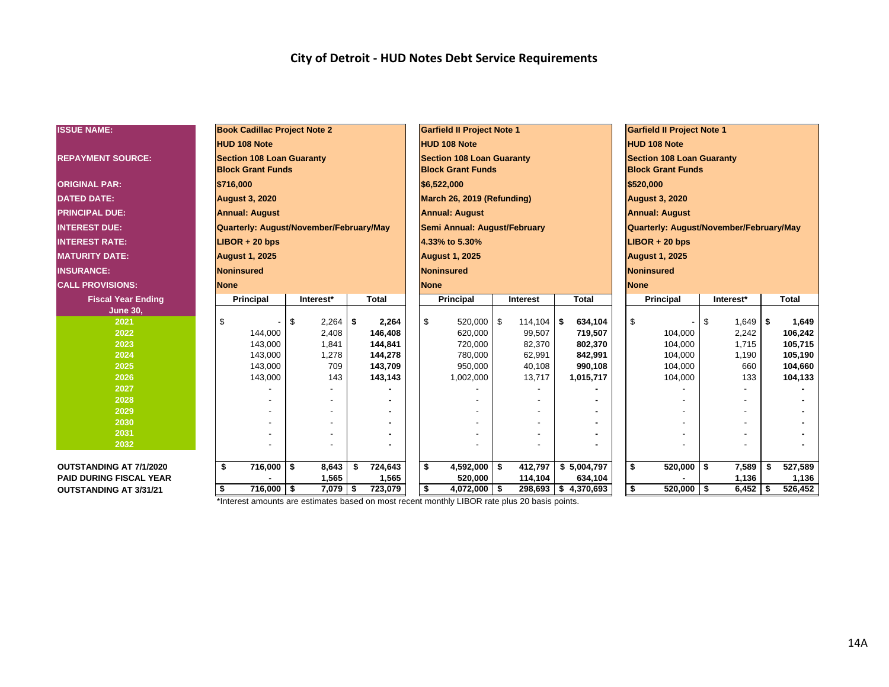# City of Detroit - HUD Notes Debt Service Requirements

| ISSUE NAME: | Book Cadillac Project Note 2 | | | Garfield II Project Note 1 | | | Garfield II Project Note 1 | | |
|---|---|---|---|---|---|---|---|---|---|
| | HUD 108 Note | | | HUD 108 Note | | | HUD 108 Note | | |
| REPAYMENT SOURCE: | Section 108 Loan Guaranty Block Grant Funds | | | Section 108 Loan Guaranty Block Grant Funds | | | Section 108 Loan Guaranty Block Grant Funds | | |
| ORIGINAL PAR: | $716,000 | | | $6,522,000 | | | $520,000 | | |
| DATED DATE: | August 3, 2020 | | | March 26, 2019 (Refunding) | | | August 3, 2020 | | |
| PRINCIPAL DUE: | Annual: August | | | Annual: August | | | Annual: August | | |
| INTEREST DUE: | Quarterly: August/November/February/May | | | Semi Annual: August/February | | | Quarterly: August/November/February/May | | |
| INTEREST RATE: | LIBOR + 20 bps | | | 4.33% to 5.30% | | | LIBOR + 20 bps | | |
| MATURITY DATE: | August 1, 2025 | | | August 1, 2025 | | | August 1, 2025 | | |
| INSURANCE: | Noninsured | | | Noninsured | | | Noninsured | | |
| CALL PROVISIONS: | None | | | None | | | None | | |
| Fiscal Year Ending June 30, | Principal | Interest* | Total | Principal | Interest | Total | Principal | Interest* | Total |
| 2021 | $ - | $ 2,264 | $ 2,264 | $ 520,000 | $ 114,104 | $ 634,104 | $ - | $ 1,649 | $ 1,649 |
| 2022 | 144,000 | 2,408 | 146,408 | 620,000 | 99,507 | 719,507 | 104,000 | 2,242 | 106,242 |
| 2023 | 143,000 | 1,841 | 144,841 | 720,000 | 82,370 | 802,370 | 104,000 | 1,715 | 105,715 |
| 2024 | 143,000 | 1,278 | 144,278 | 780,000 | 62,991 | 842,991 | 104,000 | 1,190 | 105,190 |
| 2025 | 143,000 | 709 | 143,709 | 950,000 | 40,108 | 990,108 | 104,000 | 660 | 104,660 |
| 2026 | 143,000 | 143 | 143,143 | 1,002,000 | 13,717 | 1,015,717 | 104,000 | 133 | 104,133 |
| 2027 | - | - | - | - | - | - | - | - | - |
| 2028 | - | - | - | - | - | - | - | - | - |
| 2029 | - | - | - | - | - | - | - | - | - |
| 2030 | - | - | - | - | - | - | - | - | - |
| 2031 | - | - | - | - | - | - | - | - | - |
| 2032 | - | - | - | - | - | - | - | - | - |
| OUTSTANDING AT 7/1/2020 | $ 716,000 | $ 8,643 | $ 724,643 | $ 4,592,000 | $ 412,797 | $ 5,004,797 | $ 520,000 | $ 7,589 | $ 527,589 |
| PAID DURING FISCAL YEAR | - | 1,565 | 1,565 | 520,000 | 114,104 | 634,104 | - | 1,136 | 1,136 |
| OUTSTANDING AT 3/31/21 | $ 716,000 | $ 7,079 | $ 723,079 | $ 4,072,000 | $ 298,693 | $ 4,370,693 | $ 520,000 | $ 6,452 | $ 526,452 |

*Interest amounts are estimates based on most recent monthly LIBOR rate plus 20 basis points.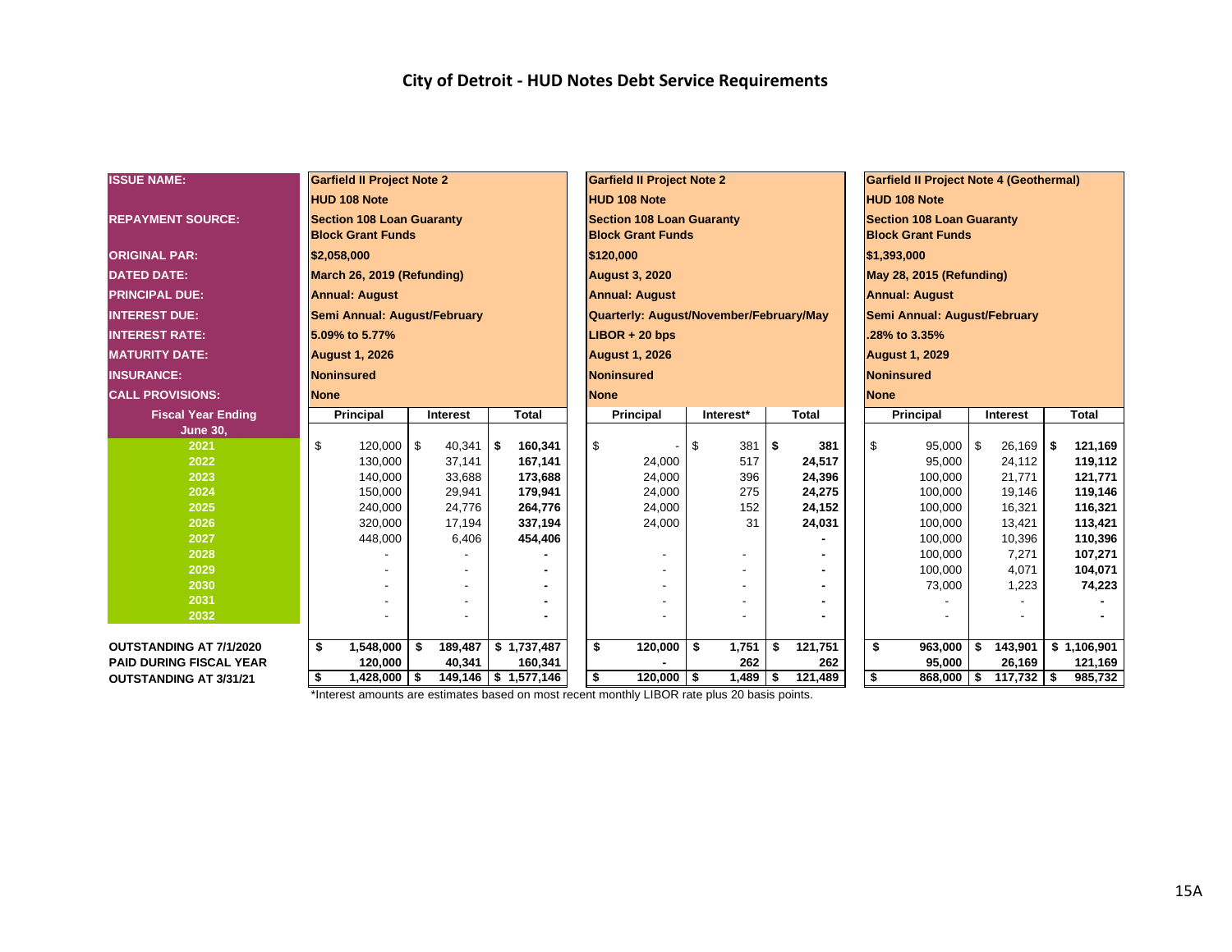# City of Detroit - HUD Notes Debt Service Requirements

| ISSUE NAME: | Garfield II Project Note 2 | | | Garfield II Project Note 2 | | | Garfield II Project Note 4 (Geothermal) | | |
|---|---|---|---|---|---|---|---|---|---|
| | HUD 108 Note | | | HUD 108 Note | | | HUD 108 Note | | |
| REPAYMENT SOURCE: | Section 108 Loan Guaranty Block Grant Funds | | | Section 108 Loan Guaranty Block Grant Funds | | | Section 108 Loan Guaranty Block Grant Funds | | |
| ORIGINAL PAR: | $2,058,000 | | | $120,000 | | | $1,393,000 | | |
| DATED DATE: | March 26, 2019 (Refunding) | | | August 3, 2020 | | | May 28, 2015 (Refunding) | | |
| PRINCIPAL DUE: | Annual: August | | | Annual: August | | | Annual: August | | |
| INTEREST DUE: | Semi Annual: August/February | | | Quarterly: August/November/February/May | | | Semi Annual: August/February | | |
| INTEREST RATE: | 5.09% to 5.77% | | | LIBOR + 20 bps | | | .28% to 3.35% | | |
| MATURITY DATE: | August 1, 2026 | | | August 1, 2026 | | | August 1, 2029 | | |
| INSURANCE: | Noninsured | | | Noninsured | | | Noninsured | | |
| CALL PROVISIONS: | None | | | None | | | None | | |
| **Fiscal Year Ending June 30,** | **Principal** | **Interest** | **Total** | **Principal** | **Interest*** | **Total** | **Principal** | **Interest** | **Total** |
| 2021 | $ 120,000 | $ 40,341 | $ 160,341 | $ - | $ 381 | $ 381 | $ 95,000 | $ 26,169 | $ 121,169 |
| 2022 | 130,000 | 37,141 | 167,141 | 24,000 | 517 | 24,517 | 95,000 | 24,112 | 119,112 |
| 2023 | 140,000 | 33,688 | 173,688 | 24,000 | 396 | 24,396 | 100,000 | 21,771 | 121,771 |
| 2024 | 150,000 | 29,941 | 179,941 | 24,000 | 275 | 24,275 | 100,000 | 19,146 | 119,146 |
| 2025 | 240,000 | 24,776 | 264,776 | 24,000 | 152 | 24,152 | 100,000 | 16,321 | 116,321 |
| 2026 | 320,000 | 17,194 | 337,194 | 24,000 | 31 | 24,031 | 100,000 | 13,421 | 113,421 |
| 2027 | 448,000 | 6,406 | 454,406 | | | - | 100,000 | 10,396 | 110,396 |
| 2028 | - | - | - | - | - | - | 100,000 | 7,271 | 107,271 |
| 2029 | - | - | - | - | - | - | 100,000 | 4,071 | 104,071 |
| 2030 | - | - | - | - | - | - | 73,000 | 1,223 | 74,223 |
| 2031 | - | - | - | - | - | - | - | - | - |
| 2032 | - | - | - | - | - | - | - | - | - |
| **OUTSTANDING AT 7/1/2020** | $ 1,548,000 | $ 189,487 | $ 1,737,487 | $ 120,000 | $ 1,751 | $ 121,751 | $ 963,000 | $ 143,901 | $ 1,106,901 |
| **PAID DURING FISCAL YEAR** | 120,000 | 40,341 | 160,341 | - | 262 | 262 | 95,000 | 26,169 | 121,169 |
| **OUTSTANDING AT 3/31/21** | $ 1,428,000 | $ 149,146 | $ 1,577,146 | $ 120,000 | $ 1,489 | $ 121,489 | $ 868,000 | $ 117,732 | $ 985,732 |

*Interest amounts are estimates based on most recent monthly LIBOR rate plus 20 basis points.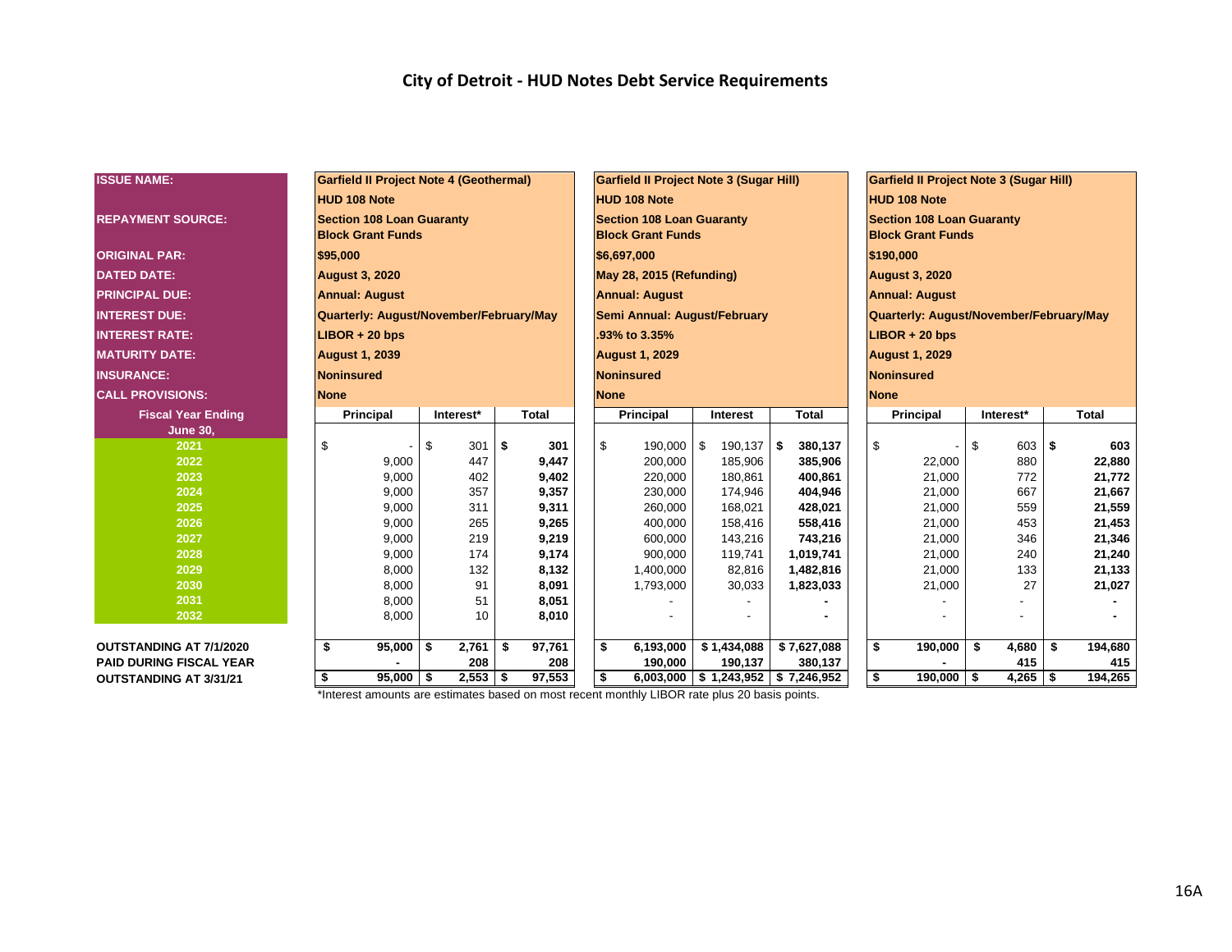# City of Detroit - HUD Notes Debt Service Requirements

| ISSUE NAME: | Garfield II Project Note 4 (Geothermal) | | | Garfield II Project Note 3 (Sugar Hill) | | | Garfield II Project Note 3 (Sugar Hill) | | |
|---|---|---|---|---|---|---|---|---|---|
| | HUD 108 Note | | | HUD 108 Note | | | HUD 108 Note | | |
| REPAYMENT SOURCE: | Section 108 Loan Guaranty Block Grant Funds | | | Section 108 Loan Guaranty Block Grant Funds | | | Section 108 Loan Guaranty Block Grant Funds | | |
| ORIGINAL PAR: | $95,000 | | | $6,697,000 | | | $190,000 | | |
| DATED DATE: | August 3, 2020 | | | May 28, 2015 (Refunding) | | | August 3, 2020 | | |
| PRINCIPAL DUE: | Annual: August | | | Annual: August | | | Annual: August | | |
| INTEREST DUE: | Quarterly: August/November/February/May | | | Semi Annual: August/February | | | Quarterly: August/November/February/May | | |
| INTEREST RATE: | LIBOR + 20 bps | | | .93% to 3.35% | | | LIBOR + 20 bps | | |
| MATURITY DATE: | August 1, 2039 | | | August 1, 2029 | | | August 1, 2029 | | |
| INSURANCE: | Noninsured | | | Noninsured | | | Noninsured | | |
| CALL PROVISIONS: | None | | | None | | | None | | |
| Fiscal Year Ending June 30, | Principal | Interest* | Total | Principal | Interest | Total | Principal | Interest* | Total |
| 2021 | $ - | $ 301 | $ 301 | $ 190,000 | $ 190,137 | $ 380,137 | $ - | $ 603 | $ 603 |
| 2022 | 9,000 | 447 | 9,447 | 200,000 | 185,906 | 385,906 | 22,000 | 880 | 22,880 |
| 2023 | 9,000 | 402 | 9,402 | 220,000 | 180,861 | 400,861 | 21,000 | 772 | 21,772 |
| 2024 | 9,000 | 357 | 9,357 | 230,000 | 174,946 | 404,946 | 21,000 | 667 | 21,667 |
| 2025 | 9,000 | 311 | 9,311 | 260,000 | 168,021 | 428,021 | 21,000 | 559 | 21,559 |
| 2026 | 9,000 | 265 | 9,265 | 400,000 | 158,416 | 558,416 | 21,000 | 453 | 21,453 |
| 2027 | 9,000 | 219 | 9,219 | 600,000 | 143,216 | 743,216 | 21,000 | 346 | 21,346 |
| 2028 | 9,000 | 174 | 9,174 | 900,000 | 119,741 | 1,019,741 | 21,000 | 240 | 21,240 |
| 2029 | 8,000 | 132 | 8,132 | 1,400,000 | 82,816 | 1,482,816 | 21,000 | 133 | 21,133 |
| 2030 | 8,000 | 91 | 8,091 | 1,793,000 | 30,033 | 1,823,033 | 21,000 | 27 | 21,027 |
| 2031 | 8,000 | 51 | 8,051 | - | - | - | - | - | - |
| 2032 | 8,000 | 10 | 8,010 | - | - | - | - | - | - |
| OUTSTANDING AT 7/1/2020 | $ 95,000 | $ 2,761 | $ 97,761 | $ 6,193,000 | $ 1,434,088 | $ 7,627,088 | $ 190,000 | $ 4,680 | $ 194,680 |
| PAID DURING FISCAL YEAR | - | 208 | 208 | 190,000 | 190,137 | 380,137 | - | 415 | 415 |
| OUTSTANDING AT 3/31/21 | $ 95,000 | $ 2,553 | $ 97,553 | $ 6,003,000 | $ 1,243,952 | $ 7,246,952 | $ 190,000 | $ 4,265 | $ 194,265 |

*Interest amounts are estimates based on most recent monthly LIBOR rate plus 20 basis points.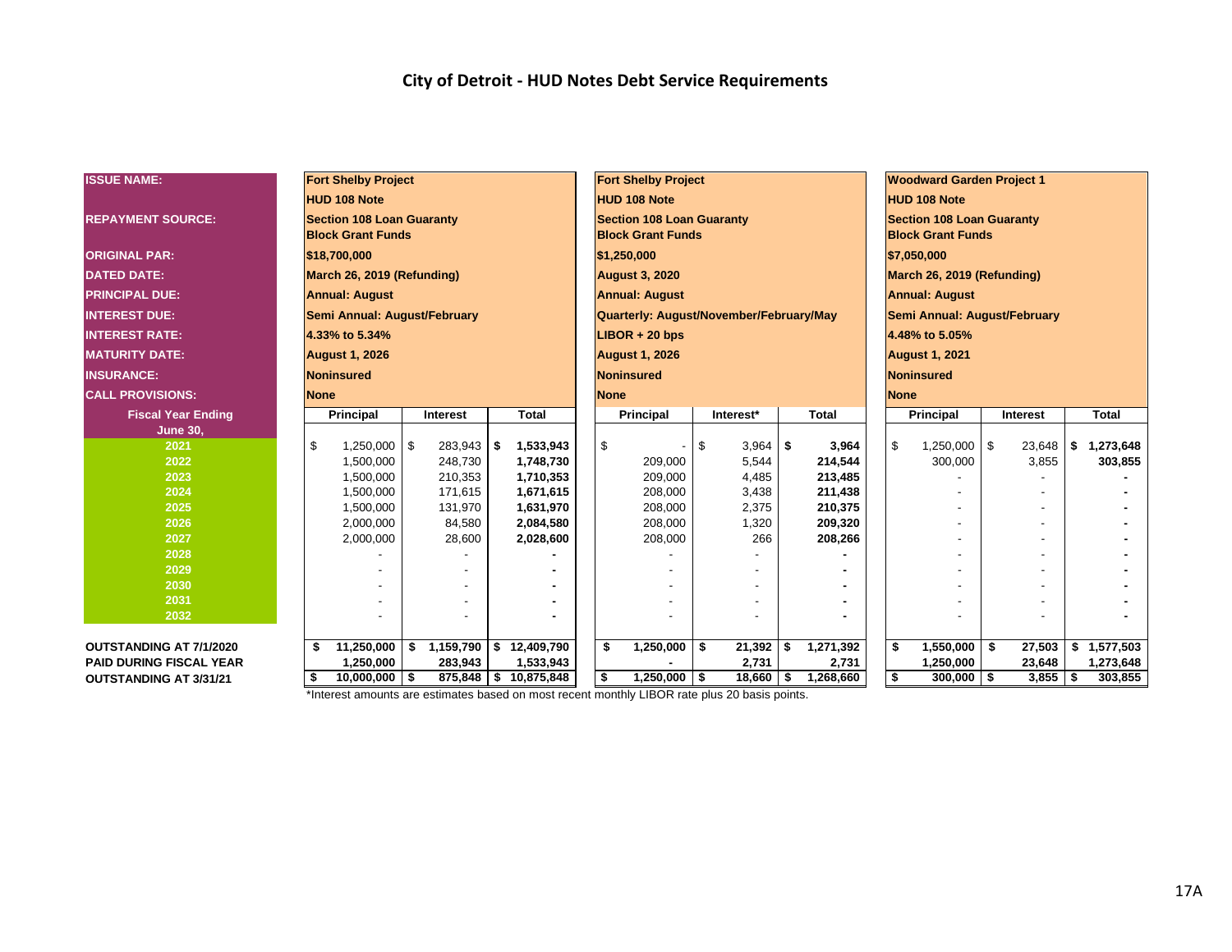# City of Detroit - HUD Notes Debt Service Requirements

| ISSUE NAME: | Fort Shelby Project | | | Fort Shelby Project | | | Woodward Garden Project 1 | | |
|---|---|---|---|---|---|---|---|---|---|
| | HUD 108 Note | | | HUD 108 Note | | | HUD 108 Note | | |
| REPAYMENT SOURCE: | Section 108 Loan Guaranty Block Grant Funds | | | Section 108 Loan Guaranty Block Grant Funds | | | Section 108 Loan Guaranty Block Grant Funds | | |
| ORIGINAL PAR: | $18,700,000 | | | $1,250,000 | | | $7,050,000 | | |
| DATED DATE: | March 26, 2019 (Refunding) | | | August 3, 2020 | | | March 26, 2019 (Refunding) | | |
| PRINCIPAL DUE: | Annual: August | | | Annual: August | | | Annual: August | | |
| INTEREST DUE: | Semi Annual: August/February | | | Quarterly: August/November/February/May | | | Semi Annual: August/February | | |
| INTEREST RATE: | 4.33% to 5.34% | | | LIBOR + 20 bps | | | 4.48% to 5.05% | | |
| MATURITY DATE: | August 1, 2026 | | | August 1, 2026 | | | August 1, 2021 | | |
| INSURANCE: | Noninsured | | | Noninsured | | | Noninsured | | |
| CALL PROVISIONS: | None | | | None | | | None | | |
| **Fiscal Year Ending June 30,** | **Principal** | **Interest** | **Total** | **Principal** | **Interest*** | **Total** | **Principal** | **Interest** | **Total** |
| 2021 | $ 1,250,000 | $ 283,943 | $ 1,533,943 | $ - | $ 3,964 | $ 3,964 | $ 1,250,000 | $ 23,648 | $ 1,273,648 |
| 2022 | 1,500,000 | 248,730 | 1,748,730 | 209,000 | 5,544 | 214,544 | 300,000 | 3,855 | 303,855 |
| 2023 | 1,500,000 | 210,353 | 1,710,353 | 209,000 | 4,485 | 213,485 | - | - | - |
| 2024 | 1,500,000 | 171,615 | 1,671,615 | 208,000 | 3,438 | 211,438 | - | - | - |
| 2025 | 1,500,000 | 131,970 | 1,631,970 | 208,000 | 2,375 | 210,375 | - | - | - |
| 2026 | 2,000,000 | 84,580 | 2,084,580 | 208,000 | 1,320 | 209,320 | - | - | - |
| 2027 | 2,000,000 | 28,600 | 2,028,600 | 208,000 | 266 | 208,266 | - | - | - |
| 2028 | - | - | - | - | - | - | - | - | - |
| 2029 | - | - | - | - | - | - | - | - | - |
| 2030 | - | - | - | - | - | - | - | - | - |
| 2031 | - | - | - | - | - | - | - | - | - |
| 2032 | - | - | - | - | - | - | - | - | - |
| **OUTSTANDING AT 7/1/2020** | $ 11,250,000 | $ 1,159,790 | $ 12,409,790 | $ 1,250,000 | $ 21,392 | $ 1,271,392 | $ 1,550,000 | $ 27,503 | $ 1,577,503 |
| **PAID DURING FISCAL YEAR** | 1,250,000 | 283,943 | 1,533,943 | - | 2,731 | 2,731 | 1,250,000 | 23,648 | 1,273,648 |
| **OUTSTANDING AT 3/31/21** | $ 10,000,000 | $ 875,848 | $ 10,875,848 | $ 1,250,000 | $ 18,660 | $ 1,268,660 | $ 300,000 | $ 3,855 | $ 303,855 |

*Interest amounts are estimates based on most recent monthly LIBOR rate plus 20 basis points.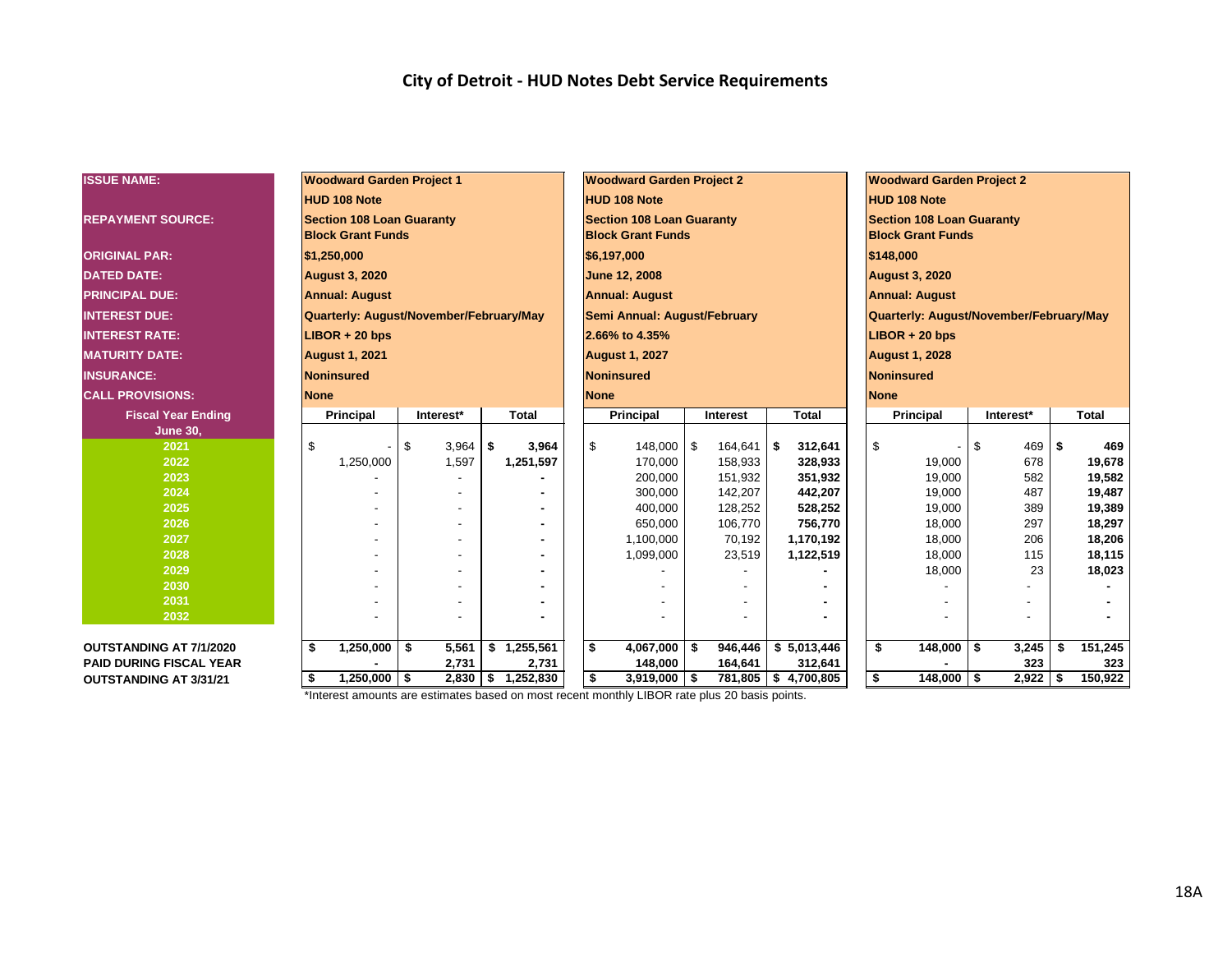# City of Detroit - HUD Notes Debt Service Requirements

| ISSUE NAME: | Woodward Garden Project 1 | | | Woodward Garden Project 2 | | | Woodward Garden Project 2 | | |
|---|---|---|---|---|---|---|---|---|---|
| | HUD 108 Note | | | HUD 108 Note | | | HUD 108 Note | | |
| REPAYMENT SOURCE: | Section 108 Loan Guaranty Block Grant Funds | | | Section 108 Loan Guaranty Block Grant Funds | | | Section 108 Loan Guaranty Block Grant Funds | | |
| ORIGINAL PAR: | $1,250,000 | | | $6,197,000 | | | $148,000 | | |
| DATED DATE: | August 3, 2020 | | | June 12, 2008 | | | August 3, 2020 | | |
| PRINCIPAL DUE: | Annual: August | | | Annual: August | | | Annual: August | | |
| INTEREST DUE: | Quarterly: August/November/February/May | | | Semi Annual: August/February | | | Quarterly: August/November/February/May | | |
| INTEREST RATE: | LIBOR + 20 bps | | | 2.66% to 4.35% | | | LIBOR + 20 bps | | |
| MATURITY DATE: | August 1, 2021 | | | August 1, 2027 | | | August 1, 2028 | | |
| INSURANCE: | Noninsured | | | Noninsured | | | Noninsured | | |
| CALL PROVISIONS: | None | | | None | | | None | | |
| **Fiscal Year Ending June 30,** | **Principal** | **Interest*** | **Total** | **Principal** | **Interest** | **Total** | **Principal** | **Interest*** | **Total** |
| 2021 | $ - | $ 3,964 | $ 3,964 | $ 148,000 | $ 164,641 | $ 312,641 | $ - | $ 469 | $ 469 |
| 2022 | 1,250,000 | 1,597 | 1,251,597 | 170,000 | 158,933 | 328,933 | 19,000 | 678 | 19,678 |
| 2023 | - | - | - | 200,000 | 151,932 | 351,932 | 19,000 | 582 | 19,582 |
| 2024 | - | - | - | 300,000 | 142,207 | 442,207 | 19,000 | 487 | 19,487 |
| 2025 | - | - | - | 400,000 | 128,252 | 528,252 | 19,000 | 389 | 19,389 |
| 2026 | - | - | - | 650,000 | 106,770 | 756,770 | 18,000 | 297 | 18,297 |
| 2027 | - | - | - | 1,100,000 | 70,192 | 1,170,192 | 18,000 | 206 | 18,206 |
| 2028 | - | - | - | 1,099,000 | 23,519 | 1,122,519 | 18,000 | 115 | 18,115 |
| 2029 | - | - | - | - | - | - | 18,000 | 23 | 18,023 |
| 2030 | - | - | - | - | - | - | - | - | - |
| 2031 | - | - | - | - | - | - | - | - | - |
| 2032 | - | - | - | - | - | - | - | - | - |
| **OUTSTANDING AT 7/1/2020** | **$ 1,250,000** | **$ 5,561** | **$ 1,255,561** | **$ 4,067,000** | **$ 946,446** | **$ 5,013,446** | **$ 148,000** | **$ 3,245** | **$ 151,245** |
| **PAID DURING FISCAL YEAR** | **-** | **2,731** | **2,731** | **148,000** | **164,641** | **312,641** | **-** | **323** | **323** |
| **OUTSTANDING AT 3/31/21** | **$ 1,250,000** | **$ 2,830** | **$ 1,252,830** | **$ 3,919,000** | **$ 781,805** | **$ 4,700,805** | **$ 148,000** | **$ 2,922** | **$ 150,922** |

*Interest amounts are estimates based on most recent monthly LIBOR rate plus 20 basis points.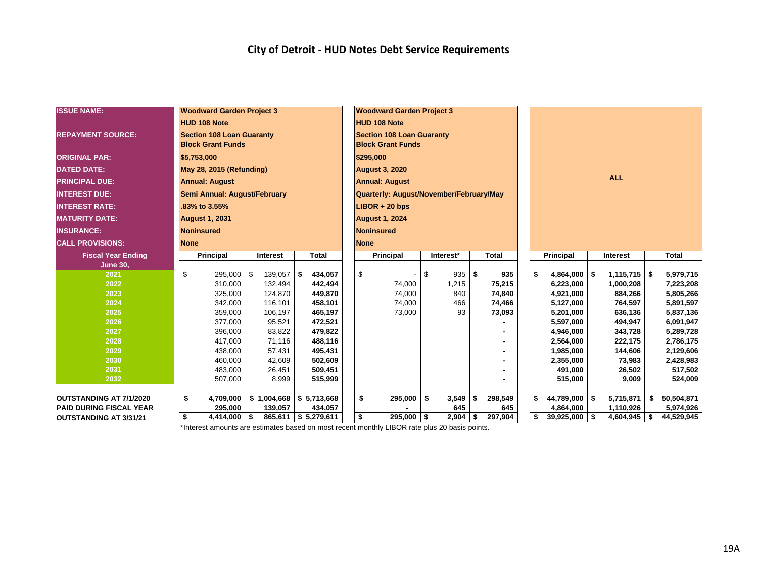# City of Detroit - HUD Notes Debt Service Requirements

| ISSUE NAME: | Woodward Garden Project 3 HUD 108 Note | | | Woodward Garden Project 3 HUD 108 Note | | | ALL | | |
|---|---|---|---|---|---|---|---|---|---|
| REPAYMENT SOURCE: | Section 108 Loan Guaranty Block Grant Funds | | | Section 108 Loan Guaranty Block Grant Funds | | | | | |
| ORIGINAL PAR: | $5,753,000 | | | $295,000 | | | | | |
| DATED DATE: | May 28, 2015 (Refunding) | | | August 3, 2020 | | | | | |
| PRINCIPAL DUE: | Annual: August | | | Annual: August | | | | | |
| INTEREST DUE: | Semi Annual: August/February | | | Quarterly: August/November/February/May | | | | | |
| INTEREST RATE: | .83% to 3.55% | | | LIBOR + 20 bps | | | | | |
| MATURITY DATE: | August 1, 2031 | | | August 1, 2024 | | | | | |
| INSURANCE: | Noninsured | | | Noninsured | | | | | |
| CALL PROVISIONS: | None | | | None | | | | | |
| **Fiscal Year Ending June 30,** | **Principal** | **Interest** | **Total** | **Principal** | **Interest*** | **Total** | **Principal** | **Interest** | **Total** |
| 2021 | $ 295,000 | $ 139,057 | $ 434,057 | $ - | $ 935 | $ 935 | $ 4,864,000 | $ 1,115,715 | $ 5,979,715 |
| 2022 | 310,000 | 132,494 | 442,494 | 74,000 | 1,215 | 75,215 | 6,223,000 | 1,000,208 | 7,223,208 |
| 2023 | 325,000 | 124,870 | 449,870 | 74,000 | 840 | 74,840 | 4,921,000 | 884,266 | 5,805,266 |
| 2024 | 342,000 | 116,101 | 458,101 | 74,000 | 466 | 74,466 | 5,127,000 | 764,597 | 5,891,597 |
| 2025 | 359,000 | 106,197 | 465,197 | 73,000 | 93 | 73,093 | 5,201,000 | 636,136 | 5,837,136 |
| 2026 | 377,000 | 95,521 | 472,521 | | | - | 5,597,000 | 494,947 | 6,091,947 |
| 2027 | 396,000 | 83,822 | 479,822 | | | - | 4,946,000 | 343,728 | 5,289,728 |
| 2028 | 417,000 | 71,116 | 488,116 | | | - | 2,564,000 | 222,175 | 2,786,175 |
| 2029 | 438,000 | 57,431 | 495,431 | | | - | 1,985,000 | 144,606 | 2,129,606 |
| 2030 | 460,000 | 42,609 | 502,609 | | | - | 2,355,000 | 73,983 | 2,428,983 |
| 2031 | 483,000 | 26,451 | 509,451 | | | - | 491,000 | 26,502 | 517,502 |
| 2032 | 507,000 | 8,999 | 515,999 | | | - | 515,000 | 9,009 | 524,009 |
| **OUTSTANDING AT 7/1/2020** | $ 4,709,000 | $ 1,004,668 | $ 5,713,668 | $ 295,000 | $ 3,549 | $ 298,549 | $ 44,789,000 | $ 5,715,871 | $ 50,504,871 |
| **PAID DURING FISCAL YEAR** | 295,000 | 139,057 | 434,057 | - | 645 | 645 | 4,864,000 | 1,110,926 | 5,974,926 |
| **OUTSTANDING AT 3/31/21** | $ 4,414,000 | $ 865,611 | $ 5,279,611 | $ 295,000 | $ 2,904 | $ 297,904 | $ 39,925,000 | $ 4,604,945 | $ 44,529,945 |

*Interest amounts are estimates based on most recent monthly LIBOR rate plus 20 basis points.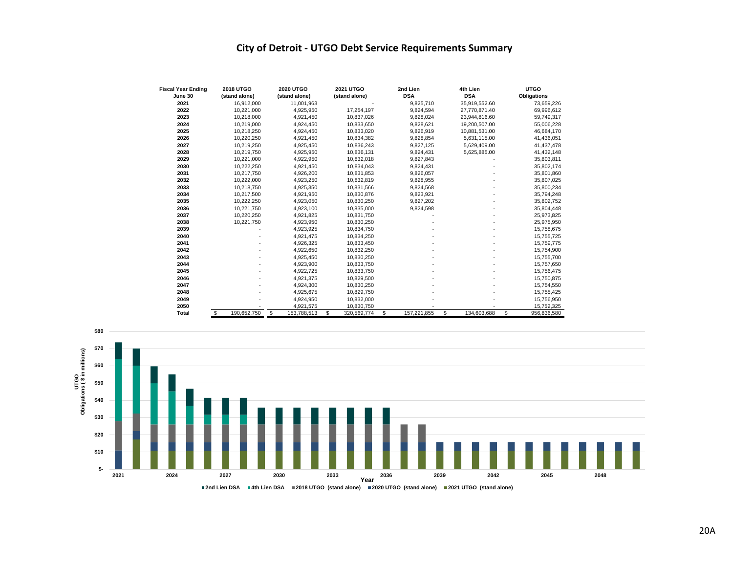# City of Detroit - UTGO Debt Service Requirements Summary

| Fiscal Year Ending June 30 | 2018 UTGO (stand alone) | 2020 UTGO (stand alone) | 2021 UTGO (stand alone) | 2nd Lien DSA | 4th Lien DSA | UTGO Obligations |
|---|---|---|---|---|---|---|
| 2021 | 16,912,000 | 11,001,963 | - | 9,825,710 | 35,919,552.60 | 73,659,226 |
| 2022 | 10,221,000 | 4,925,950 | 17,254,197 | 9,824,594 | 27,770,871.40 | 69,996,612 |
| 2023 | 10,218,000 | 4,921,450 | 10,837,026 | 9,828,024 | 23,944,816.60 | 59,749,317 |
| 2024 | 10,219,000 | 4,924,450 | 10,833,650 | 9,828,621 | 19,200,507.00 | 55,006,228 |
| 2025 | 10,218,250 | 4,924,450 | 10,833,020 | 9,826,919 | 10,881,531.00 | 46,684,170 |
| 2026 | 10,220,250 | 4,921,450 | 10,834,382 | 9,828,854 | 5,631,115.00 | 41,436,051 |
| 2027 | 10,219,250 | 4,925,450 | 10,836,243 | 9,827,125 | 5,629,409.00 | 41,437,478 |
| 2028 | 10,219,750 | 4,925,950 | 10,836,131 | 9,824,431 | 5,625,885.00 | 41,432,148 |
| 2029 | 10,221,000 | 4,922,950 | 10,832,018 | 9,827,843 | - | 35,803,811 |
| 2030 | 10,222,250 | 4,921,450 | 10,834,043 | 9,824,431 | - | 35,802,174 |
| 2031 | 10,217,750 | 4,926,200 | 10,831,853 | 9,826,057 | - | 35,801,860 |
| 2032 | 10,222,000 | 4,923,250 | 10,832,819 | 9,828,955 | - | 35,807,025 |
| 2033 | 10,218,750 | 4,925,350 | 10,831,566 | 9,824,568 | - | 35,800,234 |
| 2034 | 10,217,500 | 4,921,950 | 10,830,876 | 9,823,921 | - | 35,794,248 |
| 2035 | 10,222,250 | 4,923,050 | 10,830,250 | 9,827,202 | - | 35,802,752 |
| 2036 | 10,221,750 | 4,923,100 | 10,835,000 | 9,824,598 | - | 35,804,448 |
| 2037 | 10,220,250 | 4,921,825 | 10,831,750 | - | - | 25,973,825 |
| 2038 | 10,221,750 | 4,923,950 | 10,830,250 | - | - | 25,975,950 |
| 2039 | - | 4,923,925 | 10,834,750 | - | - | 15,758,675 |
| 2040 | - | 4,921,475 | 10,834,250 | - | - | 15,755,725 |
| 2041 | - | 4,926,325 | 10,833,450 | - | - | 15,759,775 |
| 2042 | - | 4,922,650 | 10,832,250 | - | - | 15,754,900 |
| 2043 | - | 4,925,450 | 10,830,250 | - | - | 15,755,700 |
| 2044 | - | 4,923,900 | 10,833,750 | - | - | 15,757,650 |
| 2045 | - | 4,922,725 | 10,833,750 | - | - | 15,756,475 |
| 2046 | - | 4,921,375 | 10,829,500 | - | - | 15,750,875 |
| 2047 | - | 4,924,300 | 10,830,250 | - | - | 15,754,550 |
| 2048 | - | 4,925,675 | 10,829,750 | - | - | 15,755,425 |
| 2049 | - | 4,924,950 | 10,832,000 | - | - | 15,756,950 |
| 2050 | - | 4,921,575 | 10,830,750 | - | - | 15,752,325 |
| **Total** | $ 190,652,750 | $ 153,788,513 | $ 320,569,774 | $ 157,221,855 | $ 134,603,688 | $ 956,836,580 |

UTGO Obligations ($ in millions) by Year: ■ 2nd Lien DSA ■ 4th Lien DSA ■ 2018 UTGO (stand alone) ■ 2020 UTGO (stand alone) ■ 2021 UTGO (stand alone)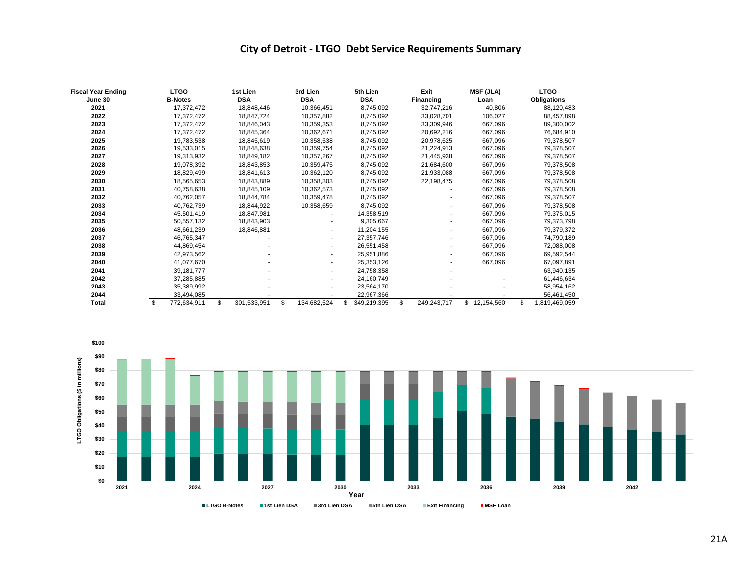# City of Detroit - LTGO Debt Service Requirements Summary

| Fiscal Year Ending June 30 | LTGO B-Notes | 1st Lien DSA | 3rd Lien DSA | 5th Lien DSA | Exit Financing | MSF (JLA) Loan | LTGO Obligations |
|---|---|---|---|---|---|---|---|
| 2021 | 17,372,472 | 18,848,446 | 10,366,451 | 8,745,092 | 32,747,216 | 40,806 | 88,120,483 |
| 2022 | 17,372,472 | 18,847,724 | 10,357,882 | 8,745,092 | 33,028,701 | 106,027 | 88,457,898 |
| 2023 | 17,372,472 | 18,846,043 | 10,359,353 | 8,745,092 | 33,309,946 | 667,096 | 89,300,002 |
| 2024 | 17,372,472 | 18,845,364 | 10,362,671 | 8,745,092 | 20,692,216 | 667,096 | 76,684,910 |
| 2025 | 19,783,538 | 18,845,619 | 10,358,538 | 8,745,092 | 20,978,625 | 667,096 | 79,378,507 |
| 2026 | 19,533,015 | 18,848,638 | 10,359,754 | 8,745,092 | 21,224,913 | 667,096 | 79,378,507 |
| 2027 | 19,313,932 | 18,849,182 | 10,357,267 | 8,745,092 | 21,445,938 | 667,096 | 79,378,507 |
| 2028 | 19,078,392 | 18,843,853 | 10,359,475 | 8,745,092 | 21,684,600 | 667,096 | 79,378,508 |
| 2029 | 18,829,499 | 18,841,613 | 10,362,120 | 8,745,092 | 21,933,088 | 667,096 | 79,378,508 |
| 2030 | 18,565,653 | 18,843,889 | 10,358,303 | 8,745,092 | 22,198,475 | 667,096 | 79,378,508 |
| 2031 | 40,758,638 | 18,845,109 | 10,362,573 | 8,745,092 | - | 667,096 | 79,378,508 |
| 2032 | 40,762,057 | 18,844,784 | 10,359,478 | 8,745,092 | - | 667,096 | 79,378,507 |
| 2033 | 40,762,739 | 18,844,922 | 10,358,659 | 8,745,092 | - | 667,096 | 79,378,508 |
| 2034 | 45,501,419 | 18,847,981 | - | 14,358,519 | - | 667,096 | 79,375,015 |
| 2035 | 50,557,132 | 18,843,903 | - | 9,305,667 | - | 667,096 | 79,373,798 |
| 2036 | 48,661,239 | 18,846,881 | - | 11,204,155 | - | 667,096 | 79,379,372 |
| 2037 | 46,765,347 | - | - | 27,357,746 | - | 667,096 | 74,790,189 |
| 2038 | 44,869,454 | - | - | 26,551,458 | - | 667,096 | 72,088,008 |
| 2039 | 42,973,562 | - | - | 25,951,886 | - | 667,096 | 69,592,544 |
| 2040 | 41,077,670 | - | - | 25,353,126 | - | 667,096 | 67,097,891 |
| 2041 | 39,181,777 | - | - | 24,758,358 | - | | 63,940,135 |
| 2042 | 37,285,885 | - | - | 24,160,749 | - | - | 61,446,634 |
| 2043 | 35,389,992 | - | - | 23,564,170 | - | - | 58,954,162 |
| 2044 | 33,494,085 | - | - | 22,967,366 | - | - | 56,461,450 |
| Total | $ 772,634,911 | $ 301,533,951 | $ 134,682,524 | $ 349,219,395 | $ 249,243,717 | $ 12,154,560 | $ 1,819,469,059 |

LTGO Obligations ($ in millions)

$100
$90
$80
$70
$60
$50
$40
$30
$20
$10
$0

2021 2024 2027 2030 2033 2036 2039 2042

Year

LTGO B-Notes | 1st Lien DSA | 3rd Lien DSA | 5th Lien DSA | Exit Financing | MSF Loan